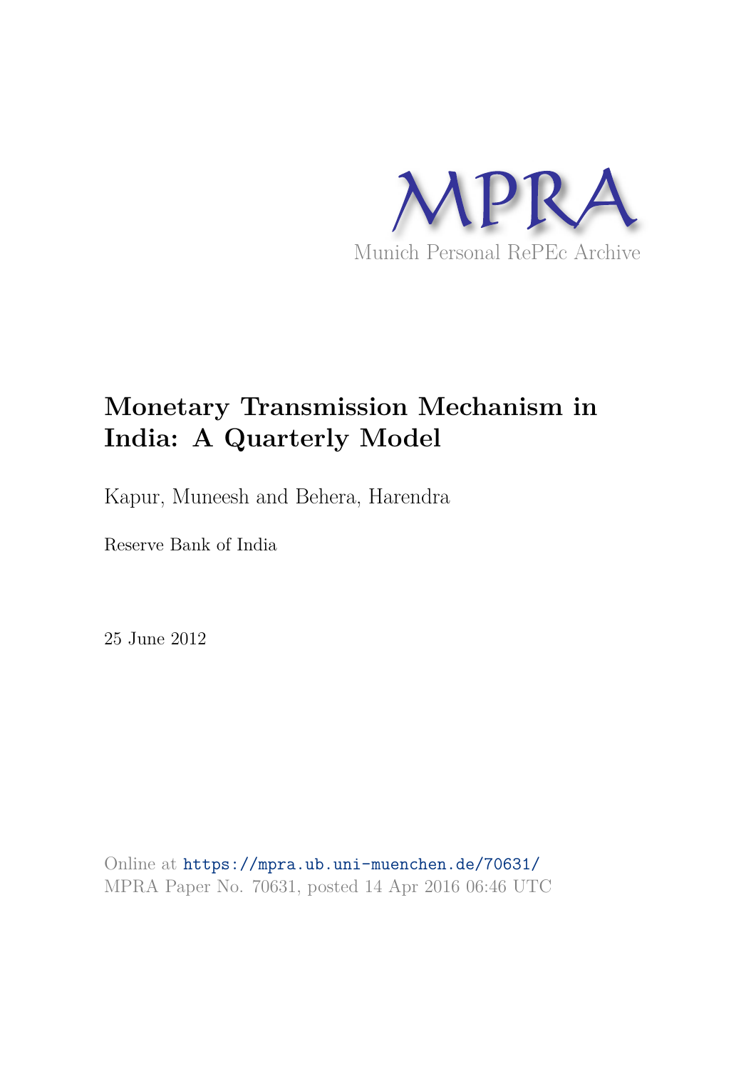MPRA

Munich Personal RePEc Archive

# Monetary Transmission Mechanism in India: A Quarterly Model

Kapur, Muneesh and Behera, Harendra

Reserve Bank of India

25 June 2012

Online at https://mpra.ub.uni-muenchen.de/70631/
MPRA Paper No. 70631, posted 14 Apr 2016 06:46 UTC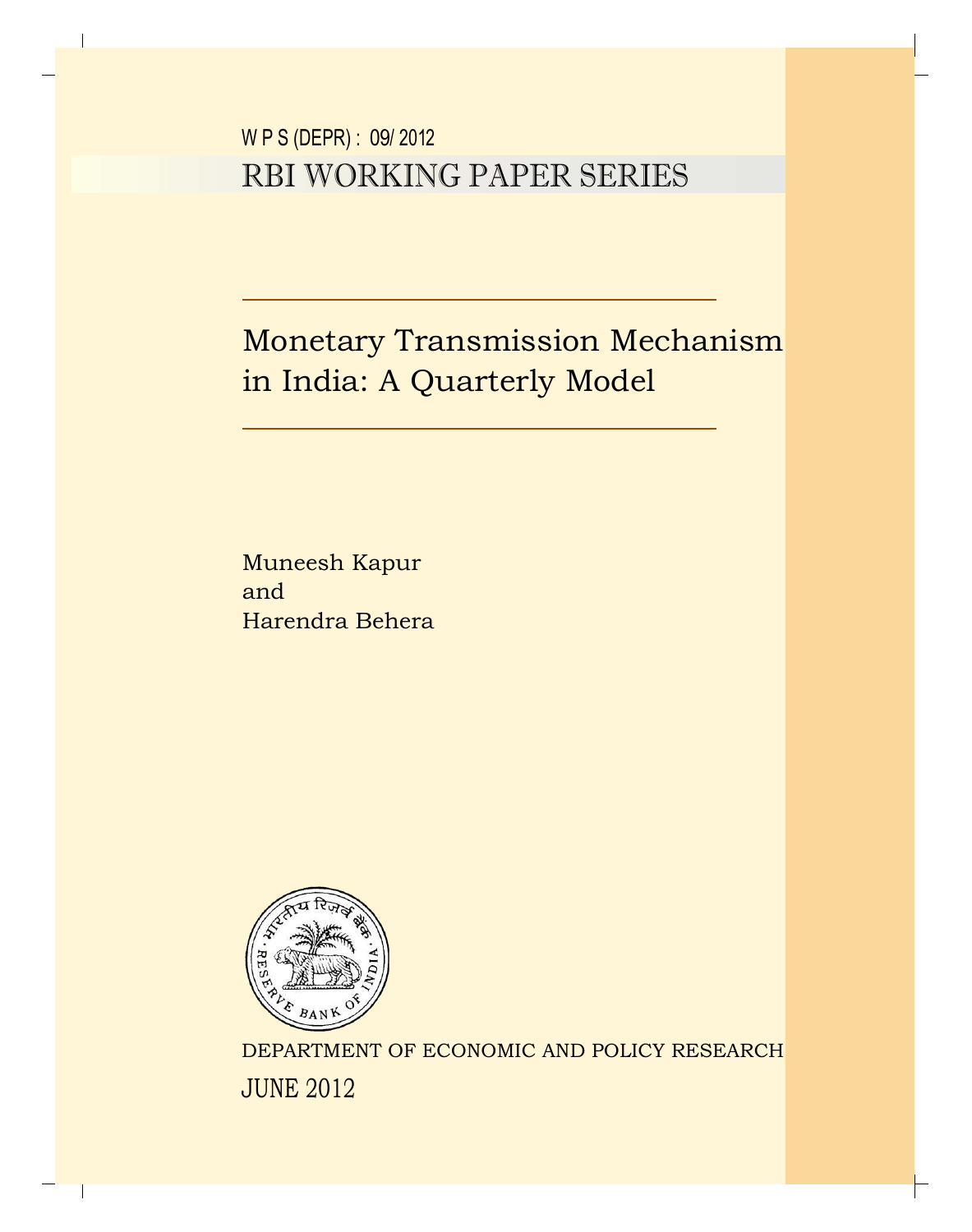W P S (DEPR) : 09/ 2012

# RBI WORKING PAPER SERIES

# Monetary Transmission Mechanism in India: A Quarterly Model

Muneesh Kapur
and
Harendra Behera

DEPARTMENT OF ECONOMIC AND POLICY RESEARCH

JUNE 2012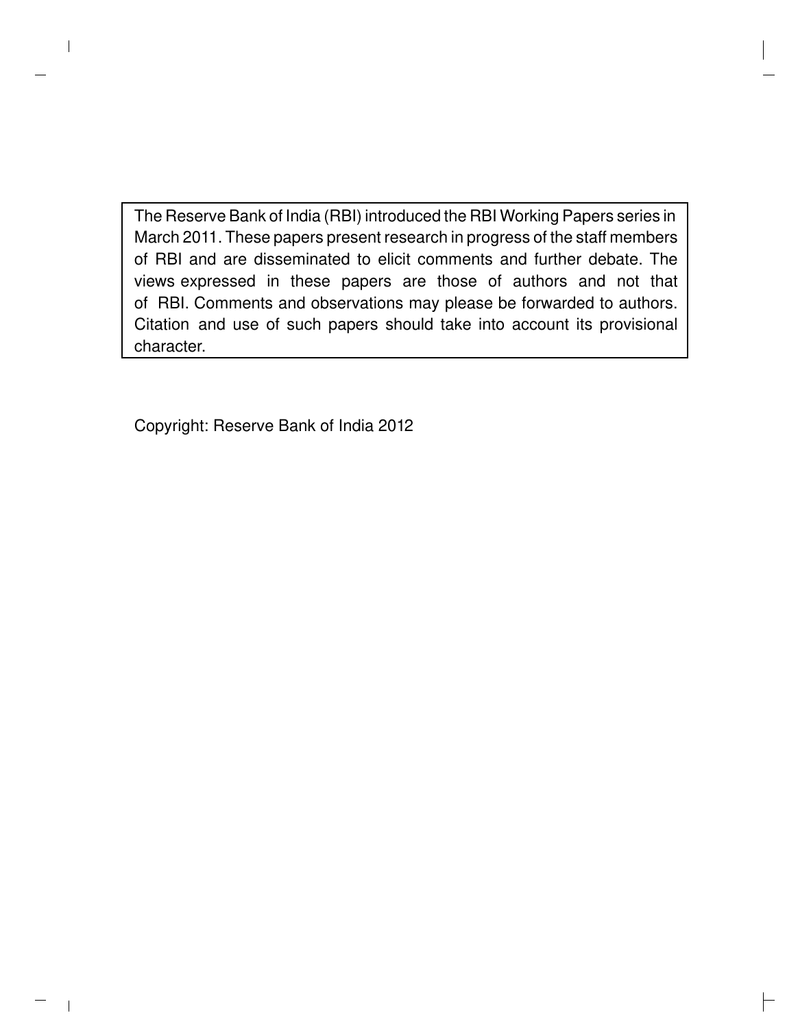The Reserve Bank of India (RBI) introduced the RBI Working Papers series in March 2011. These papers present research in progress of the staff members of RBI and are disseminated to elicit comments and further debate. The views expressed in these papers are those of authors and not that of RBI. Comments and observations may please be forwarded to authors. Citation and use of such papers should take into account its provisional character.

Copyright: Reserve Bank of India 2012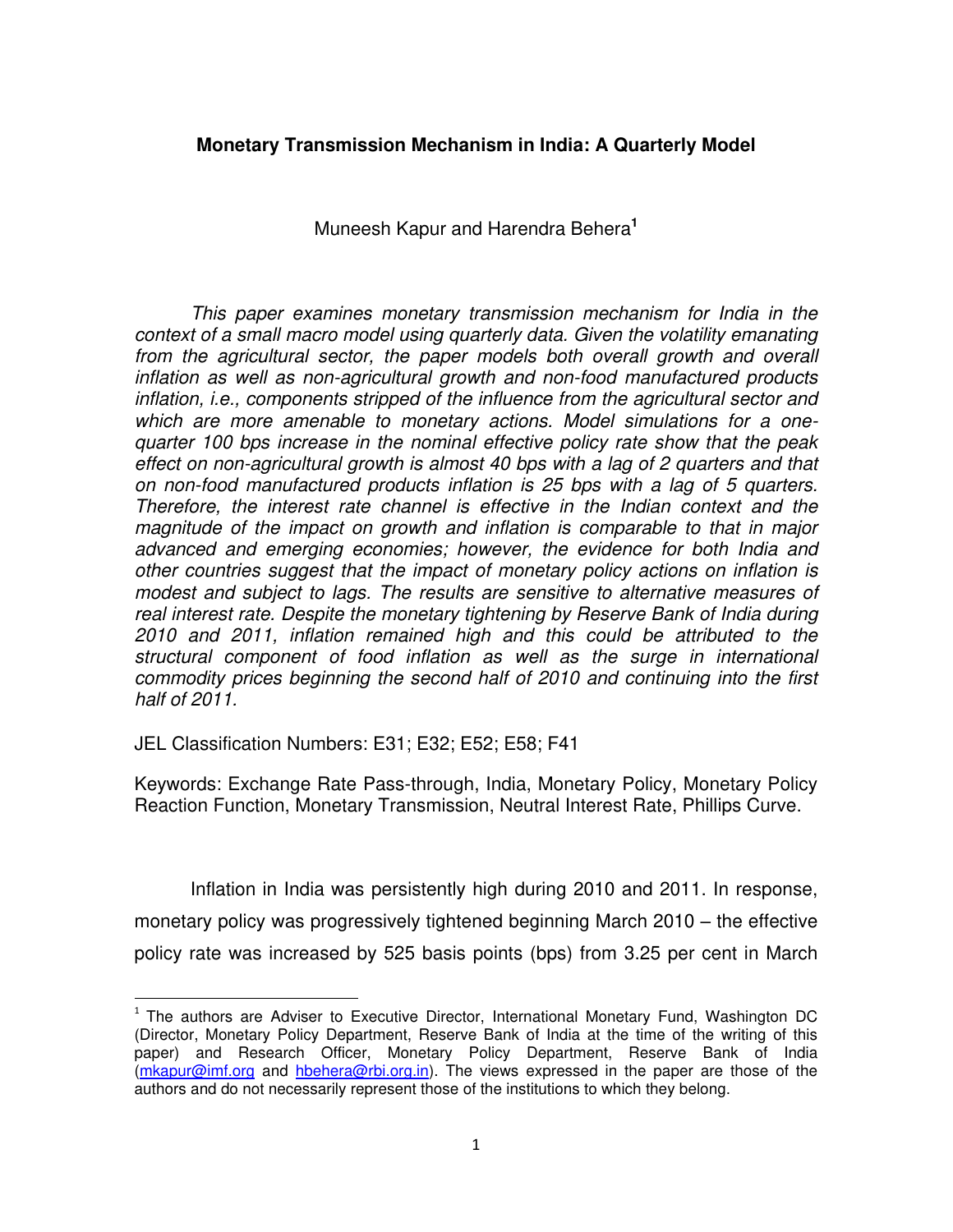**Monetary Transmission Mechanism in India: A Quarterly Model**

Muneesh Kapur and Harendra Behera[1]

*This paper examines monetary transmission mechanism for India in the context of a small macro model using quarterly data. Given the volatility emanating from the agricultural sector, the paper models both overall growth and overall inflation as well as non-agricultural growth and non-food manufactured products inflation, i.e., components stripped of the influence from the agricultural sector and which are more amenable to monetary actions. Model simulations for a one-quarter 100 bps increase in the nominal effective policy rate show that the peak effect on non-agricultural growth is almost 40 bps with a lag of 2 quarters and that on non-food manufactured products inflation is 25 bps with a lag of 5 quarters. Therefore, the interest rate channel is effective in the Indian context and the magnitude of the impact on growth and inflation is comparable to that in major advanced and emerging economies; however, the evidence for both India and other countries suggest that the impact of monetary policy actions on inflation is modest and subject to lags. The results are sensitive to alternative measures of real interest rate. Despite the monetary tightening by Reserve Bank of India during 2010 and 2011, inflation remained high and this could be attributed to the structural component of food inflation as well as the surge in international commodity prices beginning the second half of 2010 and continuing into the first half of 2011.*

JEL Classification Numbers: E31; E32; E52; E58; F41

Keywords: Exchange Rate Pass-through, India, Monetary Policy, Monetary Policy Reaction Function, Monetary Transmission, Neutral Interest Rate, Phillips Curve.

Inflation in India was persistently high during 2010 and 2011. In response, monetary policy was progressively tightened beginning March 2010 – the effective policy rate was increased by 525 basis points (bps) from 3.25 per cent in March

---

[1] The authors are Adviser to Executive Director, International Monetary Fund, Washington DC (Director, Monetary Policy Department, Reserve Bank of India at the time of the writing of this paper) and Research Officer, Monetary Policy Department, Reserve Bank of India (mkapur@imf.org and hbehera@rbi.org.in). The views expressed in the paper are those of the authors and do not necessarily represent those of the institutions to which they belong.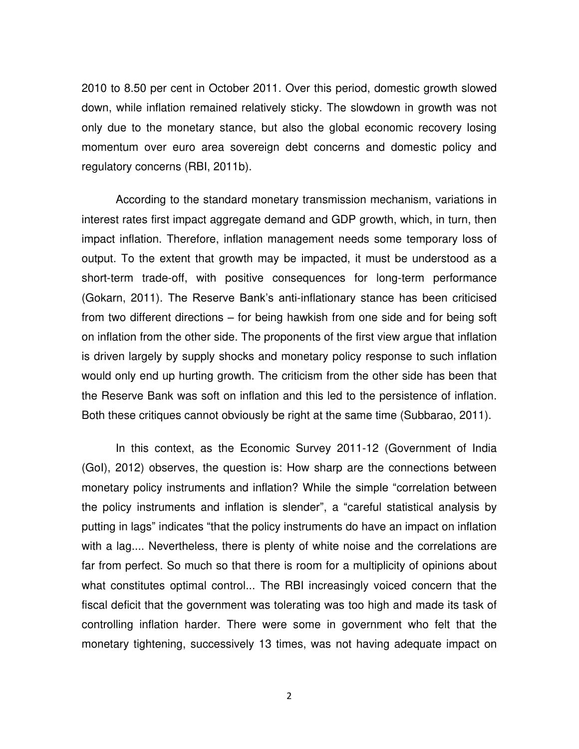2010 to 8.50 per cent in October 2011. Over this period, domestic growth slowed down, while inflation remained relatively sticky. The slowdown in growth was not only due to the monetary stance, but also the global economic recovery losing momentum over euro area sovereign debt concerns and domestic policy and regulatory concerns (RBI, 2011b).

According to the standard monetary transmission mechanism, variations in interest rates first impact aggregate demand and GDP growth, which, in turn, then impact inflation. Therefore, inflation management needs some temporary loss of output. To the extent that growth may be impacted, it must be understood as a short-term trade-off, with positive consequences for long-term performance (Gokarn, 2011). The Reserve Bank's anti-inflationary stance has been criticised from two different directions – for being hawkish from one side and for being soft on inflation from the other side. The proponents of the first view argue that inflation is driven largely by supply shocks and monetary policy response to such inflation would only end up hurting growth. The criticism from the other side has been that the Reserve Bank was soft on inflation and this led to the persistence of inflation. Both these critiques cannot obviously be right at the same time (Subbarao, 2011).

In this context, as the Economic Survey 2011-12 (Government of India (GoI), 2012) observes, the question is: How sharp are the connections between monetary policy instruments and inflation? While the simple "correlation between the policy instruments and inflation is slender", a "careful statistical analysis by putting in lags" indicates "that the policy instruments do have an impact on inflation with a lag.... Nevertheless, there is plenty of white noise and the correlations are far from perfect. So much so that there is room for a multiplicity of opinions about what constitutes optimal control... The RBI increasingly voiced concern that the fiscal deficit that the government was tolerating was too high and made its task of controlling inflation harder. There were some in government who felt that the monetary tightening, successively 13 times, was not having adequate impact on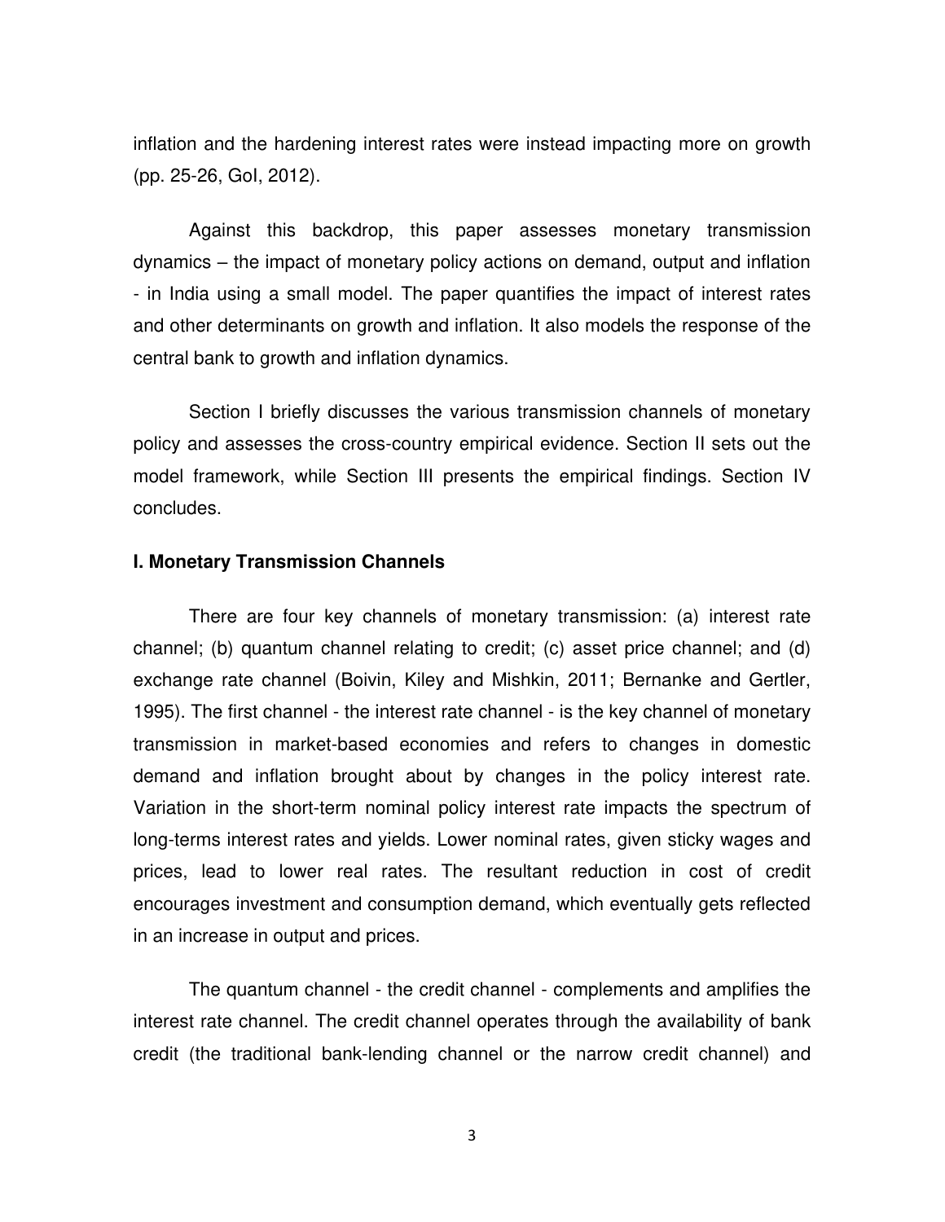inflation and the hardening interest rates were instead impacting more on growth (pp. 25-26, GoI, 2012).

Against this backdrop, this paper assesses monetary transmission dynamics – the impact of monetary policy actions on demand, output and inflation - in India using a small model. The paper quantifies the impact of interest rates and other determinants on growth and inflation. It also models the response of the central bank to growth and inflation dynamics.

Section I briefly discusses the various transmission channels of monetary policy and assesses the cross-country empirical evidence. Section II sets out the model framework, while Section III presents the empirical findings. Section IV concludes.

**I. Monetary Transmission Channels**

There are four key channels of monetary transmission: (a) interest rate channel; (b) quantum channel relating to credit; (c) asset price channel; and (d) exchange rate channel (Boivin, Kiley and Mishkin, 2011; Bernanke and Gertler, 1995). The first channel - the interest rate channel - is the key channel of monetary transmission in market-based economies and refers to changes in domestic demand and inflation brought about by changes in the policy interest rate. Variation in the short-term nominal policy interest rate impacts the spectrum of long-terms interest rates and yields. Lower nominal rates, given sticky wages and prices, lead to lower real rates. The resultant reduction in cost of credit encourages investment and consumption demand, which eventually gets reflected in an increase in output and prices.

The quantum channel - the credit channel - complements and amplifies the interest rate channel. The credit channel operates through the availability of bank credit (the traditional bank-lending channel or the narrow credit channel) and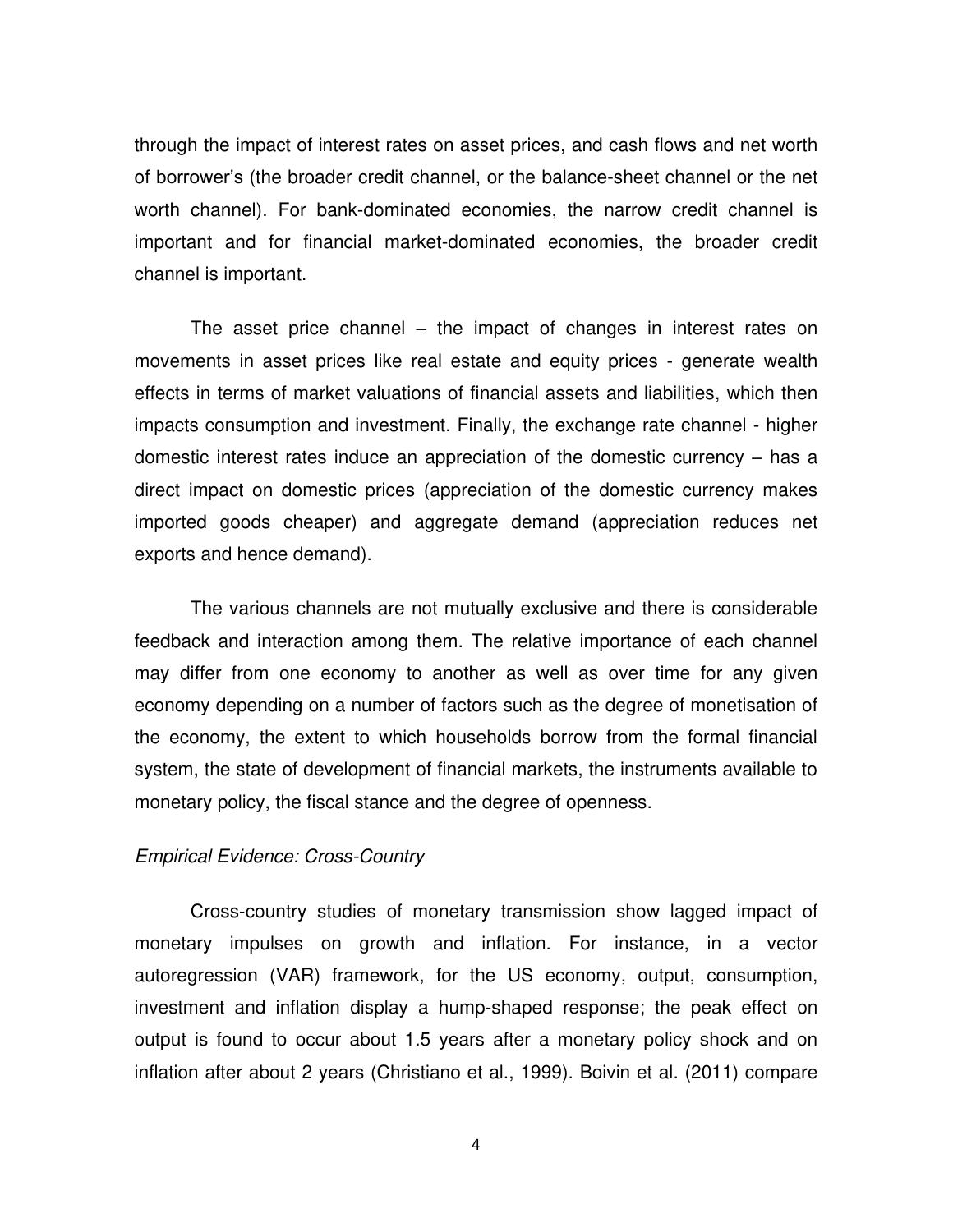through the impact of interest rates on asset prices, and cash flows and net worth of borrower's (the broader credit channel, or the balance-sheet channel or the net worth channel). For bank-dominated economies, the narrow credit channel is important and for financial market-dominated economies, the broader credit channel is important.

The asset price channel – the impact of changes in interest rates on movements in asset prices like real estate and equity prices - generate wealth effects in terms of market valuations of financial assets and liabilities, which then impacts consumption and investment. Finally, the exchange rate channel - higher domestic interest rates induce an appreciation of the domestic currency – has a direct impact on domestic prices (appreciation of the domestic currency makes imported goods cheaper) and aggregate demand (appreciation reduces net exports and hence demand).

The various channels are not mutually exclusive and there is considerable feedback and interaction among them. The relative importance of each channel may differ from one economy to another as well as over time for any given economy depending on a number of factors such as the degree of monetisation of the economy, the extent to which households borrow from the formal financial system, the state of development of financial markets, the instruments available to monetary policy, the fiscal stance and the degree of openness.

*Empirical Evidence: Cross-Country*

Cross-country studies of monetary transmission show lagged impact of monetary impulses on growth and inflation. For instance, in a vector autoregression (VAR) framework, for the US economy, output, consumption, investment and inflation display a hump-shaped response; the peak effect on output is found to occur about 1.5 years after a monetary policy shock and on inflation after about 2 years (Christiano et al., 1999). Boivin et al. (2011) compare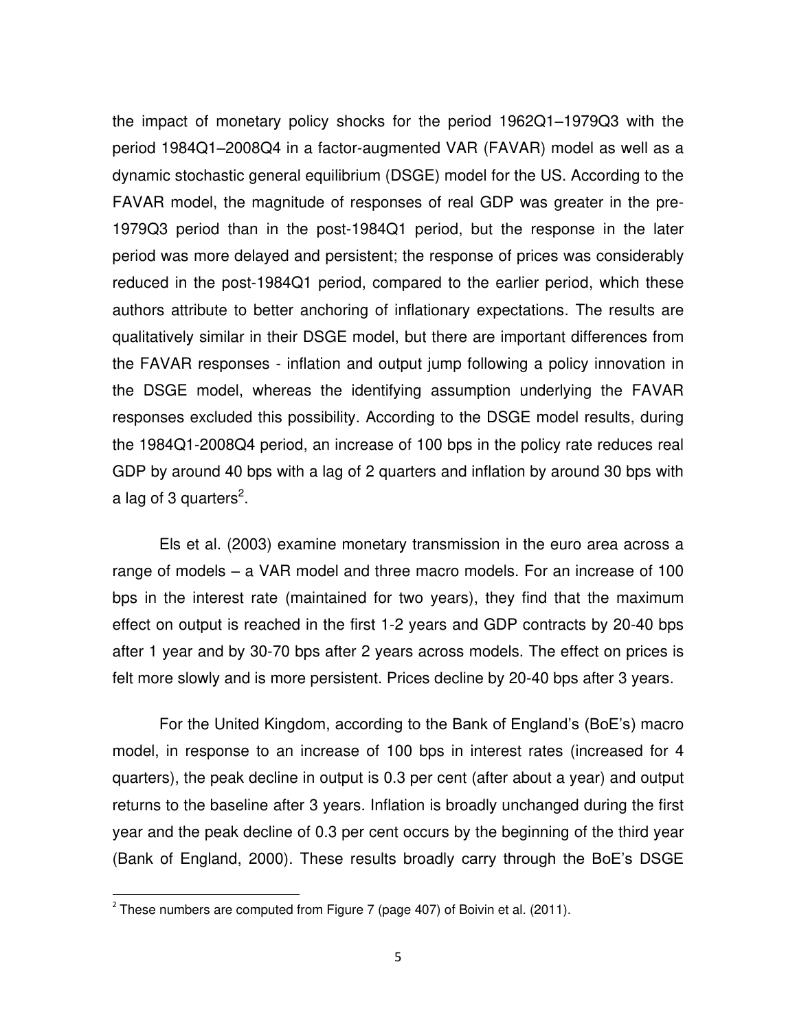the impact of monetary policy shocks for the period 1962Q1–1979Q3 with the period 1984Q1–2008Q4 in a factor-augmented VAR (FAVAR) model as well as a dynamic stochastic general equilibrium (DSGE) model for the US. According to the FAVAR model, the magnitude of responses of real GDP was greater in the pre-1979Q3 period than in the post-1984Q1 period, but the response in the later period was more delayed and persistent; the response of prices was considerably reduced in the post-1984Q1 period, compared to the earlier period, which these authors attribute to better anchoring of inflationary expectations. The results are qualitatively similar in their DSGE model, but there are important differences from the FAVAR responses - inflation and output jump following a policy innovation in the DSGE model, whereas the identifying assumption underlying the FAVAR responses excluded this possibility. According to the DSGE model results, during the 1984Q1-2008Q4 period, an increase of 100 bps in the policy rate reduces real GDP by around 40 bps with a lag of 2 quarters and inflation by around 30 bps with a lag of 3 quarters[2].

Els et al. (2003) examine monetary transmission in the euro area across a range of models – a VAR model and three macro models. For an increase of 100 bps in the interest rate (maintained for two years), they find that the maximum effect on output is reached in the first 1-2 years and GDP contracts by 20-40 bps after 1 year and by 30-70 bps after 2 years across models. The effect on prices is felt more slowly and is more persistent. Prices decline by 20-40 bps after 3 years.

For the United Kingdom, according to the Bank of England's (BoE's) macro model, in response to an increase of 100 bps in interest rates (increased for 4 quarters), the peak decline in output is 0.3 per cent (after about a year) and output returns to the baseline after 3 years. Inflation is broadly unchanged during the first year and the peak decline of 0.3 per cent occurs by the beginning of the third year (Bank of England, 2000). These results broadly carry through the BoE's DSGE

[2] These numbers are computed from Figure 7 (page 407) of Boivin et al. (2011).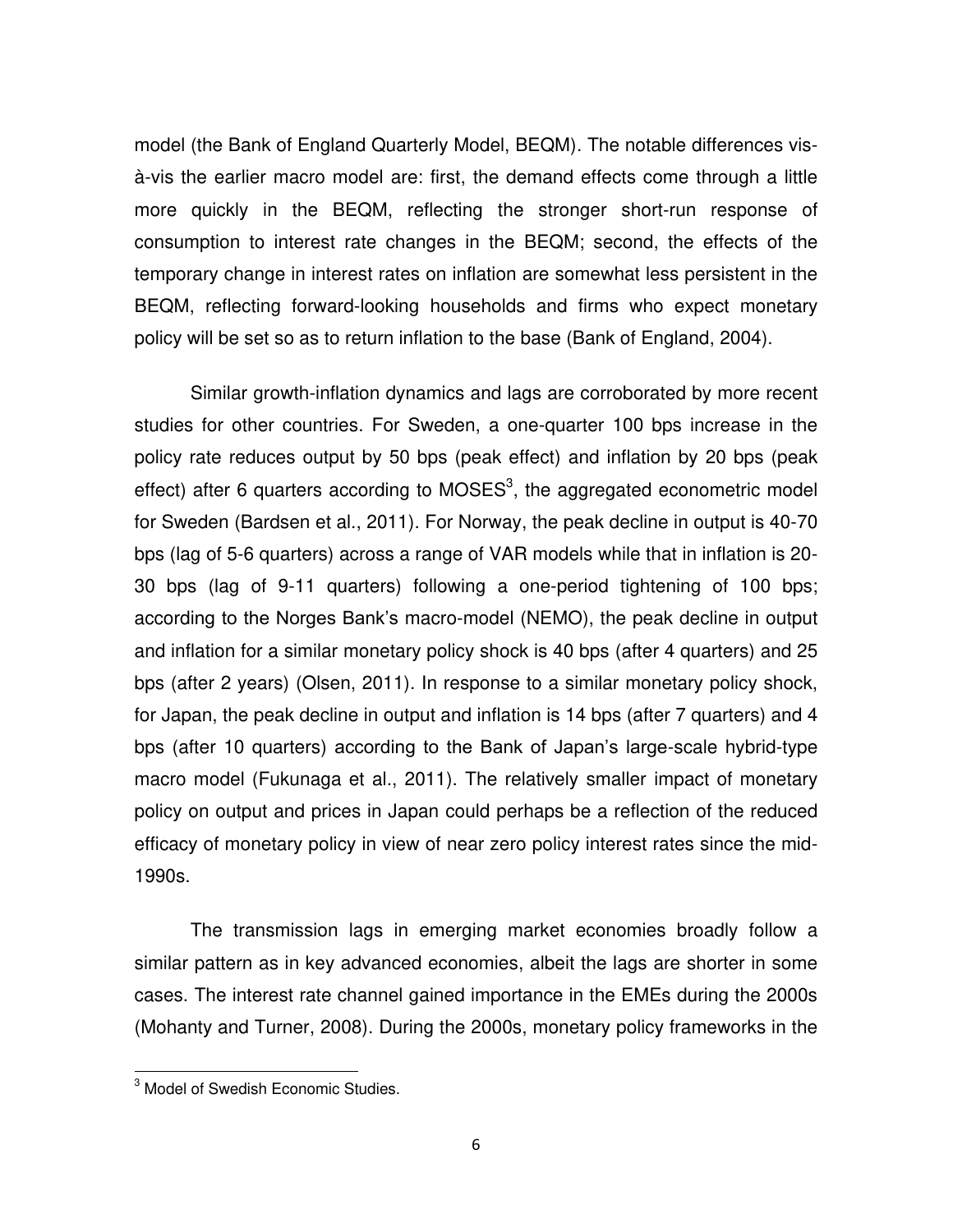model (the Bank of England Quarterly Model, BEQM). The notable differences vis-à-vis the earlier macro model are: first, the demand effects come through a little more quickly in the BEQM, reflecting the stronger short-run response of consumption to interest rate changes in the BEQM; second, the effects of the temporary change in interest rates on inflation are somewhat less persistent in the BEQM, reflecting forward-looking households and firms who expect monetary policy will be set so as to return inflation to the base (Bank of England, 2004).

Similar growth-inflation dynamics and lags are corroborated by more recent studies for other countries. For Sweden, a one-quarter 100 bps increase in the policy rate reduces output by 50 bps (peak effect) and inflation by 20 bps (peak effect) after 6 quarters according to MOSES[3], the aggregated econometric model for Sweden (Bardsen et al., 2011). For Norway, the peak decline in output is 40-70 bps (lag of 5-6 quarters) across a range of VAR models while that in inflation is 20-30 bps (lag of 9-11 quarters) following a one-period tightening of 100 bps; according to the Norges Bank's macro-model (NEMO), the peak decline in output and inflation for a similar monetary policy shock is 40 bps (after 4 quarters) and 25 bps (after 2 years) (Olsen, 2011). In response to a similar monetary policy shock, for Japan, the peak decline in output and inflation is 14 bps (after 7 quarters) and 4 bps (after 10 quarters) according to the Bank of Japan's large-scale hybrid-type macro model (Fukunaga et al., 2011). The relatively smaller impact of monetary policy on output and prices in Japan could perhaps be a reflection of the reduced efficacy of monetary policy in view of near zero policy interest rates since the mid-1990s.

The transmission lags in emerging market economies broadly follow a similar pattern as in key advanced economies, albeit the lags are shorter in some cases. The interest rate channel gained importance in the EMEs during the 2000s (Mohanty and Turner, 2008). During the 2000s, monetary policy frameworks in the

---

[3] Model of Swedish Economic Studies.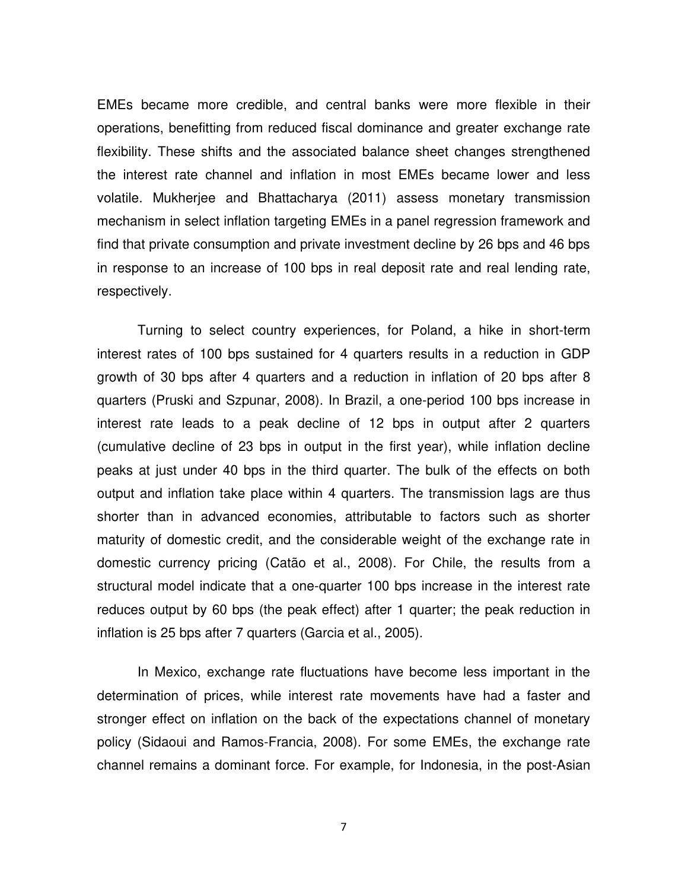EMEs became more credible, and central banks were more flexible in their operations, benefitting from reduced fiscal dominance and greater exchange rate flexibility. These shifts and the associated balance sheet changes strengthened the interest rate channel and inflation in most EMEs became lower and less volatile. Mukherjee and Bhattacharya (2011) assess monetary transmission mechanism in select inflation targeting EMEs in a panel regression framework and find that private consumption and private investment decline by 26 bps and 46 bps in response to an increase of 100 bps in real deposit rate and real lending rate, respectively.

Turning to select country experiences, for Poland, a hike in short-term interest rates of 100 bps sustained for 4 quarters results in a reduction in GDP growth of 30 bps after 4 quarters and a reduction in inflation of 20 bps after 8 quarters (Pruski and Szpunar, 2008). In Brazil, a one-period 100 bps increase in interest rate leads to a peak decline of 12 bps in output after 2 quarters (cumulative decline of 23 bps in output in the first year), while inflation decline peaks at just under 40 bps in the third quarter. The bulk of the effects on both output and inflation take place within 4 quarters. The transmission lags are thus shorter than in advanced economies, attributable to factors such as shorter maturity of domestic credit, and the considerable weight of the exchange rate in domestic currency pricing (Catão et al., 2008). For Chile, the results from a structural model indicate that a one-quarter 100 bps increase in the interest rate reduces output by 60 bps (the peak effect) after 1 quarter; the peak reduction in inflation is 25 bps after 7 quarters (Garcia et al., 2005).

In Mexico, exchange rate fluctuations have become less important in the determination of prices, while interest rate movements have had a faster and stronger effect on inflation on the back of the expectations channel of monetary policy (Sidaoui and Ramos-Francia, 2008). For some EMEs, the exchange rate channel remains a dominant force. For example, for Indonesia, in the post-Asian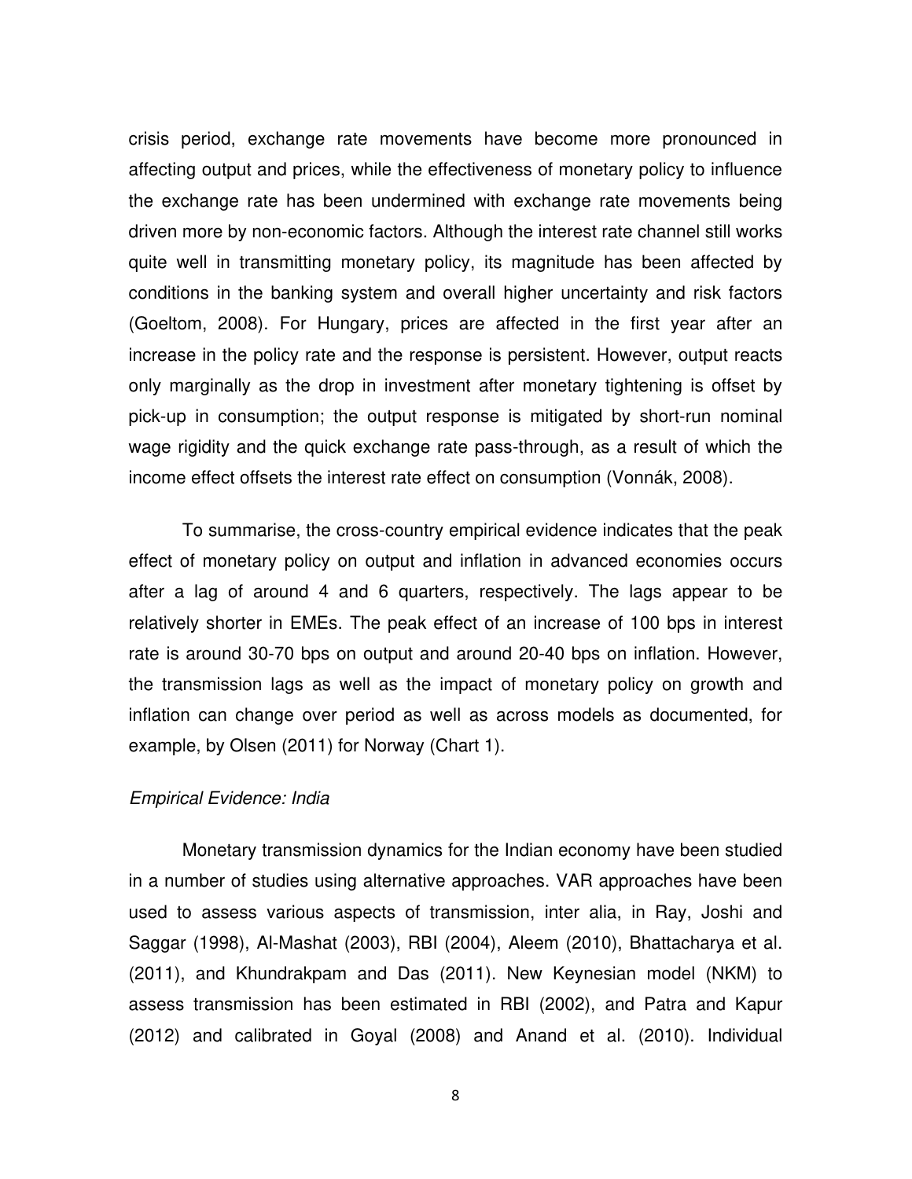crisis period, exchange rate movements have become more pronounced in affecting output and prices, while the effectiveness of monetary policy to influence the exchange rate has been undermined with exchange rate movements being driven more by non-economic factors. Although the interest rate channel still works quite well in transmitting monetary policy, its magnitude has been affected by conditions in the banking system and overall higher uncertainty and risk factors (Goeltom, 2008). For Hungary, prices are affected in the first year after an increase in the policy rate and the response is persistent. However, output reacts only marginally as the drop in investment after monetary tightening is offset by pick-up in consumption; the output response is mitigated by short-run nominal wage rigidity and the quick exchange rate pass-through, as a result of which the income effect offsets the interest rate effect on consumption (Vonnák, 2008).

To summarise, the cross-country empirical evidence indicates that the peak effect of monetary policy on output and inflation in advanced economies occurs after a lag of around 4 and 6 quarters, respectively. The lags appear to be relatively shorter in EMEs. The peak effect of an increase of 100 bps in interest rate is around 30-70 bps on output and around 20-40 bps on inflation. However, the transmission lags as well as the impact of monetary policy on growth and inflation can change over period as well as across models as documented, for example, by Olsen (2011) for Norway (Chart 1).

*Empirical Evidence: India*

Monetary transmission dynamics for the Indian economy have been studied in a number of studies using alternative approaches. VAR approaches have been used to assess various aspects of transmission, inter alia, in Ray, Joshi and Saggar (1998), Al-Mashat (2003), RBI (2004), Aleem (2010), Bhattacharya et al. (2011), and Khundrakpam and Das (2011). New Keynesian model (NKM) to assess transmission has been estimated in RBI (2002), and Patra and Kapur (2012) and calibrated in Goyal (2008) and Anand et al. (2010). Individual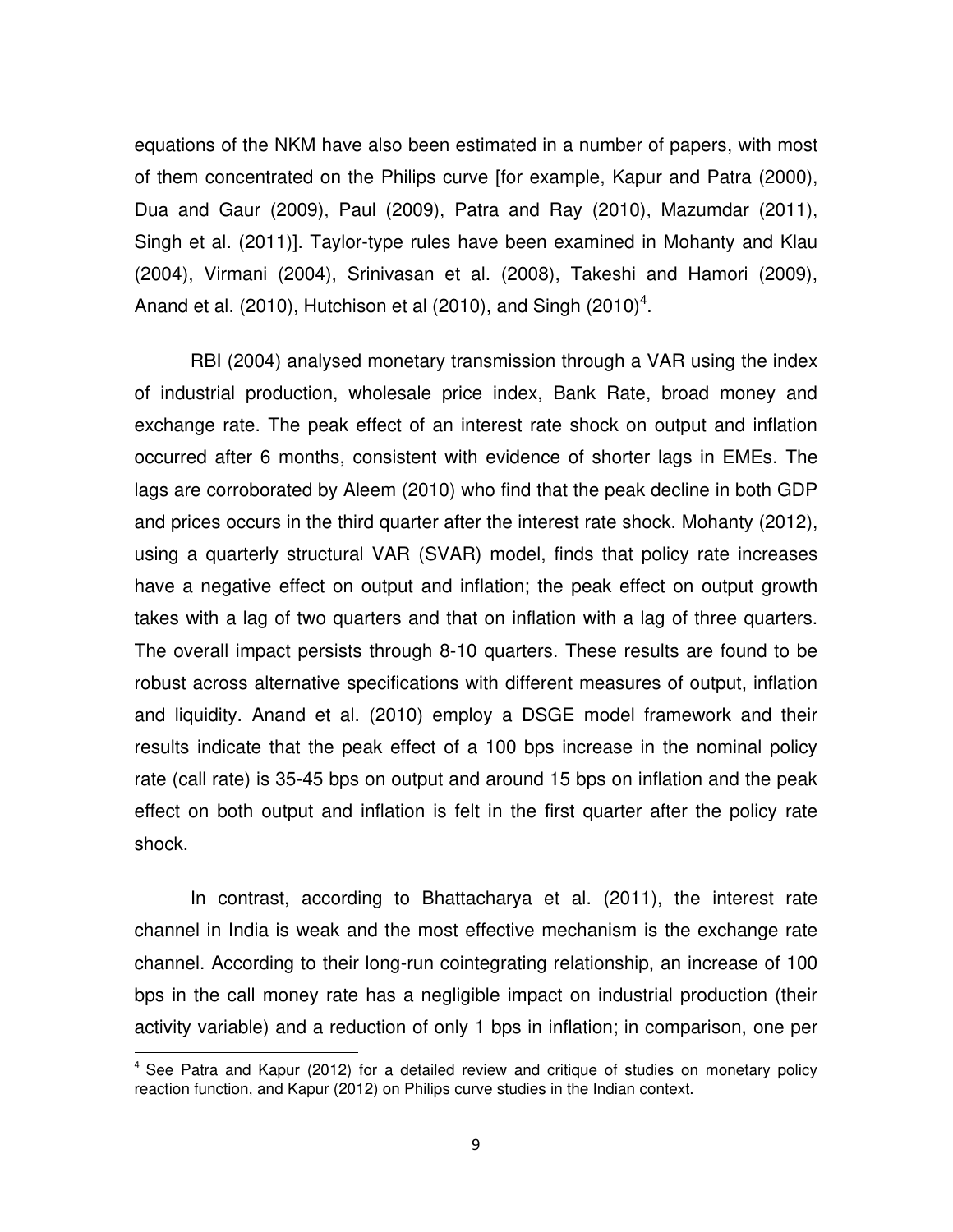equations of the NKM have also been estimated in a number of papers, with most of them concentrated on the Philips curve [for example, Kapur and Patra (2000), Dua and Gaur (2009), Paul (2009), Patra and Ray (2010), Mazumdar (2011), Singh et al. (2011)]. Taylor-type rules have been examined in Mohanty and Klau (2004), Virmani (2004), Srinivasan et al. (2008), Takeshi and Hamori (2009), Anand et al. (2010), Hutchison et al (2010), and Singh (2010)[4].

RBI (2004) analysed monetary transmission through a VAR using the index of industrial production, wholesale price index, Bank Rate, broad money and exchange rate. The peak effect of an interest rate shock on output and inflation occurred after 6 months, consistent with evidence of shorter lags in EMEs. The lags are corroborated by Aleem (2010) who find that the peak decline in both GDP and prices occurs in the third quarter after the interest rate shock. Mohanty (2012), using a quarterly structural VAR (SVAR) model, finds that policy rate increases have a negative effect on output and inflation; the peak effect on output growth takes with a lag of two quarters and that on inflation with a lag of three quarters. The overall impact persists through 8-10 quarters. These results are found to be robust across alternative specifications with different measures of output, inflation and liquidity. Anand et al. (2010) employ a DSGE model framework and their results indicate that the peak effect of a 100 bps increase in the nominal policy rate (call rate) is 35-45 bps on output and around 15 bps on inflation and the peak effect on both output and inflation is felt in the first quarter after the policy rate shock.

In contrast, according to Bhattacharya et al. (2011), the interest rate channel in India is weak and the most effective mechanism is the exchange rate channel. According to their long-run cointegrating relationship, an increase of 100 bps in the call money rate has a negligible impact on industrial production (their activity variable) and a reduction of only 1 bps in inflation; in comparison, one per

[4] See Patra and Kapur (2012) for a detailed review and critique of studies on monetary policy reaction function, and Kapur (2012) on Philips curve studies in the Indian context.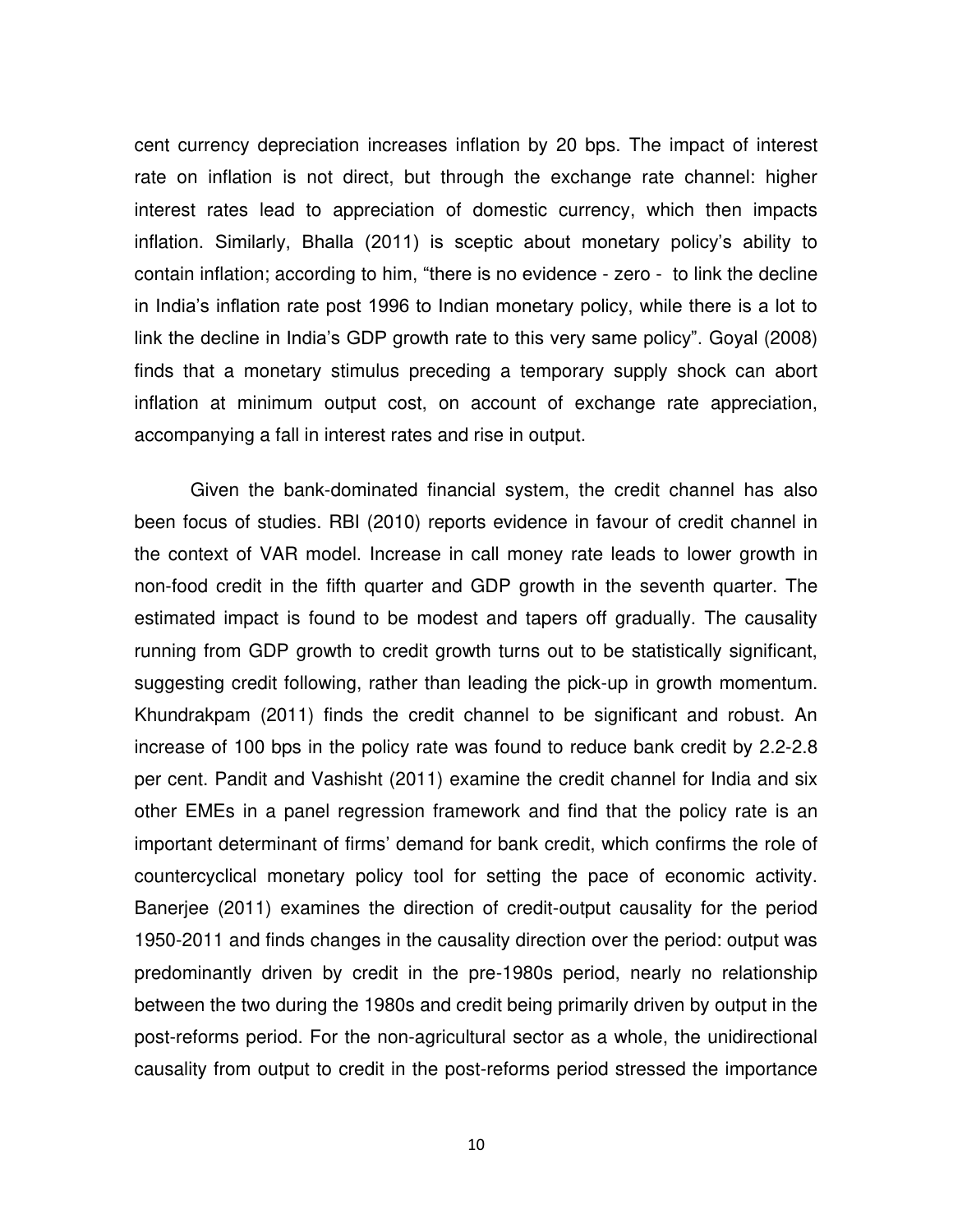cent currency depreciation increases inflation by 20 bps. The impact of interest rate on inflation is not direct, but through the exchange rate channel: higher interest rates lead to appreciation of domestic currency, which then impacts inflation. Similarly, Bhalla (2011) is sceptic about monetary policy's ability to contain inflation; according to him, "there is no evidence - zero - to link the decline in India's inflation rate post 1996 to Indian monetary policy, while there is a lot to link the decline in India's GDP growth rate to this very same policy". Goyal (2008) finds that a monetary stimulus preceding a temporary supply shock can abort inflation at minimum output cost, on account of exchange rate appreciation, accompanying a fall in interest rates and rise in output.

Given the bank-dominated financial system, the credit channel has also been focus of studies. RBI (2010) reports evidence in favour of credit channel in the context of VAR model. Increase in call money rate leads to lower growth in non-food credit in the fifth quarter and GDP growth in the seventh quarter. The estimated impact is found to be modest and tapers off gradually. The causality running from GDP growth to credit growth turns out to be statistically significant, suggesting credit following, rather than leading the pick-up in growth momentum. Khundrakpam (2011) finds the credit channel to be significant and robust. An increase of 100 bps in the policy rate was found to reduce bank credit by 2.2-2.8 per cent. Pandit and Vashisht (2011) examine the credit channel for India and six other EMEs in a panel regression framework and find that the policy rate is an important determinant of firms' demand for bank credit, which confirms the role of countercyclical monetary policy tool for setting the pace of economic activity. Banerjee (2011) examines the direction of credit-output causality for the period 1950-2011 and finds changes in the causality direction over the period: output was predominantly driven by credit in the pre-1980s period, nearly no relationship between the two during the 1980s and credit being primarily driven by output in the post-reforms period. For the non-agricultural sector as a whole, the unidirectional causality from output to credit in the post-reforms period stressed the importance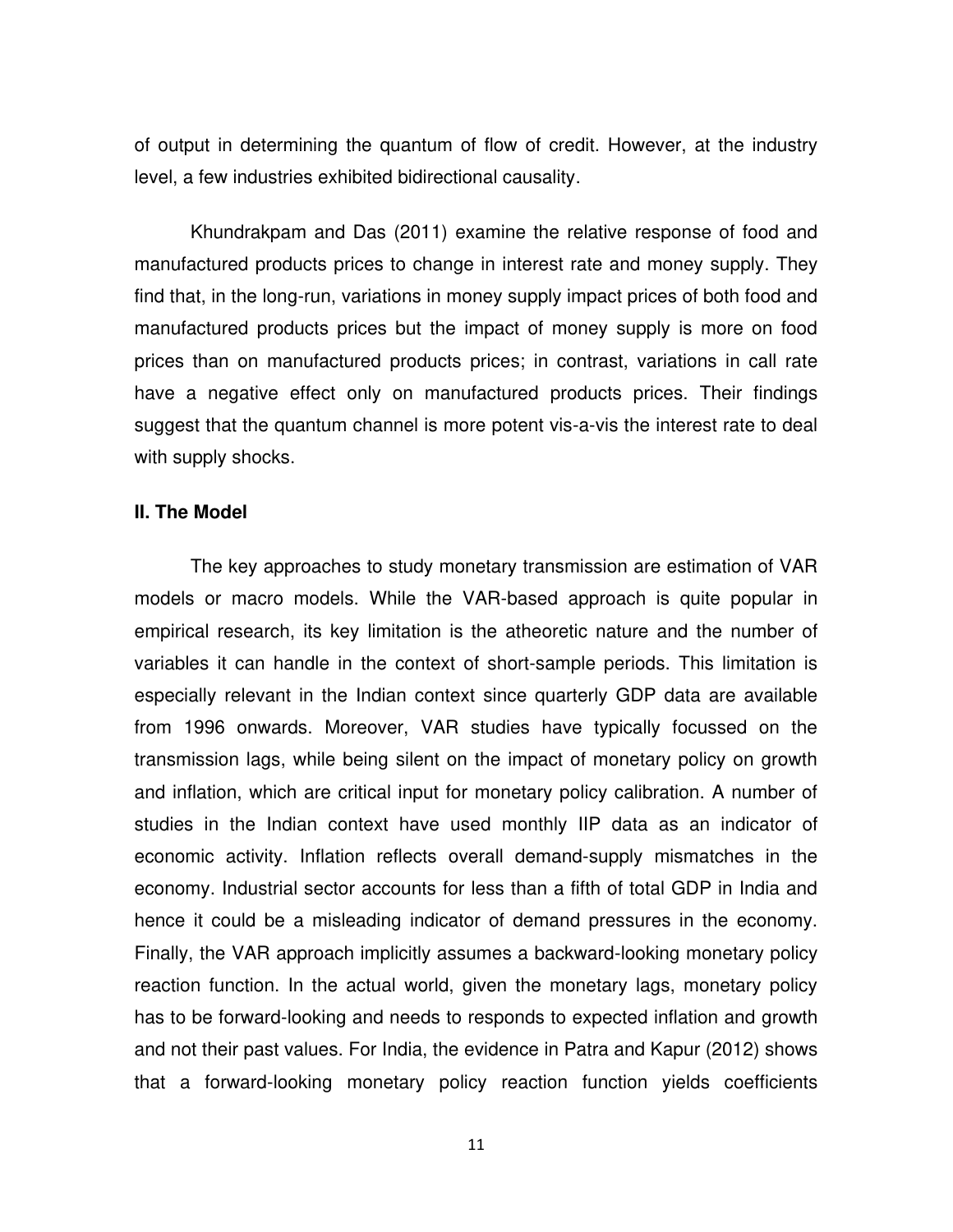of output in determining the quantum of flow of credit. However, at the industry level, a few industries exhibited bidirectional causality.

Khundrakpam and Das (2011) examine the relative response of food and manufactured products prices to change in interest rate and money supply. They find that, in the long-run, variations in money supply impact prices of both food and manufactured products prices but the impact of money supply is more on food prices than on manufactured products prices; in contrast, variations in call rate have a negative effect only on manufactured products prices. Their findings suggest that the quantum channel is more potent vis-a-vis the interest rate to deal with supply shocks.

## II. The Model

The key approaches to study monetary transmission are estimation of VAR models or macro models. While the VAR-based approach is quite popular in empirical research, its key limitation is the atheoretic nature and the number of variables it can handle in the context of short-sample periods. This limitation is especially relevant in the Indian context since quarterly GDP data are available from 1996 onwards. Moreover, VAR studies have typically focussed on the transmission lags, while being silent on the impact of monetary policy on growth and inflation, which are critical input for monetary policy calibration. A number of studies in the Indian context have used monthly IIP data as an indicator of economic activity. Inflation reflects overall demand-supply mismatches in the economy. Industrial sector accounts for less than a fifth of total GDP in India and hence it could be a misleading indicator of demand pressures in the economy. Finally, the VAR approach implicitly assumes a backward-looking monetary policy reaction function. In the actual world, given the monetary lags, monetary policy has to be forward-looking and needs to responds to expected inflation and growth and not their past values. For India, the evidence in Patra and Kapur (2012) shows that a forward-looking monetary policy reaction function yields coefficients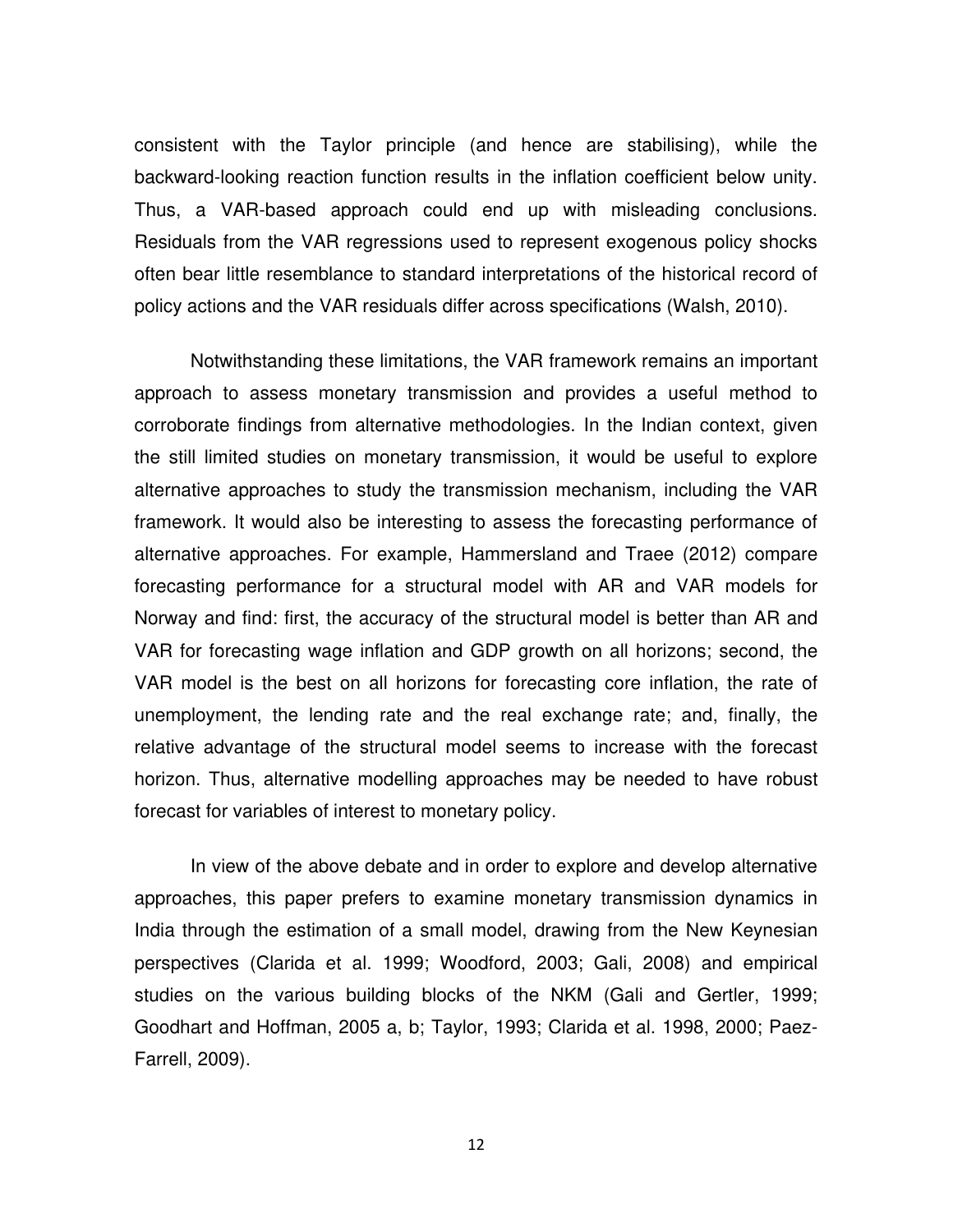consistent with the Taylor principle (and hence are stabilising), while the backward-looking reaction function results in the inflation coefficient below unity. Thus, a VAR-based approach could end up with misleading conclusions. Residuals from the VAR regressions used to represent exogenous policy shocks often bear little resemblance to standard interpretations of the historical record of policy actions and the VAR residuals differ across specifications (Walsh, 2010).

Notwithstanding these limitations, the VAR framework remains an important approach to assess monetary transmission and provides a useful method to corroborate findings from alternative methodologies. In the Indian context, given the still limited studies on monetary transmission, it would be useful to explore alternative approaches to study the transmission mechanism, including the VAR framework. It would also be interesting to assess the forecasting performance of alternative approaches. For example, Hammersland and Traee (2012) compare forecasting performance for a structural model with AR and VAR models for Norway and find: first, the accuracy of the structural model is better than AR and VAR for forecasting wage inflation and GDP growth on all horizons; second, the VAR model is the best on all horizons for forecasting core inflation, the rate of unemployment, the lending rate and the real exchange rate; and, finally, the relative advantage of the structural model seems to increase with the forecast horizon. Thus, alternative modelling approaches may be needed to have robust forecast for variables of interest to monetary policy.

In view of the above debate and in order to explore and develop alternative approaches, this paper prefers to examine monetary transmission dynamics in India through the estimation of a small model, drawing from the New Keynesian perspectives (Clarida et al. 1999; Woodford, 2003; Gali, 2008) and empirical studies on the various building blocks of the NKM (Gali and Gertler, 1999; Goodhart and Hoffman, 2005 a, b; Taylor, 1993; Clarida et al. 1998, 2000; Paez-Farrell, 2009).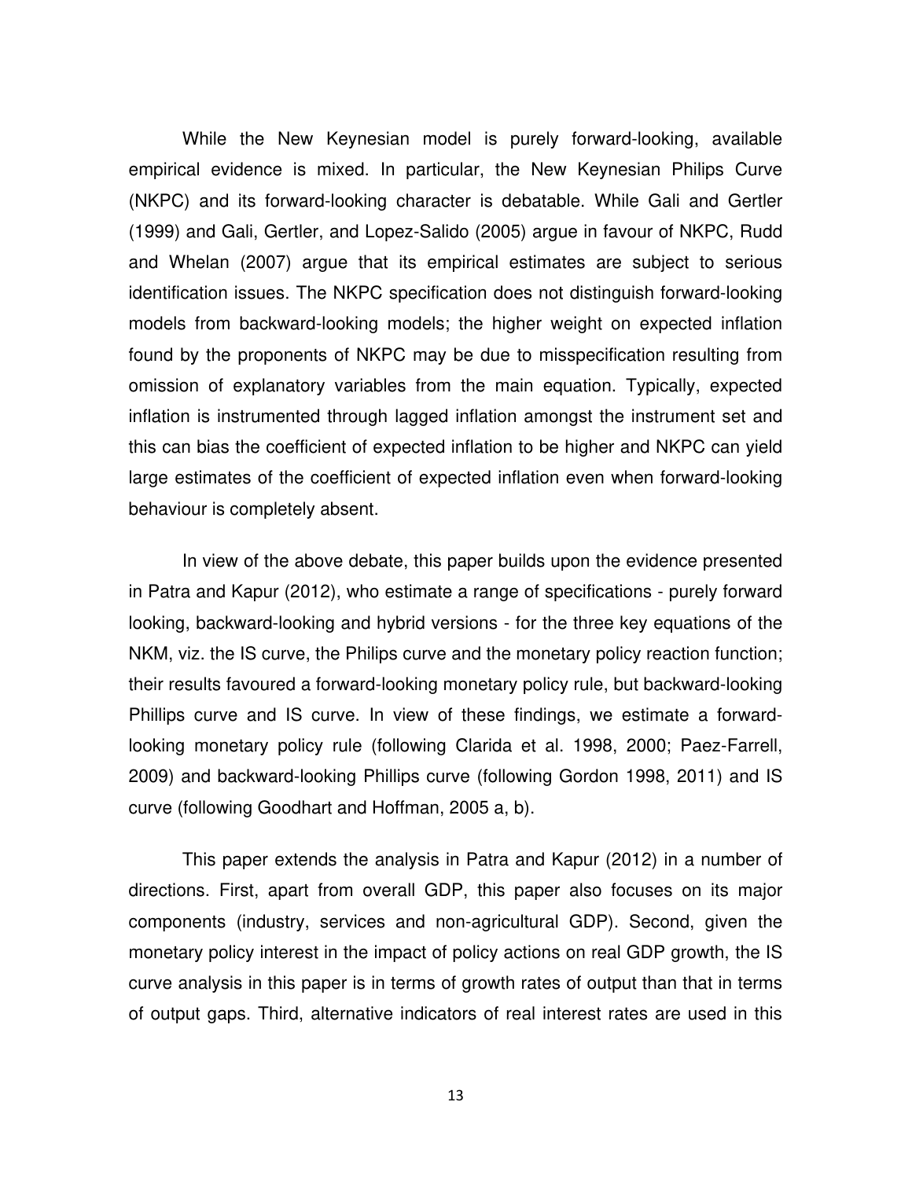While the New Keynesian model is purely forward-looking, available empirical evidence is mixed. In particular, the New Keynesian Philips Curve (NKPC) and its forward-looking character is debatable. While Gali and Gertler (1999) and Gali, Gertler, and Lopez-Salido (2005) argue in favour of NKPC, Rudd and Whelan (2007) argue that its empirical estimates are subject to serious identification issues. The NKPC specification does not distinguish forward-looking models from backward-looking models; the higher weight on expected inflation found by the proponents of NKPC may be due to misspecification resulting from omission of explanatory variables from the main equation. Typically, expected inflation is instrumented through lagged inflation amongst the instrument set and this can bias the coefficient of expected inflation to be higher and NKPC can yield large estimates of the coefficient of expected inflation even when forward-looking behaviour is completely absent.

In view of the above debate, this paper builds upon the evidence presented in Patra and Kapur (2012), who estimate a range of specifications - purely forward looking, backward-looking and hybrid versions - for the three key equations of the NKM, viz. the IS curve, the Philips curve and the monetary policy reaction function; their results favoured a forward-looking monetary policy rule, but backward-looking Phillips curve and IS curve. In view of these findings, we estimate a forward-looking monetary policy rule (following Clarida et al. 1998, 2000; Paez-Farrell, 2009) and backward-looking Phillips curve (following Gordon 1998, 2011) and IS curve (following Goodhart and Hoffman, 2005 a, b).

This paper extends the analysis in Patra and Kapur (2012) in a number of directions. First, apart from overall GDP, this paper also focuses on its major components (industry, services and non-agricultural GDP). Second, given the monetary policy interest in the impact of policy actions on real GDP growth, the IS curve analysis in this paper is in terms of growth rates of output than that in terms of output gaps. Third, alternative indicators of real interest rates are used in this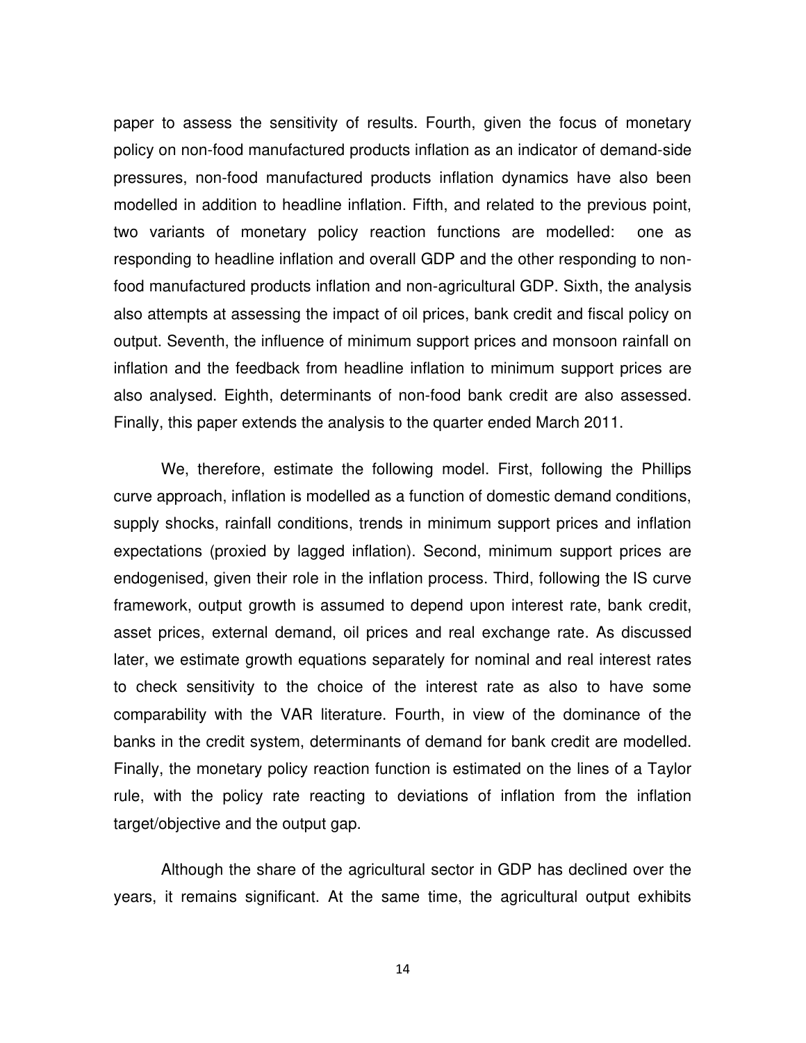paper to assess the sensitivity of results. Fourth, given the focus of monetary policy on non-food manufactured products inflation as an indicator of demand-side pressures, non-food manufactured products inflation dynamics have also been modelled in addition to headline inflation. Fifth, and related to the previous point, two variants of monetary policy reaction functions are modelled: one as responding to headline inflation and overall GDP and the other responding to non-food manufactured products inflation and non-agricultural GDP. Sixth, the analysis also attempts at assessing the impact of oil prices, bank credit and fiscal policy on output. Seventh, the influence of minimum support prices and monsoon rainfall on inflation and the feedback from headline inflation to minimum support prices are also analysed. Eighth, determinants of non-food bank credit are also assessed. Finally, this paper extends the analysis to the quarter ended March 2011.

We, therefore, estimate the following model. First, following the Phillips curve approach, inflation is modelled as a function of domestic demand conditions, supply shocks, rainfall conditions, trends in minimum support prices and inflation expectations (proxied by lagged inflation). Second, minimum support prices are endogenised, given their role in the inflation process. Third, following the IS curve framework, output growth is assumed to depend upon interest rate, bank credit, asset prices, external demand, oil prices and real exchange rate. As discussed later, we estimate growth equations separately for nominal and real interest rates to check sensitivity to the choice of the interest rate as also to have some comparability with the VAR literature. Fourth, in view of the dominance of the banks in the credit system, determinants of demand for bank credit are modelled. Finally, the monetary policy reaction function is estimated on the lines of a Taylor rule, with the policy rate reacting to deviations of inflation from the inflation target/objective and the output gap.

Although the share of the agricultural sector in GDP has declined over the years, it remains significant. At the same time, the agricultural output exhibits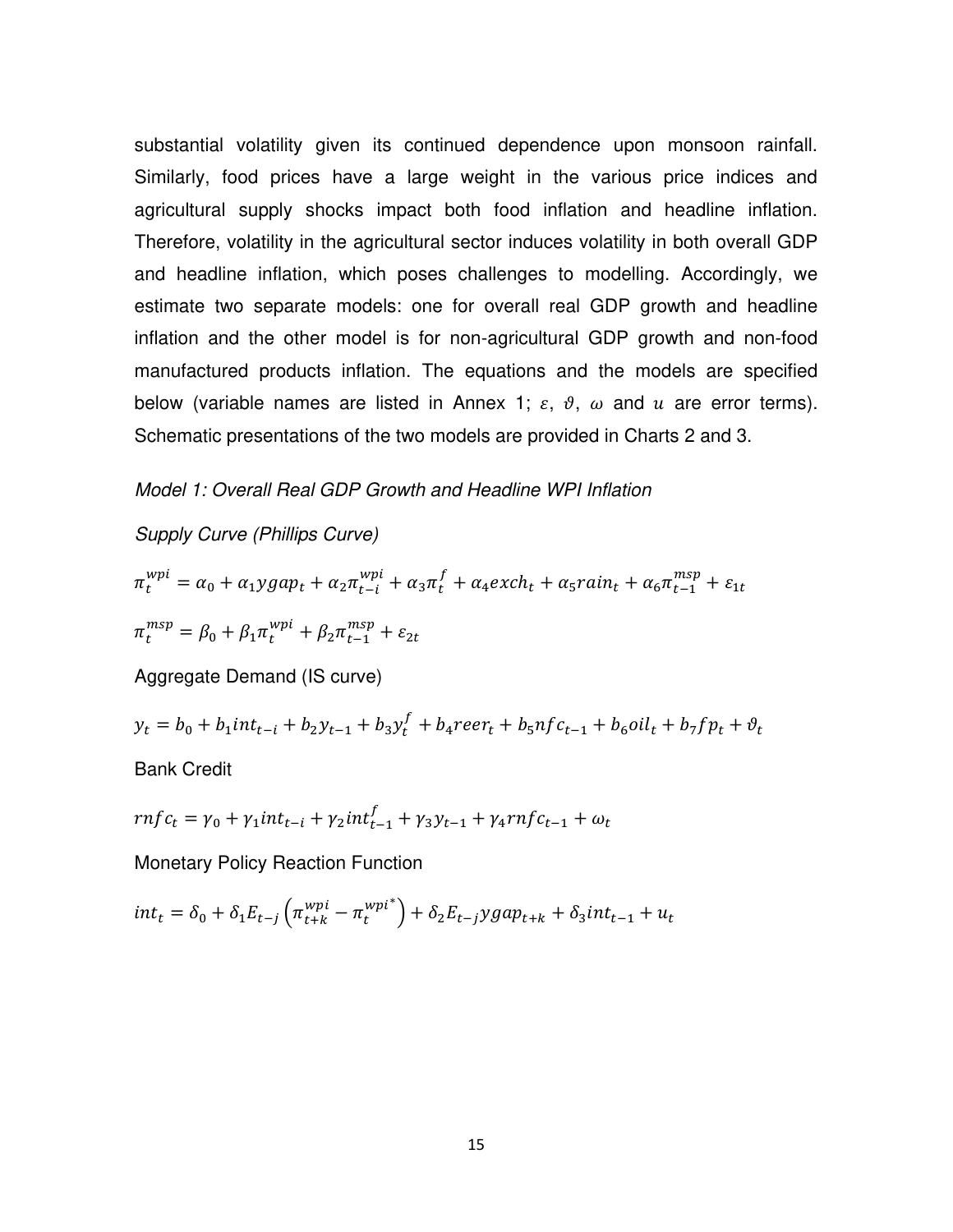substantial volatility given its continued dependence upon monsoon rainfall. Similarly, food prices have a large weight in the various price indices and agricultural supply shocks impact both food inflation and headline inflation. Therefore, volatility in the agricultural sector induces volatility in both overall GDP and headline inflation, which poses challenges to modelling. Accordingly, we estimate two separate models: one for overall real GDP growth and headline inflation and the other model is for non-agricultural GDP growth and non-food manufactured products inflation. The equations and the models are specified below (variable names are listed in Annex 1; $\varepsilon$, $\vartheta$, $\omega$ and $u$ are error terms). Schematic presentations of the two models are provided in Charts 2 and 3.

*Model 1: Overall Real GDP Growth and Headline WPI Inflation*

*Supply Curve (Phillips Curve)*

$$\pi_t^{wpi} = \alpha_0 + \alpha_1 ygap_t + \alpha_2 \pi_{t-i}^{wpi} + \alpha_3 \pi_t^f + \alpha_4 exch_t + \alpha_5 rain_t + \alpha_6 \pi_{t-1}^{msp} + \varepsilon_{1t}$$

$$\pi_t^{msp} = \beta_0 + \beta_1 \pi_t^{wpi} + \beta_2 \pi_{t-1}^{msp} + \varepsilon_{2t}$$

Aggregate Demand (IS curve)

$$y_t = b_0 + b_1 int_{t-i} + b_2 y_{t-1} + b_3 y_t^f + b_4 reer_t + b_5 nfc_{t-1} + b_6 oil_t + b_7 fp_t + \vartheta_t$$

Bank Credit

$$rnfc_t = \gamma_0 + \gamma_1 int_{t-i} + \gamma_2 int_{t-1}^f + \gamma_3 y_{t-1} + \gamma_4 rnfc_{t-1} + \omega_t$$

Monetary Policy Reaction Function

$$int_t = \delta_0 + \delta_1 E_{t-j}\left(\pi_{t+k}^{wpi} - \pi_t^{wpi^*}\right) + \delta_2 E_{t-j} ygap_{t+k} + \delta_3 int_{t-1} + u_t$$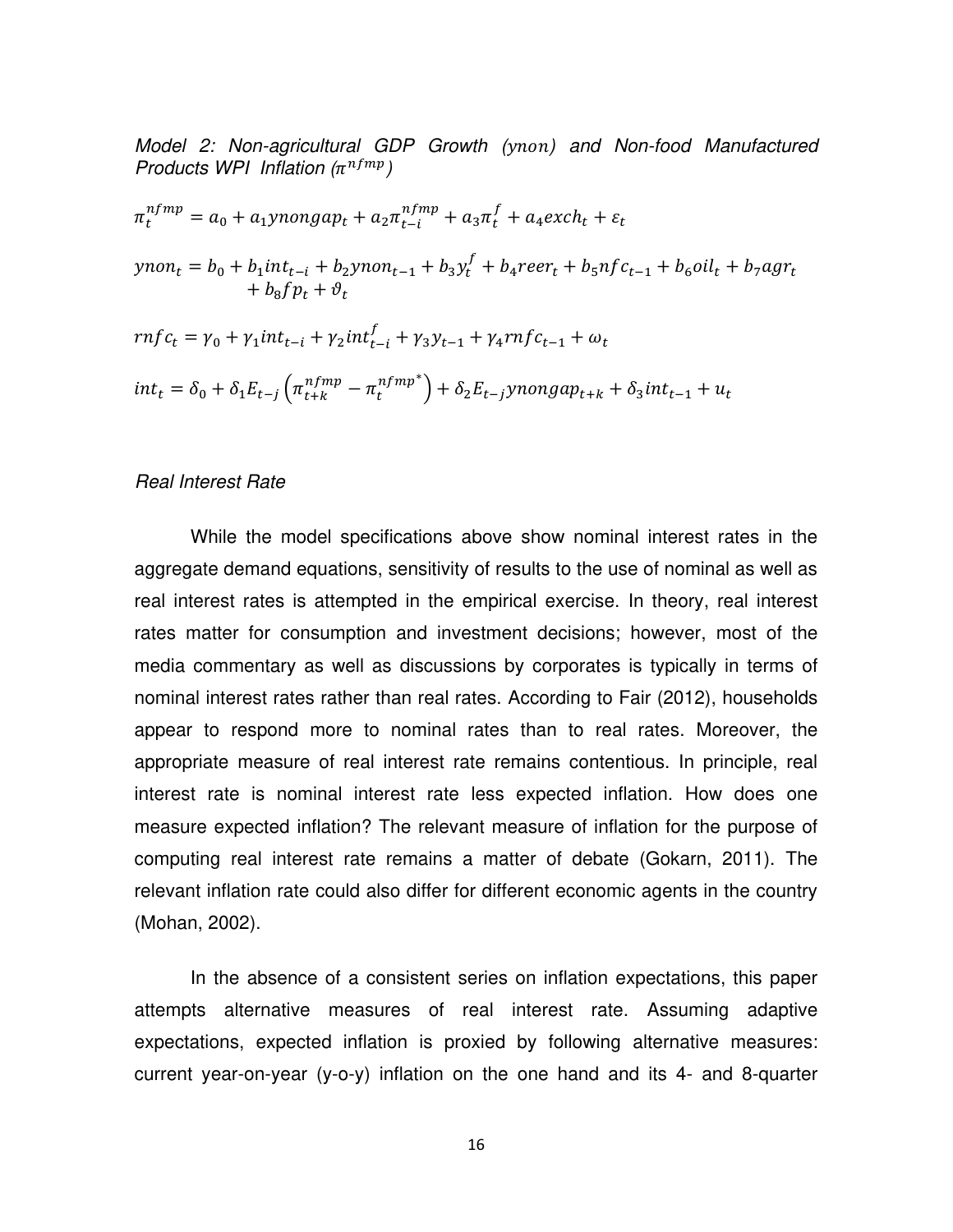*Model 2: Non-agricultural GDP Growth ($ynon$) and Non-food Manufactured Products WPI Inflation ($\pi^{nfmp}$)*

$$\pi_t^{nfmp} = a_0 + a_1 ynongap_t + a_2 \pi_{t-i}^{nfmp} + a_3 \pi_t^f + a_4 exch_t + \varepsilon_t$$

$$ynon_t = b_0 + b_1 int_{t-i} + b_2 ynon_{t-1} + b_3 y_t^f + b_4 reer_t + b_5 nfc_{t-1} + b_6 oil_t + b_7 agr_t + b_8 fp_t + \vartheta_t$$

$$rnfc_t = \gamma_0 + \gamma_1 int_{t-i} + \gamma_2 int_{t-i}^f + \gamma_3 y_{t-1} + \gamma_4 rnfc_{t-1} + \omega_t$$

$$int_t = \delta_0 + \delta_1 E_{t-j}\left(\pi_{t+k}^{nfmp} - \pi_t^{nfmp^*}\right) + \delta_2 E_{t-j} ynongap_{t+k} + \delta_3 int_{t-1} + u_t$$

*Real Interest Rate*

While the model specifications above show nominal interest rates in the aggregate demand equations, sensitivity of results to the use of nominal as well as real interest rates is attempted in the empirical exercise. In theory, real interest rates matter for consumption and investment decisions; however, most of the media commentary as well as discussions by corporates is typically in terms of nominal interest rates rather than real rates. According to Fair (2012), households appear to respond more to nominal rates than to real rates. Moreover, the appropriate measure of real interest rate remains contentious. In principle, real interest rate is nominal interest rate less expected inflation. How does one measure expected inflation? The relevant measure of inflation for the purpose of computing real interest rate remains a matter of debate (Gokarn, 2011). The relevant inflation rate could also differ for different economic agents in the country (Mohan, 2002).

In the absence of a consistent series on inflation expectations, this paper attempts alternative measures of real interest rate. Assuming adaptive expectations, expected inflation is proxied by following alternative measures: current year-on-year (y-o-y) inflation on the one hand and its 4- and 8-quarter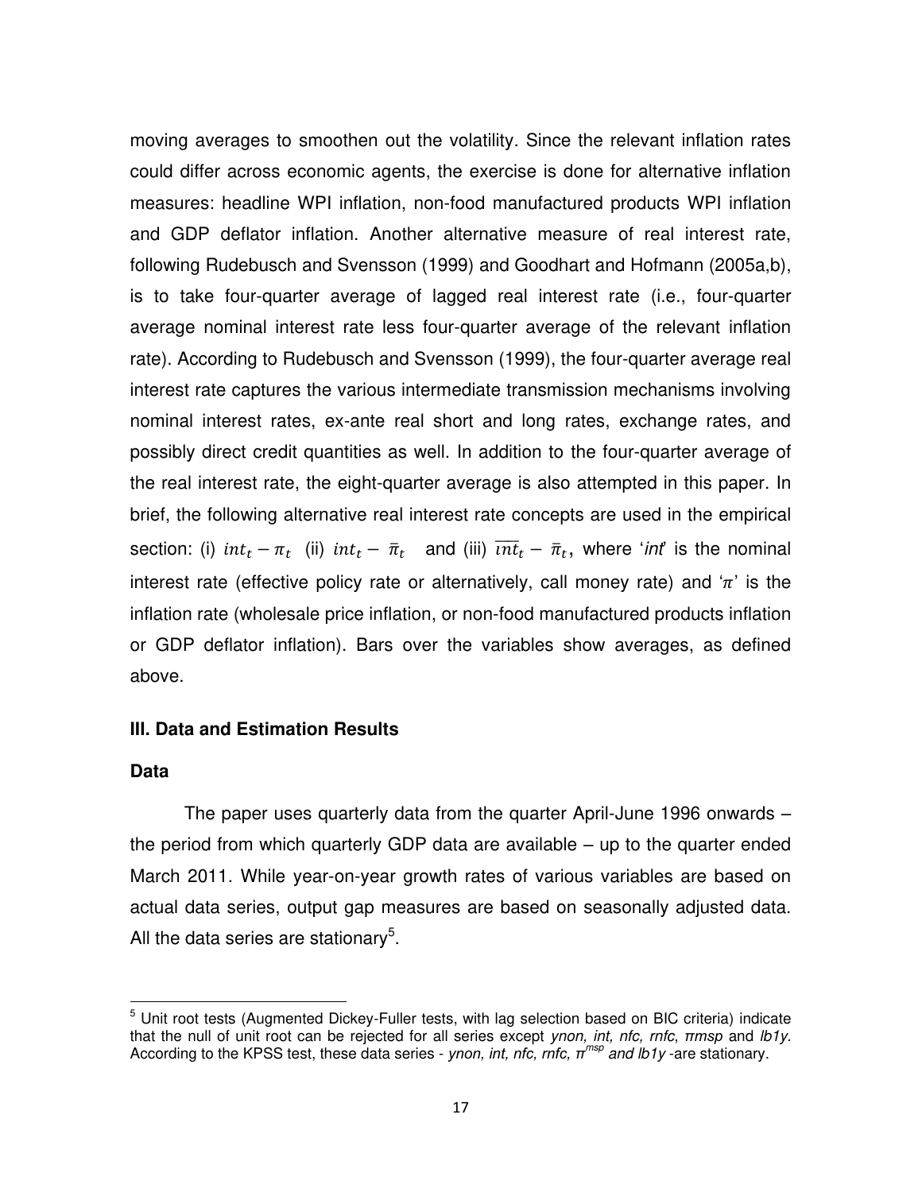moving averages to smoothen out the volatility. Since the relevant inflation rates could differ across economic agents, the exercise is done for alternative inflation measures: headline WPI inflation, non-food manufactured products WPI inflation and GDP deflator inflation. Another alternative measure of real interest rate, following Rudebusch and Svensson (1999) and Goodhart and Hofmann (2005a,b), is to take four-quarter average of lagged real interest rate (i.e., four-quarter average nominal interest rate less four-quarter average of the relevant inflation rate). According to Rudebusch and Svensson (1999), the four-quarter average real interest rate captures the various intermediate transmission mechanisms involving nominal interest rates, ex-ante real short and long rates, exchange rates, and possibly direct credit quantities as well. In addition to the four-quarter average of the real interest rate, the eight-quarter average is also attempted in this paper. In brief, the following alternative real interest rate concepts are used in the empirical section: (i) $int_t - \pi_t$ (ii) $int_t - \bar{\pi}_t$ and (iii) $\overline{int}_t - \bar{\pi}_t$, where '*int*' is the nominal interest rate (effective policy rate or alternatively, call money rate) and '$\pi$' is the inflation rate (wholesale price inflation, or non-food manufactured products inflation or GDP deflator inflation). Bars over the variables show averages, as defined above.

## III. Data and Estimation Results

### Data

The paper uses quarterly data from the quarter April-June 1996 onwards – the period from which quarterly GDP data are available – up to the quarter ended March 2011. While year-on-year growth rates of various variables are based on actual data series, output gap measures are based on seasonally adjusted data. All the data series are stationary[5].

---

[5] Unit root tests (Augmented Dickey-Fuller tests, with lag selection based on BIC criteria) indicate that the null of unit root can be rejected for all series except *ynon, int, nfc, rnfc*, *πmsp* and *lb1y*. According to the KPSS test, these data series - *ynon, int, nfc, rnfc,* $\pi^{msp}$ *and lb1y* -are stationary.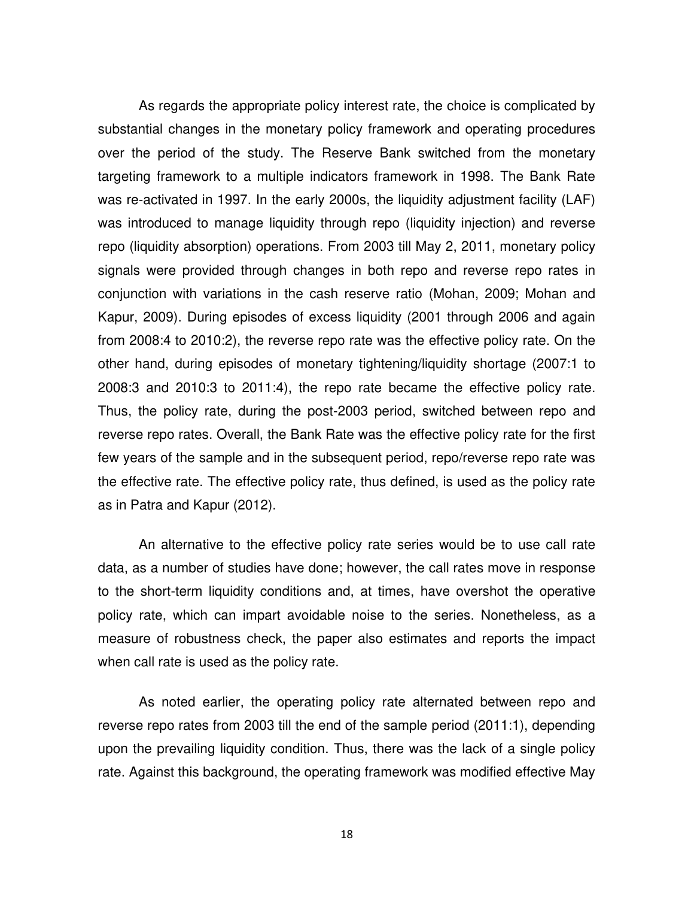As regards the appropriate policy interest rate, the choice is complicated by substantial changes in the monetary policy framework and operating procedures over the period of the study. The Reserve Bank switched from the monetary targeting framework to a multiple indicators framework in 1998. The Bank Rate was re-activated in 1997. In the early 2000s, the liquidity adjustment facility (LAF) was introduced to manage liquidity through repo (liquidity injection) and reverse repo (liquidity absorption) operations. From 2003 till May 2, 2011, monetary policy signals were provided through changes in both repo and reverse repo rates in conjunction with variations in the cash reserve ratio (Mohan, 2009; Mohan and Kapur, 2009). During episodes of excess liquidity (2001 through 2006 and again from 2008:4 to 2010:2), the reverse repo rate was the effective policy rate. On the other hand, during episodes of monetary tightening/liquidity shortage (2007:1 to 2008:3 and 2010:3 to 2011:4), the repo rate became the effective policy rate. Thus, the policy rate, during the post-2003 period, switched between repo and reverse repo rates. Overall, the Bank Rate was the effective policy rate for the first few years of the sample and in the subsequent period, repo/reverse repo rate was the effective rate. The effective policy rate, thus defined, is used as the policy rate as in Patra and Kapur (2012).

An alternative to the effective policy rate series would be to use call rate data, as a number of studies have done; however, the call rates move in response to the short-term liquidity conditions and, at times, have overshot the operative policy rate, which can impart avoidable noise to the series. Nonetheless, as a measure of robustness check, the paper also estimates and reports the impact when call rate is used as the policy rate.

As noted earlier, the operating policy rate alternated between repo and reverse repo rates from 2003 till the end of the sample period (2011:1), depending upon the prevailing liquidity condition. Thus, there was the lack of a single policy rate. Against this background, the operating framework was modified effective May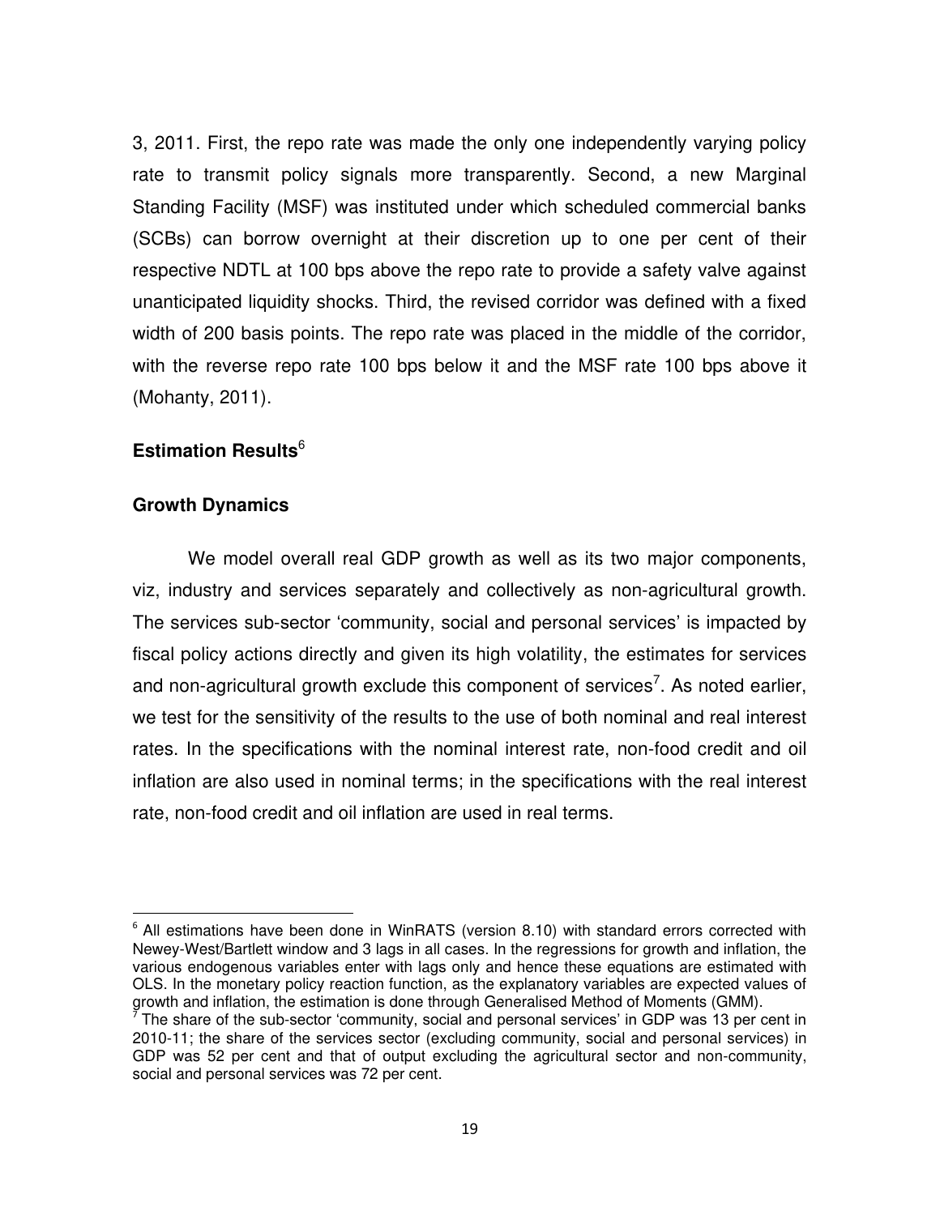3, 2011. First, the repo rate was made the only one independently varying policy rate to transmit policy signals more transparently. Second, a new Marginal Standing Facility (MSF) was instituted under which scheduled commercial banks (SCBs) can borrow overnight at their discretion up to one per cent of their respective NDTL at 100 bps above the repo rate to provide a safety valve against unanticipated liquidity shocks. Third, the revised corridor was defined with a fixed width of 200 basis points. The repo rate was placed in the middle of the corridor, with the reverse repo rate 100 bps below it and the MSF rate 100 bps above it (Mohanty, 2011).

## Estimation Results[6]

### Growth Dynamics

We model overall real GDP growth as well as its two major components, viz, industry and services separately and collectively as non-agricultural growth. The services sub-sector 'community, social and personal services' is impacted by fiscal policy actions directly and given its high volatility, the estimates for services and non-agricultural growth exclude this component of services[7]. As noted earlier, we test for the sensitivity of the results to the use of both nominal and real interest rates. In the specifications with the nominal interest rate, non-food credit and oil inflation are also used in nominal terms; in the specifications with the real interest rate, non-food credit and oil inflation are used in real terms.

---

[6] All estimations have been done in WinRATS (version 8.10) with standard errors corrected with Newey-West/Bartlett window and 3 lags in all cases. In the regressions for growth and inflation, the various endogenous variables enter with lags only and hence these equations are estimated with OLS. In the monetary policy reaction function, as the explanatory variables are expected values of growth and inflation, the estimation is done through Generalised Method of Moments (GMM).

[7] The share of the sub-sector 'community, social and personal services' in GDP was 13 per cent in 2010-11; the share of the services sector (excluding community, social and personal services) in GDP was 52 per cent and that of output excluding the agricultural sector and non-community, social and personal services was 72 per cent.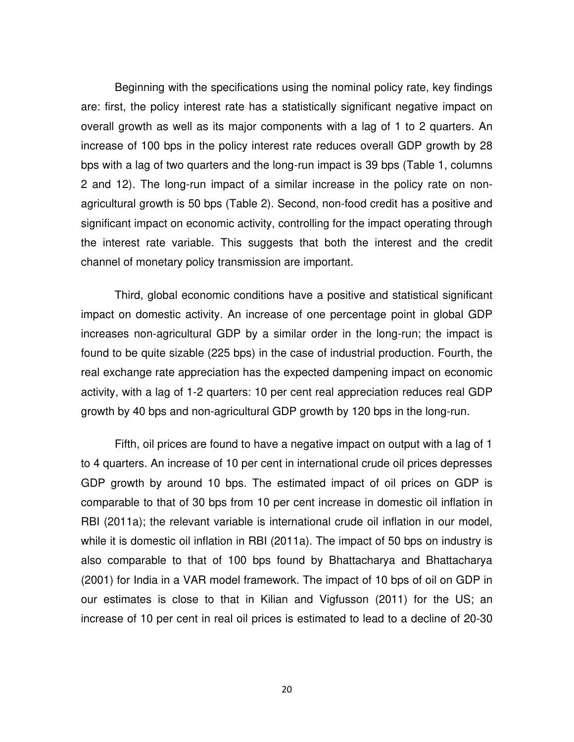Beginning with the specifications using the nominal policy rate, key findings are: first, the policy interest rate has a statistically significant negative impact on overall growth as well as its major components with a lag of 1 to 2 quarters. An increase of 100 bps in the policy interest rate reduces overall GDP growth by 28 bps with a lag of two quarters and the long-run impact is 39 bps (Table 1, columns 2 and 12). The long-run impact of a similar increase in the policy rate on non-agricultural growth is 50 bps (Table 2). Second, non-food credit has a positive and significant impact on economic activity, controlling for the impact operating through the interest rate variable. This suggests that both the interest and the credit channel of monetary policy transmission are important.

Third, global economic conditions have a positive and statistical significant impact on domestic activity. An increase of one percentage point in global GDP increases non-agricultural GDP by a similar order in the long-run; the impact is found to be quite sizable (225 bps) in the case of industrial production. Fourth, the real exchange rate appreciation has the expected dampening impact on economic activity, with a lag of 1-2 quarters: 10 per cent real appreciation reduces real GDP growth by 40 bps and non-agricultural GDP growth by 120 bps in the long-run.

Fifth, oil prices are found to have a negative impact on output with a lag of 1 to 4 quarters. An increase of 10 per cent in international crude oil prices depresses GDP growth by around 10 bps. The estimated impact of oil prices on GDP is comparable to that of 30 bps from 10 per cent increase in domestic oil inflation in RBI (2011a); the relevant variable is international crude oil inflation in our model, while it is domestic oil inflation in RBI (2011a). The impact of 50 bps on industry is also comparable to that of 100 bps found by Bhattacharya and Bhattacharya (2001) for India in a VAR model framework. The impact of 10 bps of oil on GDP in our estimates is close to that in Kilian and Vigfusson (2011) for the US; an increase of 10 per cent in real oil prices is estimated to lead to a decline of 20-30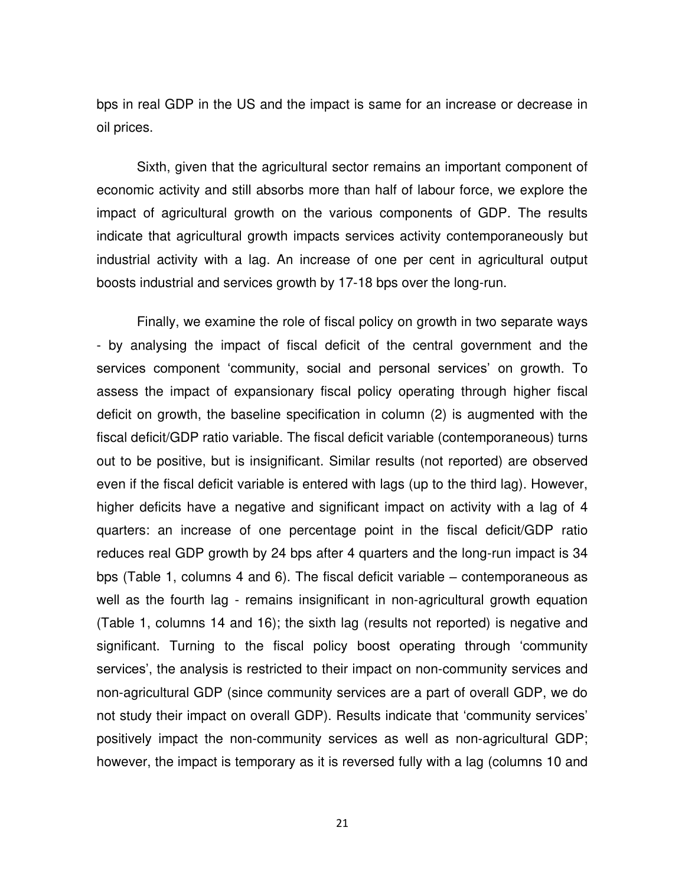bps in real GDP in the US and the impact is same for an increase or decrease in oil prices.

Sixth, given that the agricultural sector remains an important component of economic activity and still absorbs more than half of labour force, we explore the impact of agricultural growth on the various components of GDP. The results indicate that agricultural growth impacts services activity contemporaneously but industrial activity with a lag. An increase of one per cent in agricultural output boosts industrial and services growth by 17-18 bps over the long-run.

Finally, we examine the role of fiscal policy on growth in two separate ways - by analysing the impact of fiscal deficit of the central government and the services component 'community, social and personal services' on growth. To assess the impact of expansionary fiscal policy operating through higher fiscal deficit on growth, the baseline specification in column (2) is augmented with the fiscal deficit/GDP ratio variable. The fiscal deficit variable (contemporaneous) turns out to be positive, but is insignificant. Similar results (not reported) are observed even if the fiscal deficit variable is entered with lags (up to the third lag). However, higher deficits have a negative and significant impact on activity with a lag of 4 quarters: an increase of one percentage point in the fiscal deficit/GDP ratio reduces real GDP growth by 24 bps after 4 quarters and the long-run impact is 34 bps (Table 1, columns 4 and 6). The fiscal deficit variable – contemporaneous as well as the fourth lag - remains insignificant in non-agricultural growth equation (Table 1, columns 14 and 16); the sixth lag (results not reported) is negative and significant. Turning to the fiscal policy boost operating through 'community services', the analysis is restricted to their impact on non-community services and non-agricultural GDP (since community services are a part of overall GDP, we do not study their impact on overall GDP). Results indicate that 'community services' positively impact the non-community services as well as non-agricultural GDP; however, the impact is temporary as it is reversed fully with a lag (columns 10 and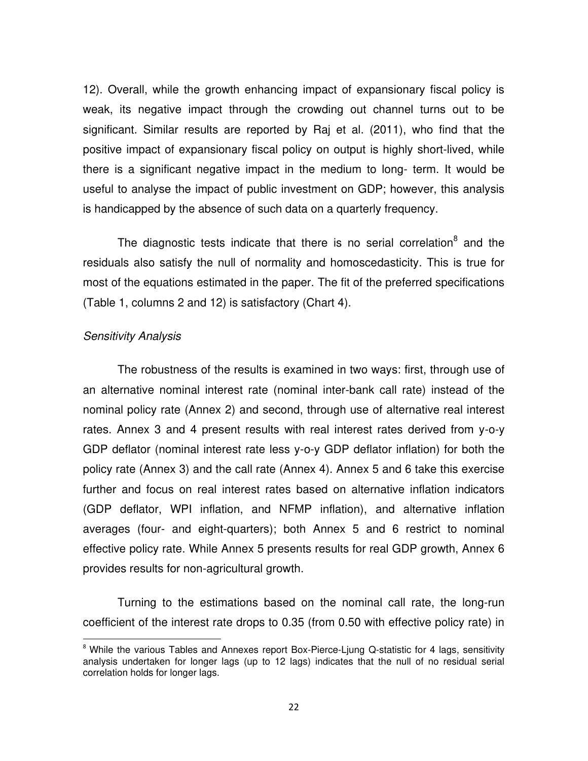12). Overall, while the growth enhancing impact of expansionary fiscal policy is weak, its negative impact through the crowding out channel turns out to be significant. Similar results are reported by Raj et al. (2011), who find that the positive impact of expansionary fiscal policy on output is highly short-lived, while there is a significant negative impact in the medium to long- term. It would be useful to analyse the impact of public investment on GDP; however, this analysis is handicapped by the absence of such data on a quarterly frequency.

The diagnostic tests indicate that there is no serial correlation[8] and the residuals also satisfy the null of normality and homoscedasticity. This is true for most of the equations estimated in the paper. The fit of the preferred specifications (Table 1, columns 2 and 12) is satisfactory (Chart 4).

*Sensitivity Analysis*

The robustness of the results is examined in two ways: first, through use of an alternative nominal interest rate (nominal inter-bank call rate) instead of the nominal policy rate (Annex 2) and second, through use of alternative real interest rates. Annex 3 and 4 present results with real interest rates derived from y-o-y GDP deflator (nominal interest rate less y-o-y GDP deflator inflation) for both the policy rate (Annex 3) and the call rate (Annex 4). Annex 5 and 6 take this exercise further and focus on real interest rates based on alternative inflation indicators (GDP deflator, WPI inflation, and NFMP inflation), and alternative inflation averages (four- and eight-quarters); both Annex 5 and 6 restrict to nominal effective policy rate. While Annex 5 presents results for real GDP growth, Annex 6 provides results for non-agricultural growth.

Turning to the estimations based on the nominal call rate, the long-run coefficient of the interest rate drops to 0.35 (from 0.50 with effective policy rate) in

[8] While the various Tables and Annexes report Box-Pierce-Ljung Q-statistic for 4 lags, sensitivity analysis undertaken for longer lags (up to 12 lags) indicates that the null of no residual serial correlation holds for longer lags.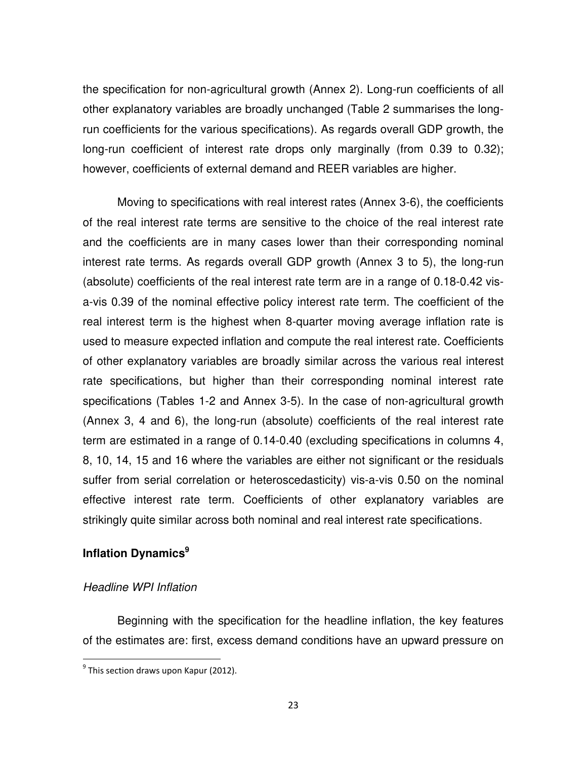the specification for non-agricultural growth (Annex 2). Long-run coefficients of all other explanatory variables are broadly unchanged (Table 2 summarises the long-run coefficients for the various specifications). As regards overall GDP growth, the long-run coefficient of interest rate drops only marginally (from 0.39 to 0.32); however, coefficients of external demand and REER variables are higher.

Moving to specifications with real interest rates (Annex 3-6), the coefficients of the real interest rate terms are sensitive to the choice of the real interest rate and the coefficients are in many cases lower than their corresponding nominal interest rate terms. As regards overall GDP growth (Annex 3 to 5), the long-run (absolute) coefficients of the real interest rate term are in a range of 0.18-0.42 vis-a-vis 0.39 of the nominal effective policy interest rate term. The coefficient of the real interest term is the highest when 8-quarter moving average inflation rate is used to measure expected inflation and compute the real interest rate. Coefficients of other explanatory variables are broadly similar across the various real interest rate specifications, but higher than their corresponding nominal interest rate specifications (Tables 1-2 and Annex 3-5). In the case of non-agricultural growth (Annex 3, 4 and 6), the long-run (absolute) coefficients of the real interest rate term are estimated in a range of 0.14-0.40 (excluding specifications in columns 4, 8, 10, 14, 15 and 16 where the variables are either not significant or the residuals suffer from serial correlation or heteroscedasticity) vis-a-vis 0.50 on the nominal effective interest rate term. Coefficients of other explanatory variables are strikingly quite similar across both nominal and real interest rate specifications.

**Inflation Dynamics**[9]

*Headline WPI Inflation*

Beginning with the specification for the headline inflation, the key features of the estimates are: first, excess demand conditions have an upward pressure on

[9] This section draws upon Kapur (2012).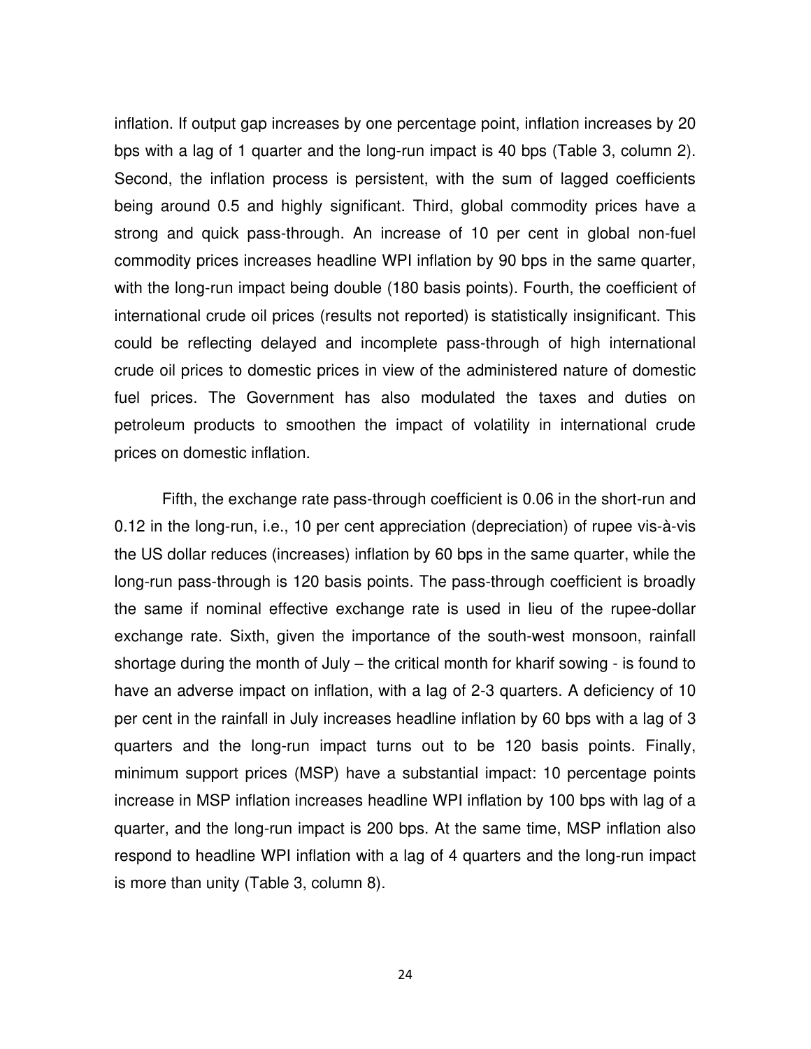inflation. If output gap increases by one percentage point, inflation increases by 20 bps with a lag of 1 quarter and the long-run impact is 40 bps (Table 3, column 2). Second, the inflation process is persistent, with the sum of lagged coefficients being around 0.5 and highly significant. Third, global commodity prices have a strong and quick pass-through. An increase of 10 per cent in global non-fuel commodity prices increases headline WPI inflation by 90 bps in the same quarter, with the long-run impact being double (180 basis points). Fourth, the coefficient of international crude oil prices (results not reported) is statistically insignificant. This could be reflecting delayed and incomplete pass-through of high international crude oil prices to domestic prices in view of the administered nature of domestic fuel prices. The Government has also modulated the taxes and duties on petroleum products to smoothen the impact of volatility in international crude prices on domestic inflation.

Fifth, the exchange rate pass-through coefficient is 0.06 in the short-run and 0.12 in the long-run, i.e., 10 per cent appreciation (depreciation) of rupee vis-à-vis the US dollar reduces (increases) inflation by 60 bps in the same quarter, while the long-run pass-through is 120 basis points. The pass-through coefficient is broadly the same if nominal effective exchange rate is used in lieu of the rupee-dollar exchange rate. Sixth, given the importance of the south-west monsoon, rainfall shortage during the month of July – the critical month for kharif sowing - is found to have an adverse impact on inflation, with a lag of 2-3 quarters. A deficiency of 10 per cent in the rainfall in July increases headline inflation by 60 bps with a lag of 3 quarters and the long-run impact turns out to be 120 basis points. Finally, minimum support prices (MSP) have a substantial impact: 10 percentage points increase in MSP inflation increases headline WPI inflation by 100 bps with lag of a quarter, and the long-run impact is 200 bps. At the same time, MSP inflation also respond to headline WPI inflation with a lag of 4 quarters and the long-run impact is more than unity (Table 3, column 8).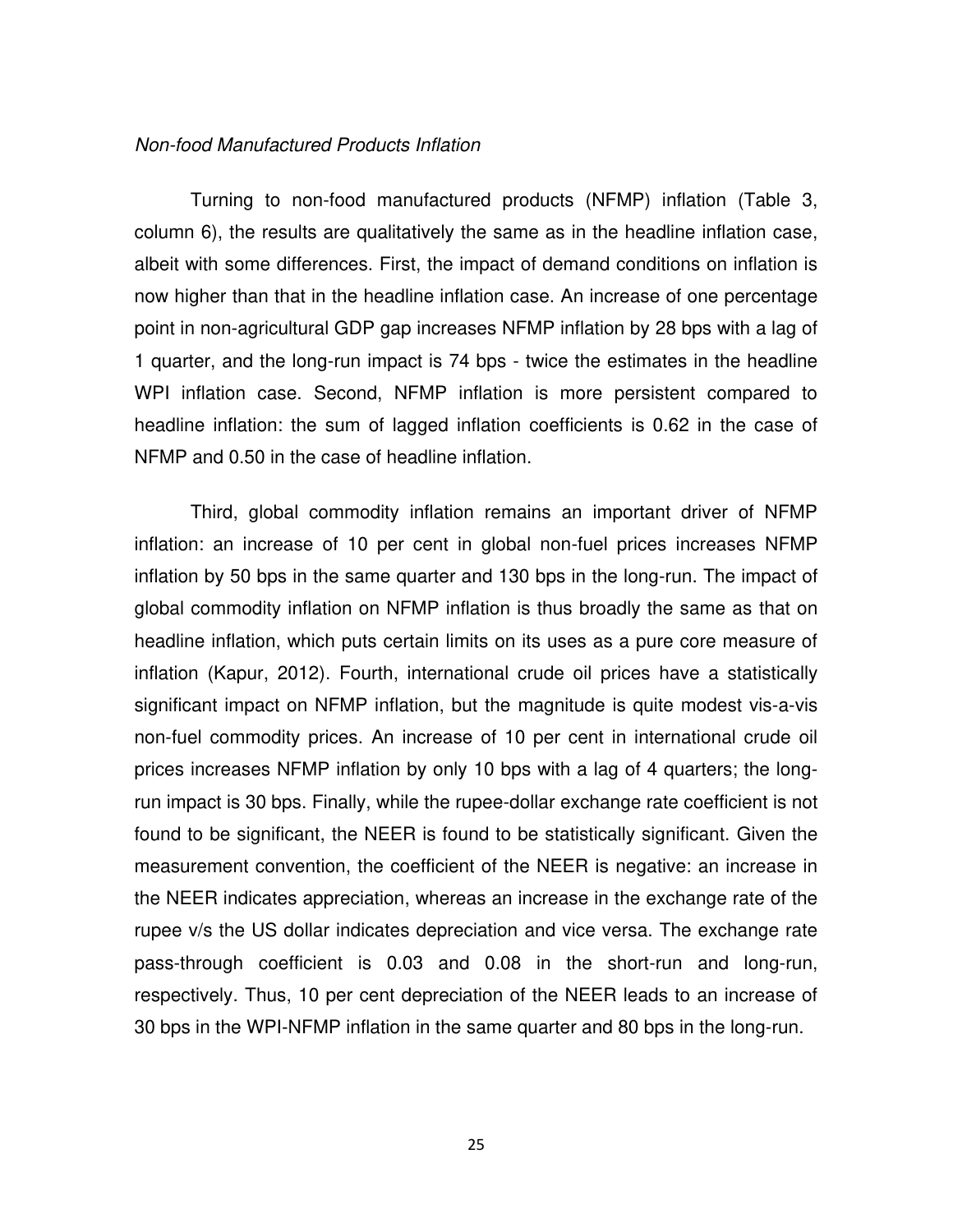*Non-food Manufactured Products Inflation*

Turning to non-food manufactured products (NFMP) inflation (Table 3, column 6), the results are qualitatively the same as in the headline inflation case, albeit with some differences. First, the impact of demand conditions on inflation is now higher than that in the headline inflation case. An increase of one percentage point in non-agricultural GDP gap increases NFMP inflation by 28 bps with a lag of 1 quarter, and the long-run impact is 74 bps - twice the estimates in the headline WPI inflation case. Second, NFMP inflation is more persistent compared to headline inflation: the sum of lagged inflation coefficients is 0.62 in the case of NFMP and 0.50 in the case of headline inflation.

Third, global commodity inflation remains an important driver of NFMP inflation: an increase of 10 per cent in global non-fuel prices increases NFMP inflation by 50 bps in the same quarter and 130 bps in the long-run. The impact of global commodity inflation on NFMP inflation is thus broadly the same as that on headline inflation, which puts certain limits on its uses as a pure core measure of inflation (Kapur, 2012). Fourth, international crude oil prices have a statistically significant impact on NFMP inflation, but the magnitude is quite modest vis-a-vis non-fuel commodity prices. An increase of 10 per cent in international crude oil prices increases NFMP inflation by only 10 bps with a lag of 4 quarters; the long-run impact is 30 bps. Finally, while the rupee-dollar exchange rate coefficient is not found to be significant, the NEER is found to be statistically significant. Given the measurement convention, the coefficient of the NEER is negative: an increase in the NEER indicates appreciation, whereas an increase in the exchange rate of the rupee v/s the US dollar indicates depreciation and vice versa. The exchange rate pass-through coefficient is 0.03 and 0.08 in the short-run and long-run, respectively. Thus, 10 per cent depreciation of the NEER leads to an increase of 30 bps in the WPI-NFMP inflation in the same quarter and 80 bps in the long-run.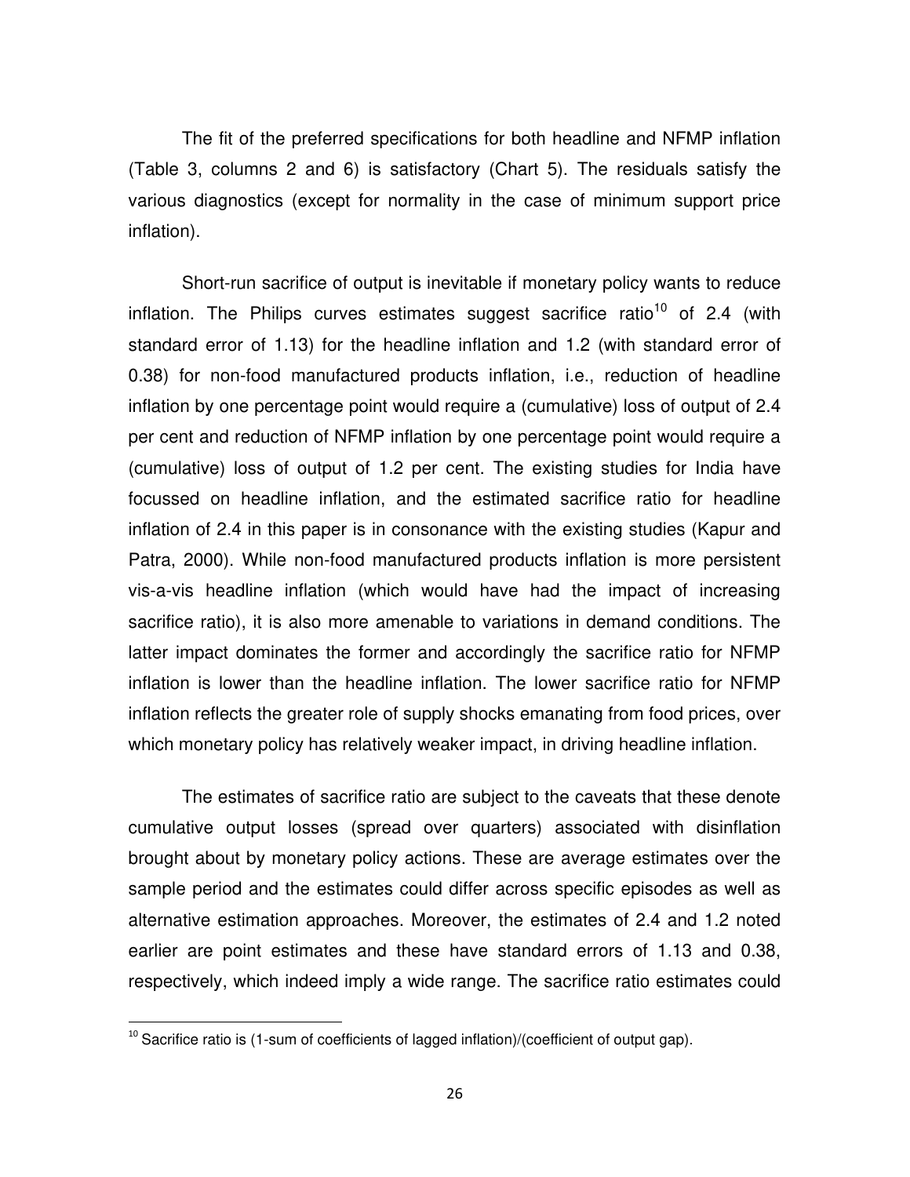The fit of the preferred specifications for both headline and NFMP inflation (Table 3, columns 2 and 6) is satisfactory (Chart 5). The residuals satisfy the various diagnostics (except for normality in the case of minimum support price inflation).

Short-run sacrifice of output is inevitable if monetary policy wants to reduce inflation. The Philips curves estimates suggest sacrifice ratio[10] of 2.4 (with standard error of 1.13) for the headline inflation and 1.2 (with standard error of 0.38) for non-food manufactured products inflation, i.e., reduction of headline inflation by one percentage point would require a (cumulative) loss of output of 2.4 per cent and reduction of NFMP inflation by one percentage point would require a (cumulative) loss of output of 1.2 per cent. The existing studies for India have focussed on headline inflation, and the estimated sacrifice ratio for headline inflation of 2.4 in this paper is in consonance with the existing studies (Kapur and Patra, 2000). While non-food manufactured products inflation is more persistent vis-a-vis headline inflation (which would have had the impact of increasing sacrifice ratio), it is also more amenable to variations in demand conditions. The latter impact dominates the former and accordingly the sacrifice ratio for NFMP inflation is lower than the headline inflation. The lower sacrifice ratio for NFMP inflation reflects the greater role of supply shocks emanating from food prices, over which monetary policy has relatively weaker impact, in driving headline inflation.

The estimates of sacrifice ratio are subject to the caveats that these denote cumulative output losses (spread over quarters) associated with disinflation brought about by monetary policy actions. These are average estimates over the sample period and the estimates could differ across specific episodes as well as alternative estimation approaches. Moreover, the estimates of 2.4 and 1.2 noted earlier are point estimates and these have standard errors of 1.13 and 0.38, respectively, which indeed imply a wide range. The sacrifice ratio estimates could

[10] Sacrifice ratio is (1-sum of coefficients of lagged inflation)/(coefficient of output gap).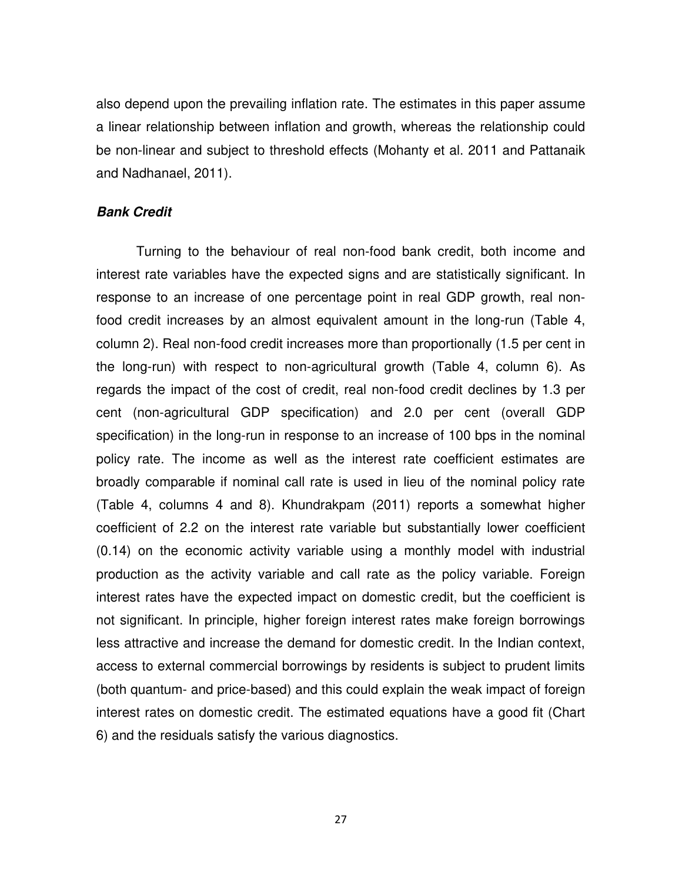also depend upon the prevailing inflation rate. The estimates in this paper assume a linear relationship between inflation and growth, whereas the relationship could be non-linear and subject to threshold effects (Mohanty et al. 2011 and Pattanaik and Nadhanael, 2011).

### *Bank Credit*

Turning to the behaviour of real non-food bank credit, both income and interest rate variables have the expected signs and are statistically significant. In response to an increase of one percentage point in real GDP growth, real non-food credit increases by an almost equivalent amount in the long-run (Table 4, column 2). Real non-food credit increases more than proportionally (1.5 per cent in the long-run) with respect to non-agricultural growth (Table 4, column 6). As regards the impact of the cost of credit, real non-food credit declines by 1.3 per cent (non-agricultural GDP specification) and 2.0 per cent (overall GDP specification) in the long-run in response to an increase of 100 bps in the nominal policy rate. The income as well as the interest rate coefficient estimates are broadly comparable if nominal call rate is used in lieu of the nominal policy rate (Table 4, columns 4 and 8). Khundrakpam (2011) reports a somewhat higher coefficient of 2.2 on the interest rate variable but substantially lower coefficient (0.14) on the economic activity variable using a monthly model with industrial production as the activity variable and call rate as the policy variable. Foreign interest rates have the expected impact on domestic credit, but the coefficient is not significant. In principle, higher foreign interest rates make foreign borrowings less attractive and increase the demand for domestic credit. In the Indian context, access to external commercial borrowings by residents is subject to prudent limits (both quantum- and price-based) and this could explain the weak impact of foreign interest rates on domestic credit. The estimated equations have a good fit (Chart 6) and the residuals satisfy the various diagnostics.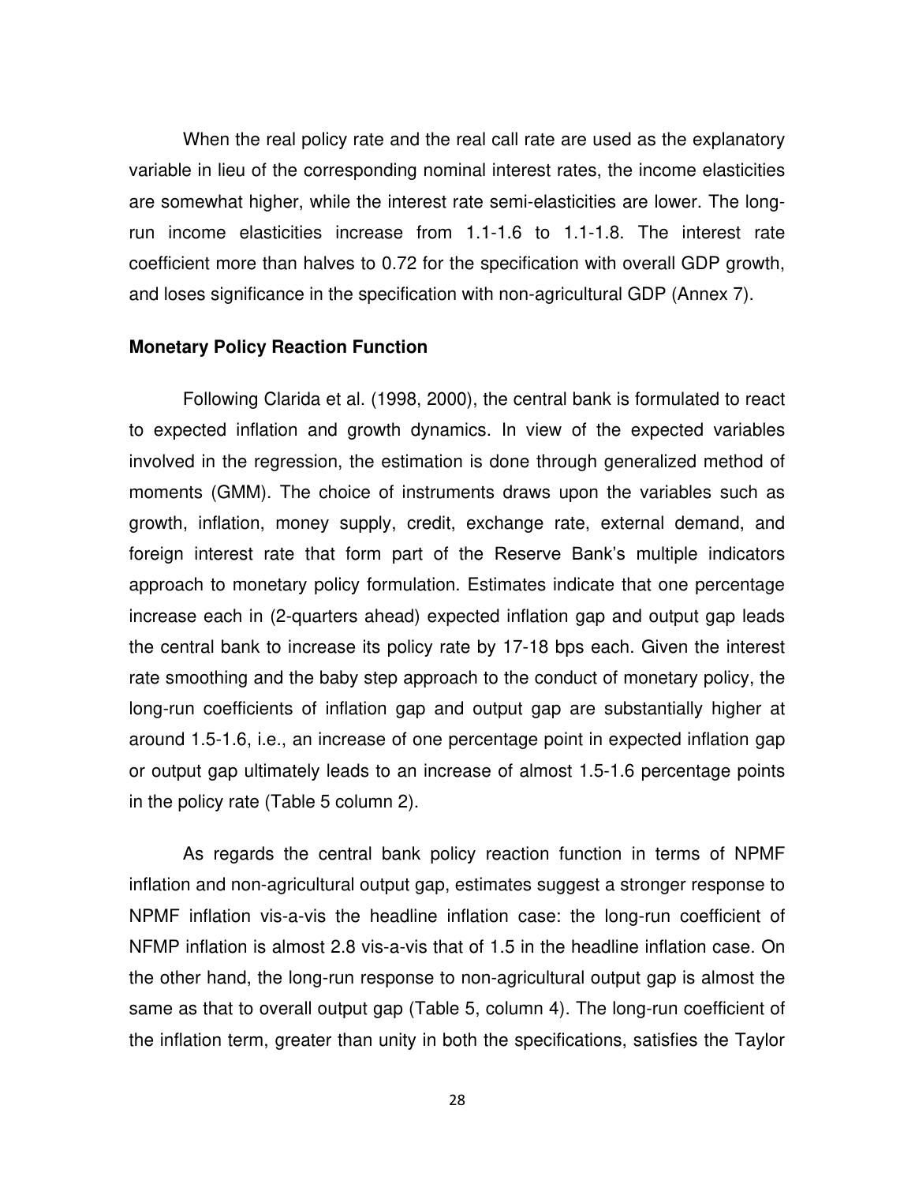When the real policy rate and the real call rate are used as the explanatory variable in lieu of the corresponding nominal interest rates, the income elasticities are somewhat higher, while the interest rate semi-elasticities are lower. The long-run income elasticities increase from 1.1-1.6 to 1.1-1.8. The interest rate coefficient more than halves to 0.72 for the specification with overall GDP growth, and loses significance in the specification with non-agricultural GDP (Annex 7).

**Monetary Policy Reaction Function**

Following Clarida et al. (1998, 2000), the central bank is formulated to react to expected inflation and growth dynamics. In view of the expected variables involved in the regression, the estimation is done through generalized method of moments (GMM). The choice of instruments draws upon the variables such as growth, inflation, money supply, credit, exchange rate, external demand, and foreign interest rate that form part of the Reserve Bank's multiple indicators approach to monetary policy formulation. Estimates indicate that one percentage increase each in (2-quarters ahead) expected inflation gap and output gap leads the central bank to increase its policy rate by 17-18 bps each. Given the interest rate smoothing and the baby step approach to the conduct of monetary policy, the long-run coefficients of inflation gap and output gap are substantially higher at around 1.5-1.6, i.e., an increase of one percentage point in expected inflation gap or output gap ultimately leads to an increase of almost 1.5-1.6 percentage points in the policy rate (Table 5 column 2).

As regards the central bank policy reaction function in terms of NPMF inflation and non-agricultural output gap, estimates suggest a stronger response to NPMF inflation vis-a-vis the headline inflation case: the long-run coefficient of NFMP inflation is almost 2.8 vis-a-vis that of 1.5 in the headline inflation case. On the other hand, the long-run response to non-agricultural output gap is almost the same as that to overall output gap (Table 5, column 4). The long-run coefficient of the inflation term, greater than unity in both the specifications, satisfies the Taylor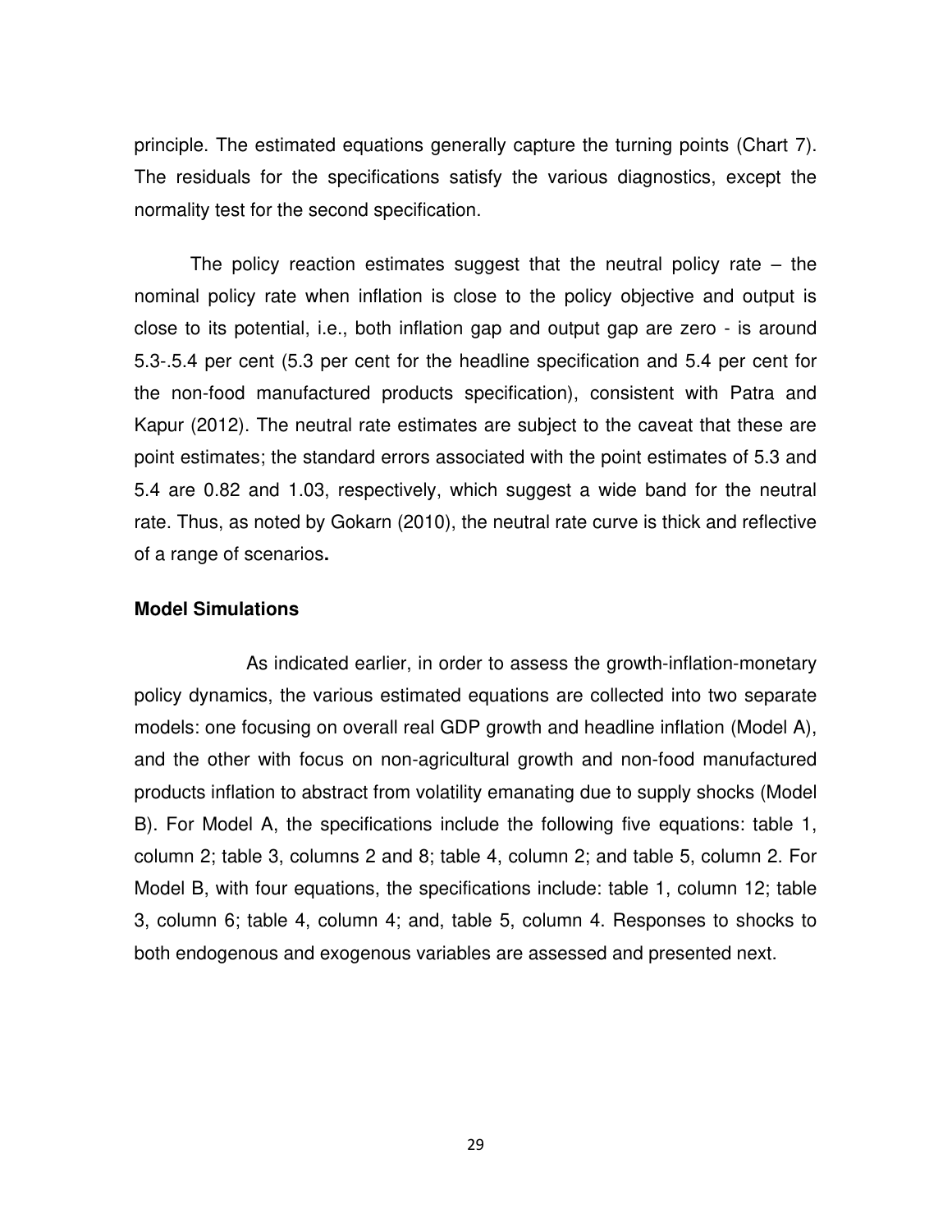principle. The estimated equations generally capture the turning points (Chart 7). The residuals for the specifications satisfy the various diagnostics, except the normality test for the second specification.

The policy reaction estimates suggest that the neutral policy rate – the nominal policy rate when inflation is close to the policy objective and output is close to its potential, i.e., both inflation gap and output gap are zero - is around 5.3-.5.4 per cent (5.3 per cent for the headline specification and 5.4 per cent for the non-food manufactured products specification), consistent with Patra and Kapur (2012). The neutral rate estimates are subject to the caveat that these are point estimates; the standard errors associated with the point estimates of 5.3 and 5.4 are 0.82 and 1.03, respectively, which suggest a wide band for the neutral rate. Thus, as noted by Gokarn (2010), the neutral rate curve is thick and reflective of a range of scenarios**.**

**Model Simulations**

As indicated earlier, in order to assess the growth-inflation-monetary policy dynamics, the various estimated equations are collected into two separate models: one focusing on overall real GDP growth and headline inflation (Model A), and the other with focus on non-agricultural growth and non-food manufactured products inflation to abstract from volatility emanating due to supply shocks (Model B). For Model A, the specifications include the following five equations: table 1, column 2; table 3, columns 2 and 8; table 4, column 2; and table 5, column 2. For Model B, with four equations, the specifications include: table 1, column 12; table 3, column 6; table 4, column 4; and, table 5, column 4. Responses to shocks to both endogenous and exogenous variables are assessed and presented next.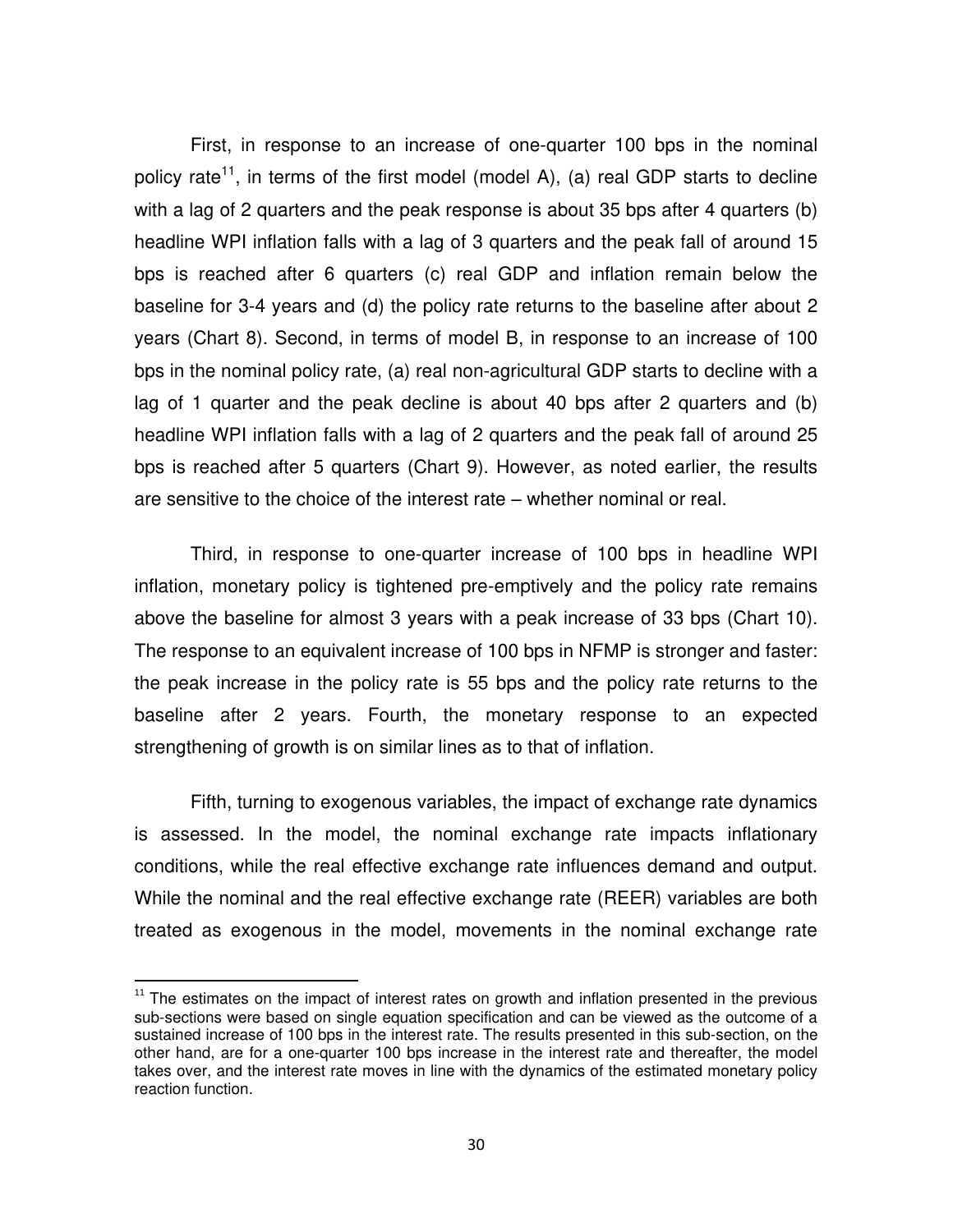First, in response to an increase of one-quarter 100 bps in the nominal policy rate[11], in terms of the first model (model A), (a) real GDP starts to decline with a lag of 2 quarters and the peak response is about 35 bps after 4 quarters (b) headline WPI inflation falls with a lag of 3 quarters and the peak fall of around 15 bps is reached after 6 quarters (c) real GDP and inflation remain below the baseline for 3-4 years and (d) the policy rate returns to the baseline after about 2 years (Chart 8). Second, in terms of model B, in response to an increase of 100 bps in the nominal policy rate, (a) real non-agricultural GDP starts to decline with a lag of 1 quarter and the peak decline is about 40 bps after 2 quarters and (b) headline WPI inflation falls with a lag of 2 quarters and the peak fall of around 25 bps is reached after 5 quarters (Chart 9). However, as noted earlier, the results are sensitive to the choice of the interest rate – whether nominal or real.

Third, in response to one-quarter increase of 100 bps in headline WPI inflation, monetary policy is tightened pre-emptively and the policy rate remains above the baseline for almost 3 years with a peak increase of 33 bps (Chart 10). The response to an equivalent increase of 100 bps in NFMP is stronger and faster: the peak increase in the policy rate is 55 bps and the policy rate returns to the baseline after 2 years. Fourth, the monetary response to an expected strengthening of growth is on similar lines as to that of inflation.

Fifth, turning to exogenous variables, the impact of exchange rate dynamics is assessed. In the model, the nominal exchange rate impacts inflationary conditions, while the real effective exchange rate influences demand and output. While the nominal and the real effective exchange rate (REER) variables are both treated as exogenous in the model, movements in the nominal exchange rate

[11] The estimates on the impact of interest rates on growth and inflation presented in the previous sub-sections were based on single equation specification and can be viewed as the outcome of a sustained increase of 100 bps in the interest rate. The results presented in this sub-section, on the other hand, are for a one-quarter 100 bps increase in the interest rate and thereafter, the model takes over, and the interest rate moves in line with the dynamics of the estimated monetary policy reaction function.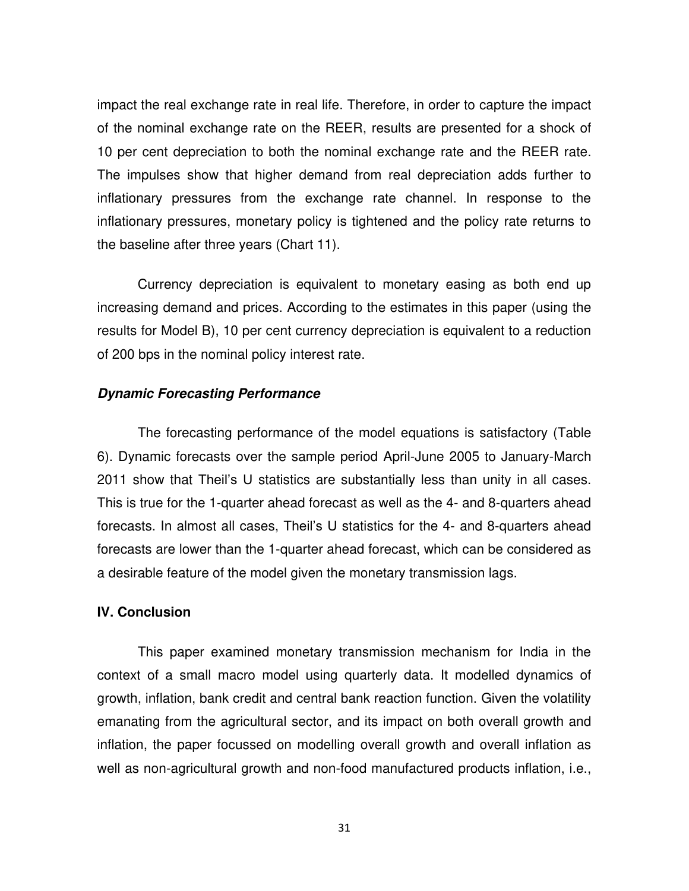impact the real exchange rate in real life. Therefore, in order to capture the impact of the nominal exchange rate on the REER, results are presented for a shock of 10 per cent depreciation to both the nominal exchange rate and the REER rate. The impulses show that higher demand from real depreciation adds further to inflationary pressures from the exchange rate channel. In response to the inflationary pressures, monetary policy is tightened and the policy rate returns to the baseline after three years (Chart 11).

Currency depreciation is equivalent to monetary easing as both end up increasing demand and prices. According to the estimates in this paper (using the results for Model B), 10 per cent currency depreciation is equivalent to a reduction of 200 bps in the nominal policy interest rate.

### *Dynamic Forecasting Performance*

The forecasting performance of the model equations is satisfactory (Table 6). Dynamic forecasts over the sample period April-June 2005 to January-March 2011 show that Theil's U statistics are substantially less than unity in all cases. This is true for the 1-quarter ahead forecast as well as the 4- and 8-quarters ahead forecasts. In almost all cases, Theil's U statistics for the 4- and 8-quarters ahead forecasts are lower than the 1-quarter ahead forecast, which can be considered as a desirable feature of the model given the monetary transmission lags.

## IV. Conclusion

This paper examined monetary transmission mechanism for India in the context of a small macro model using quarterly data. It modelled dynamics of growth, inflation, bank credit and central bank reaction function. Given the volatility emanating from the agricultural sector, and its impact on both overall growth and inflation, the paper focussed on modelling overall growth and overall inflation as well as non-agricultural growth and non-food manufactured products inflation, i.e.,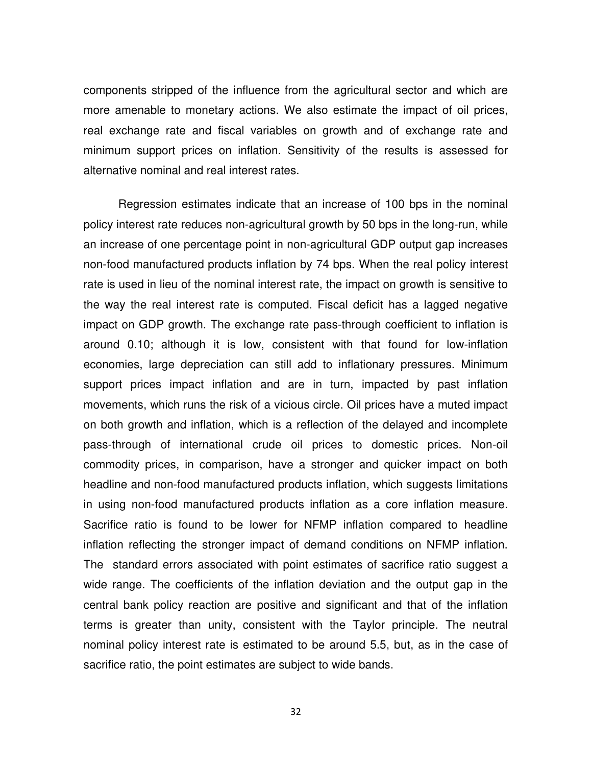components stripped of the influence from the agricultural sector and which are more amenable to monetary actions. We also estimate the impact of oil prices, real exchange rate and fiscal variables on growth and of exchange rate and minimum support prices on inflation. Sensitivity of the results is assessed for alternative nominal and real interest rates.

Regression estimates indicate that an increase of 100 bps in the nominal policy interest rate reduces non-agricultural growth by 50 bps in the long-run, while an increase of one percentage point in non-agricultural GDP output gap increases non-food manufactured products inflation by 74 bps. When the real policy interest rate is used in lieu of the nominal interest rate, the impact on growth is sensitive to the way the real interest rate is computed. Fiscal deficit has a lagged negative impact on GDP growth. The exchange rate pass-through coefficient to inflation is around 0.10; although it is low, consistent with that found for low-inflation economies, large depreciation can still add to inflationary pressures. Minimum support prices impact inflation and are in turn, impacted by past inflation movements, which runs the risk of a vicious circle. Oil prices have a muted impact on both growth and inflation, which is a reflection of the delayed and incomplete pass-through of international crude oil prices to domestic prices. Non-oil commodity prices, in comparison, have a stronger and quicker impact on both headline and non-food manufactured products inflation, which suggests limitations in using non-food manufactured products inflation as a core inflation measure. Sacrifice ratio is found to be lower for NFMP inflation compared to headline inflation reflecting the stronger impact of demand conditions on NFMP inflation. The standard errors associated with point estimates of sacrifice ratio suggest a wide range. The coefficients of the inflation deviation and the output gap in the central bank policy reaction are positive and significant and that of the inflation terms is greater than unity, consistent with the Taylor principle. The neutral nominal policy interest rate is estimated to be around 5.5, but, as in the case of sacrifice ratio, the point estimates are subject to wide bands.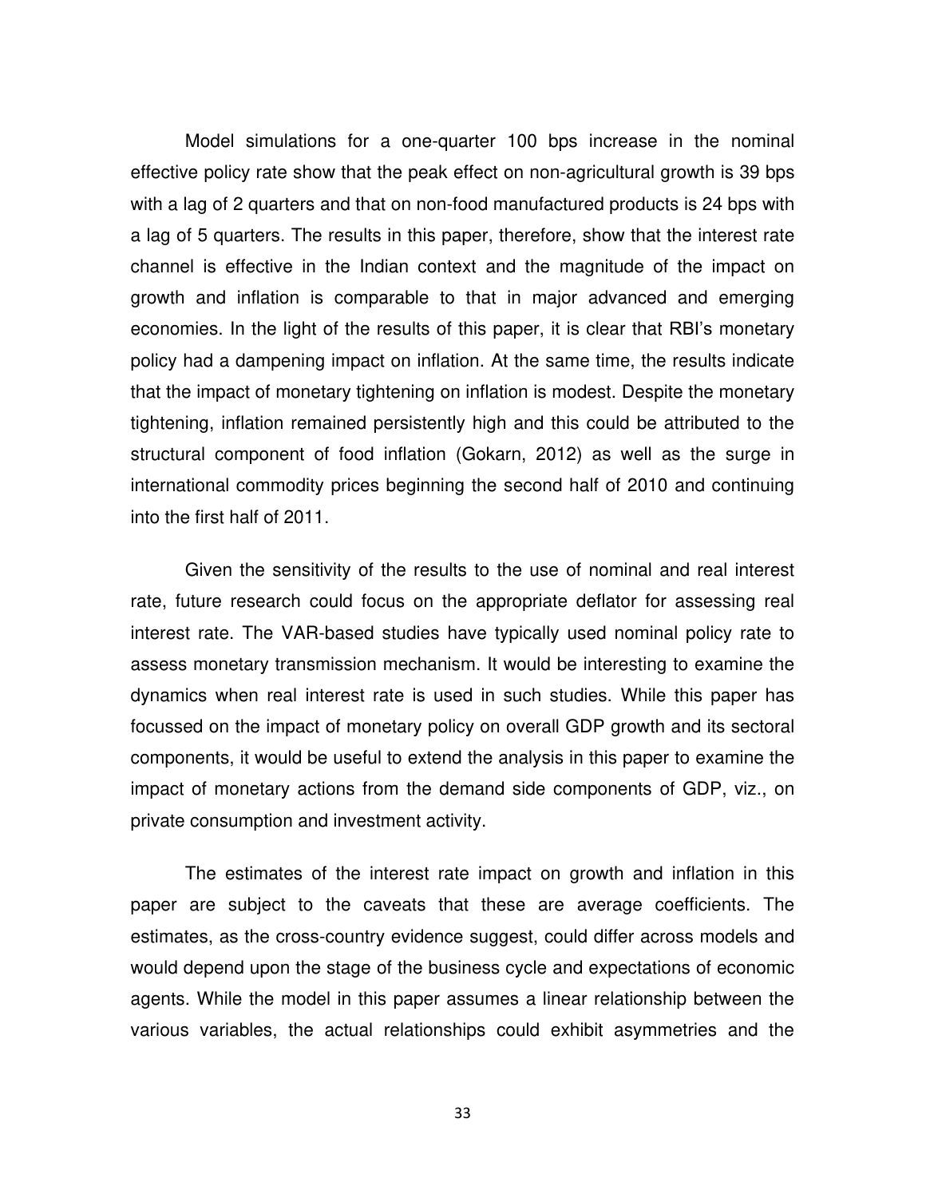Model simulations for a one-quarter 100 bps increase in the nominal effective policy rate show that the peak effect on non-agricultural growth is 39 bps with a lag of 2 quarters and that on non-food manufactured products is 24 bps with a lag of 5 quarters. The results in this paper, therefore, show that the interest rate channel is effective in the Indian context and the magnitude of the impact on growth and inflation is comparable to that in major advanced and emerging economies. In the light of the results of this paper, it is clear that RBI's monetary policy had a dampening impact on inflation. At the same time, the results indicate that the impact of monetary tightening on inflation is modest. Despite the monetary tightening, inflation remained persistently high and this could be attributed to the structural component of food inflation (Gokarn, 2012) as well as the surge in international commodity prices beginning the second half of 2010 and continuing into the first half of 2011.

Given the sensitivity of the results to the use of nominal and real interest rate, future research could focus on the appropriate deflator for assessing real interest rate. The VAR-based studies have typically used nominal policy rate to assess monetary transmission mechanism. It would be interesting to examine the dynamics when real interest rate is used in such studies. While this paper has focussed on the impact of monetary policy on overall GDP growth and its sectoral components, it would be useful to extend the analysis in this paper to examine the impact of monetary actions from the demand side components of GDP, viz., on private consumption and investment activity.

The estimates of the interest rate impact on growth and inflation in this paper are subject to the caveats that these are average coefficients. The estimates, as the cross-country evidence suggest, could differ across models and would depend upon the stage of the business cycle and expectations of economic agents. While the model in this paper assumes a linear relationship between the various variables, the actual relationships could exhibit asymmetries and the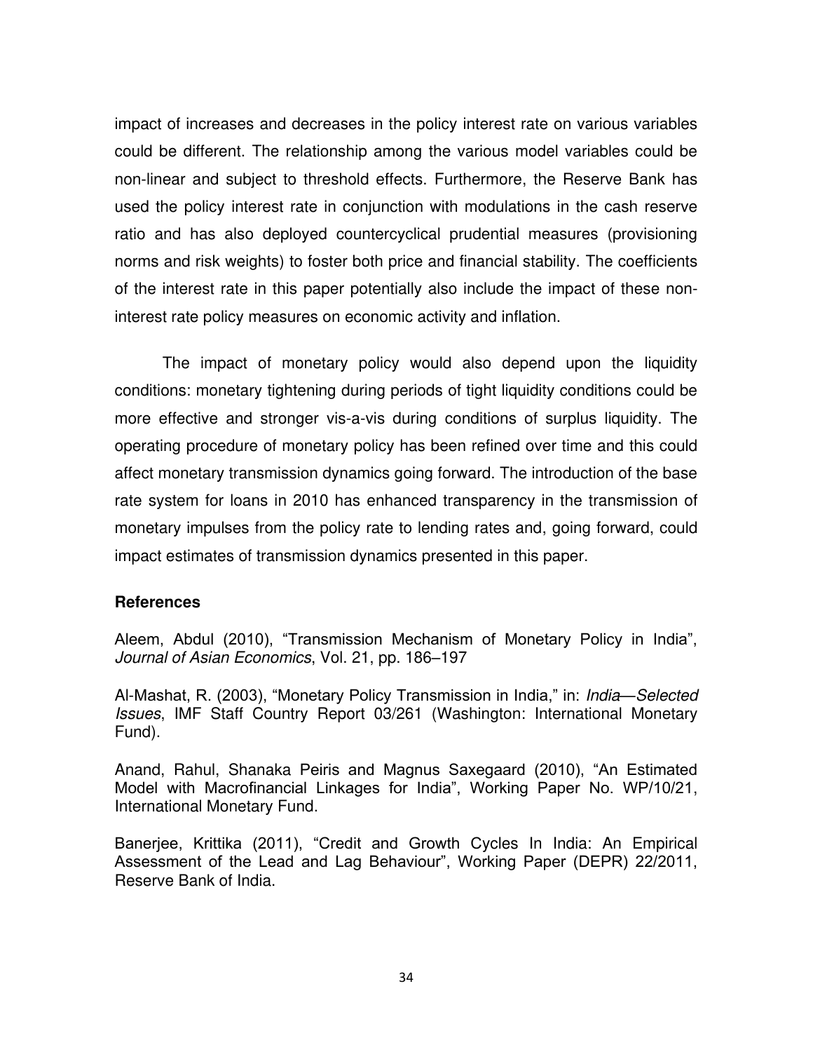impact of increases and decreases in the policy interest rate on various variables could be different. The relationship among the various model variables could be non-linear and subject to threshold effects. Furthermore, the Reserve Bank has used the policy interest rate in conjunction with modulations in the cash reserve ratio and has also deployed countercyclical prudential measures (provisioning norms and risk weights) to foster both price and financial stability. The coefficients of the interest rate in this paper potentially also include the impact of these non-interest rate policy measures on economic activity and inflation.

The impact of monetary policy would also depend upon the liquidity conditions: monetary tightening during periods of tight liquidity conditions could be more effective and stronger vis-a-vis during conditions of surplus liquidity. The operating procedure of monetary policy has been refined over time and this could affect monetary transmission dynamics going forward. The introduction of the base rate system for loans in 2010 has enhanced transparency in the transmission of monetary impulses from the policy rate to lending rates and, going forward, could impact estimates of transmission dynamics presented in this paper.

### References

Aleem, Abdul (2010), "Transmission Mechanism of Monetary Policy in India", *Journal of Asian Economics*, Vol. 21, pp. 186–197

Al-Mashat, R. (2003), "Monetary Policy Transmission in India," in: *India—Selected Issues*, IMF Staff Country Report 03/261 (Washington: International Monetary Fund).

Anand, Rahul, Shanaka Peiris and Magnus Saxegaard (2010), "An Estimated Model with Macrofinancial Linkages for India", Working Paper No. WP/10/21, International Monetary Fund.

Banerjee, Krittika (2011), "Credit and Growth Cycles In India: An Empirical Assessment of the Lead and Lag Behaviour", Working Paper (DEPR) 22/2011, Reserve Bank of India.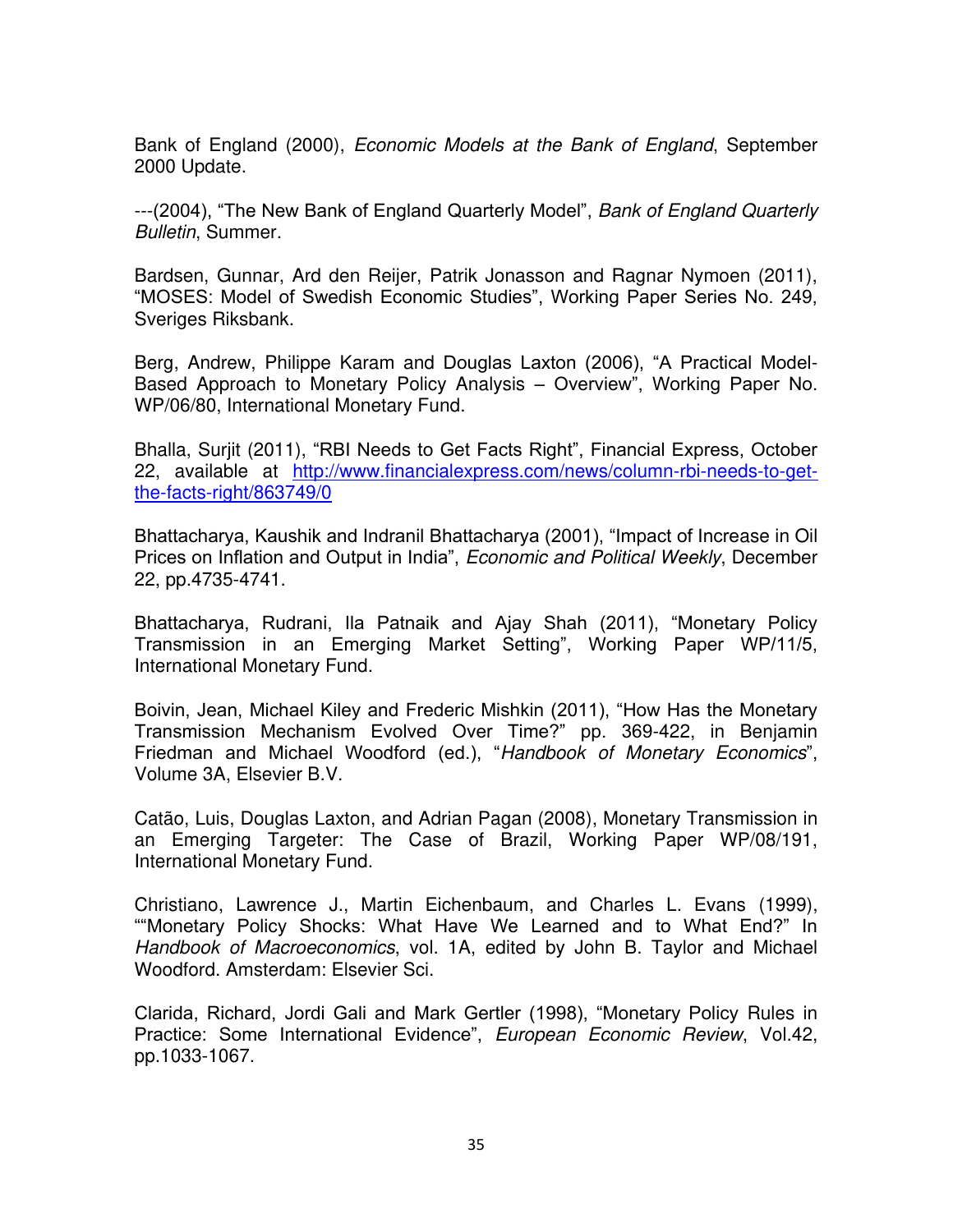Bank of England (2000), *Economic Models at the Bank of England*, September 2000 Update.

---(2004), "The New Bank of England Quarterly Model", *Bank of England Quarterly Bulletin*, Summer.

Bardsen, Gunnar, Ard den Reijer, Patrik Jonasson and Ragnar Nymoen (2011), "MOSES: Model of Swedish Economic Studies", Working Paper Series No. 249, Sveriges Riksbank.

Berg, Andrew, Philippe Karam and Douglas Laxton (2006), "A Practical Model-Based Approach to Monetary Policy Analysis – Overview", Working Paper No. WP/06/80, International Monetary Fund.

Bhalla, Surjit (2011), "RBI Needs to Get Facts Right", Financial Express, October 22, available at [http://www.financialexpress.com/news/column-rbi-needs-to-get-the-facts-right/863749/0](http://www.financialexpress.com/news/column-rbi-needs-to-get-the-facts-right/863749/0)

Bhattacharya, Kaushik and Indranil Bhattacharya (2001), "Impact of Increase in Oil Prices on Inflation and Output in India", *Economic and Political Weekly*, December 22, pp.4735-4741.

Bhattacharya, Rudrani, Ila Patnaik and Ajay Shah (2011), "Monetary Policy Transmission in an Emerging Market Setting", Working Paper WP/11/5, International Monetary Fund.

Boivin, Jean, Michael Kiley and Frederic Mishkin (2011), "How Has the Monetary Transmission Mechanism Evolved Over Time?" pp. 369-422, in Benjamin Friedman and Michael Woodford (ed.), "*Handbook of Monetary Economics*", Volume 3A, Elsevier B.V.

Catão, Luis, Douglas Laxton, and Adrian Pagan (2008), Monetary Transmission in an Emerging Targeter: The Case of Brazil, Working Paper WP/08/191, International Monetary Fund.

Christiano, Lawrence J., Martin Eichenbaum, and Charles L. Evans (1999), ""Monetary Policy Shocks: What Have We Learned and to What End?" In *Handbook of Macroeconomics*, vol. 1A, edited by John B. Taylor and Michael Woodford. Amsterdam: Elsevier Sci.

Clarida, Richard, Jordi Gali and Mark Gertler (1998), "Monetary Policy Rules in Practice: Some International Evidence", *European Economic Review*, Vol.42, pp.1033-1067.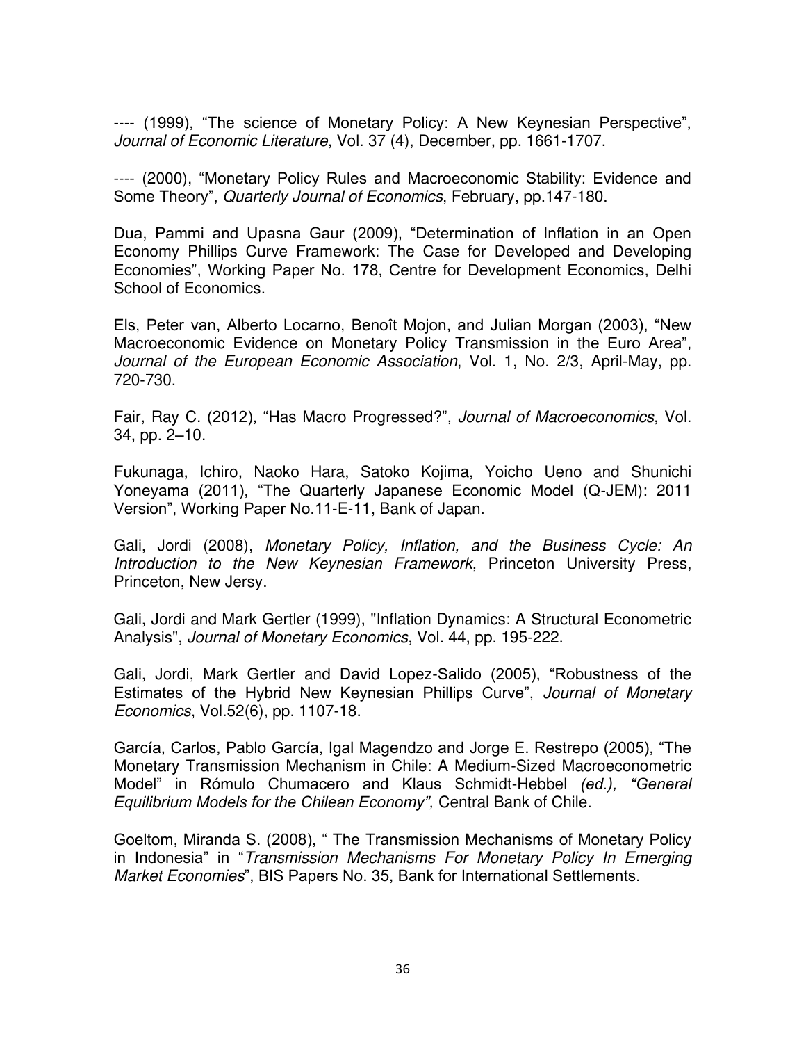---- (1999), "The science of Monetary Policy: A New Keynesian Perspective", *Journal of Economic Literature*, Vol. 37 (4), December, pp. 1661-1707.

---- (2000), "Monetary Policy Rules and Macroeconomic Stability: Evidence and Some Theory", *Quarterly Journal of Economics*, February, pp.147-180.

Dua, Pammi and Upasna Gaur (2009), "Determination of Inflation in an Open Economy Phillips Curve Framework: The Case for Developed and Developing Economies", Working Paper No. 178, Centre for Development Economics, Delhi School of Economics.

Els, Peter van, Alberto Locarno, Benoît Mojon, and Julian Morgan (2003), "New Macroeconomic Evidence on Monetary Policy Transmission in the Euro Area", *Journal of the European Economic Association*, Vol. 1, No. 2/3, April-May, pp. 720-730.

Fair, Ray C. (2012), "Has Macro Progressed?", *Journal of Macroeconomics*, Vol. 34, pp. 2–10.

Fukunaga, Ichiro, Naoko Hara, Satoko Kojima, Yoicho Ueno and Shunichi Yoneyama (2011), "The Quarterly Japanese Economic Model (Q-JEM): 2011 Version", Working Paper No.11-E-11, Bank of Japan.

Gali, Jordi (2008), *Monetary Policy, Inflation, and the Business Cycle: An Introduction to the New Keynesian Framework*, Princeton University Press, Princeton, New Jersy.

Gali, Jordi and Mark Gertler (1999), "Inflation Dynamics: A Structural Econometric Analysis", *Journal of Monetary Economics*, Vol. 44, pp. 195-222.

Gali, Jordi, Mark Gertler and David Lopez-Salido (2005), "Robustness of the Estimates of the Hybrid New Keynesian Phillips Curve", *Journal of Monetary Economics*, Vol.52(6), pp. 1107-18.

García, Carlos, Pablo García, Igal Magendzo and Jorge E. Restrepo (2005), "The Monetary Transmission Mechanism in Chile: A Medium-Sized Macroeconometric Model" in Rómulo Chumacero and Klaus Schmidt-Hebbel *(ed.), "General Equilibrium Models for the Chilean Economy",* Central Bank of Chile.

Goeltom, Miranda S. (2008), " The Transmission Mechanisms of Monetary Policy in Indonesia" in "*Transmission Mechanisms For Monetary Policy In Emerging Market Economies*", BIS Papers No. 35, Bank for International Settlements.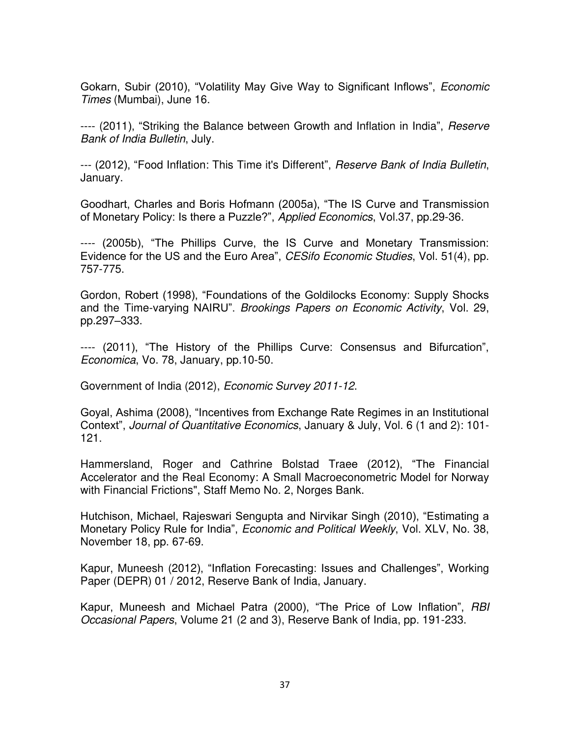Gokarn, Subir (2010), "Volatility May Give Way to Significant Inflows", *Economic Times* (Mumbai), June 16.

---- (2011), "Striking the Balance between Growth and Inflation in India", *Reserve Bank of India Bulletin*, July.

--- (2012), "Food Inflation: This Time it's Different", *Reserve Bank of India Bulletin*, January.

Goodhart, Charles and Boris Hofmann (2005a), "The IS Curve and Transmission of Monetary Policy: Is there a Puzzle?", *Applied Economics*, Vol.37, pp.29-36.

---- (2005b), "The Phillips Curve, the IS Curve and Monetary Transmission: Evidence for the US and the Euro Area", *CESifo Economic Studies*, Vol. 51(4), pp. 757-775.

Gordon, Robert (1998), "Foundations of the Goldilocks Economy: Supply Shocks and the Time-varying NAIRU". *Brookings Papers on Economic Activity*, Vol. 29, pp.297–333.

---- (2011), "The History of the Phillips Curve: Consensus and Bifurcation", *Economica*, Vo. 78, January, pp.10-50.

Government of India (2012), *Economic Survey 2011-12*.

Goyal, Ashima (2008), "Incentives from Exchange Rate Regimes in an Institutional Context", *Journal of Quantitative Economics*, January & July, Vol. 6 (1 and 2): 101-121.

Hammersland, Roger and Cathrine Bolstad Traee (2012), "The Financial Accelerator and the Real Economy: A Small Macroeconometric Model for Norway with Financial Frictions", Staff Memo No. 2, Norges Bank.

Hutchison, Michael, Rajeswari Sengupta and Nirvikar Singh (2010), "Estimating a Monetary Policy Rule for India", *Economic and Political Weekly*, Vol. XLV, No. 38, November 18, pp. 67-69.

Kapur, Muneesh (2012), "Inflation Forecasting: Issues and Challenges", Working Paper (DEPR) 01 / 2012, Reserve Bank of India, January.

Kapur, Muneesh and Michael Patra (2000), "The Price of Low Inflation", *RBI Occasional Papers*, Volume 21 (2 and 3), Reserve Bank of India, pp. 191-233.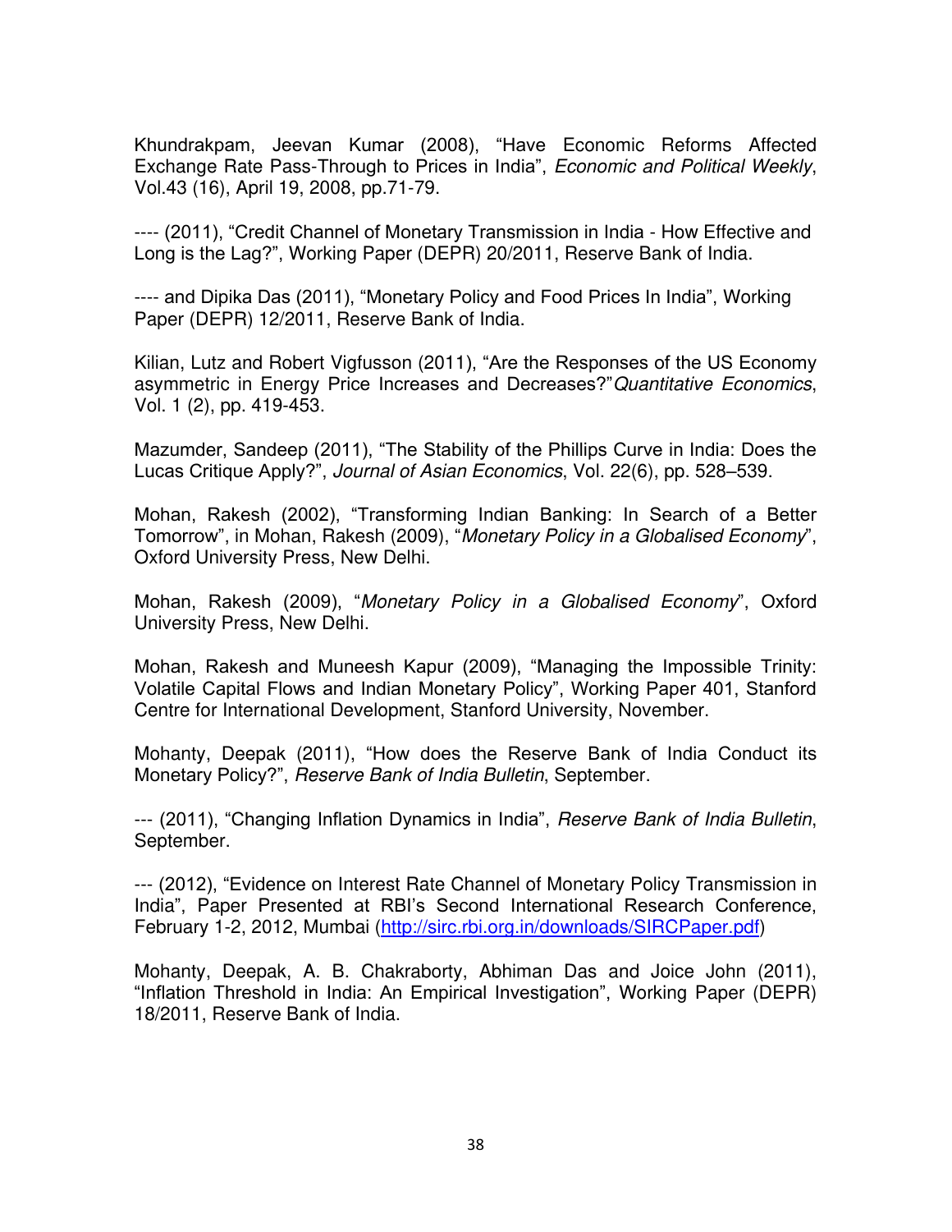Khundrakpam, Jeevan Kumar (2008), "Have Economic Reforms Affected Exchange Rate Pass-Through to Prices in India", *Economic and Political Weekly*, Vol.43 (16), April 19, 2008, pp.71-79.

---- (2011), "Credit Channel of Monetary Transmission in India - How Effective and Long is the Lag?", Working Paper (DEPR) 20/2011, Reserve Bank of India.

---- and Dipika Das (2011), "Monetary Policy and Food Prices In India", Working Paper (DEPR) 12/2011, Reserve Bank of India.

Kilian, Lutz and Robert Vigfusson (2011), "Are the Responses of the US Economy asymmetric in Energy Price Increases and Decreases?"*Quantitative Economics*, Vol. 1 (2), pp. 419-453.

Mazumder, Sandeep (2011), "The Stability of the Phillips Curve in India: Does the Lucas Critique Apply?", *Journal of Asian Economics*, Vol. 22(6), pp. 528–539.

Mohan, Rakesh (2002), "Transforming Indian Banking: In Search of a Better Tomorrow", in Mohan, Rakesh (2009), "*Monetary Policy in a Globalised Economy*", Oxford University Press, New Delhi.

Mohan, Rakesh (2009), "*Monetary Policy in a Globalised Economy*", Oxford University Press, New Delhi.

Mohan, Rakesh and Muneesh Kapur (2009), "Managing the Impossible Trinity: Volatile Capital Flows and Indian Monetary Policy", Working Paper 401, Stanford Centre for International Development, Stanford University, November.

Mohanty, Deepak (2011), "How does the Reserve Bank of India Conduct its Monetary Policy?", *Reserve Bank of India Bulletin*, September.

--- (2011), "Changing Inflation Dynamics in India", *Reserve Bank of India Bulletin*, September.

--- (2012), "Evidence on Interest Rate Channel of Monetary Policy Transmission in India", Paper Presented at RBI's Second International Research Conference, February 1-2, 2012, Mumbai (http://sirc.rbi.org.in/downloads/SIRCPaper.pdf)

Mohanty, Deepak, A. B. Chakraborty, Abhiman Das and Joice John (2011), "Inflation Threshold in India: An Empirical Investigation", Working Paper (DEPR) 18/2011, Reserve Bank of India.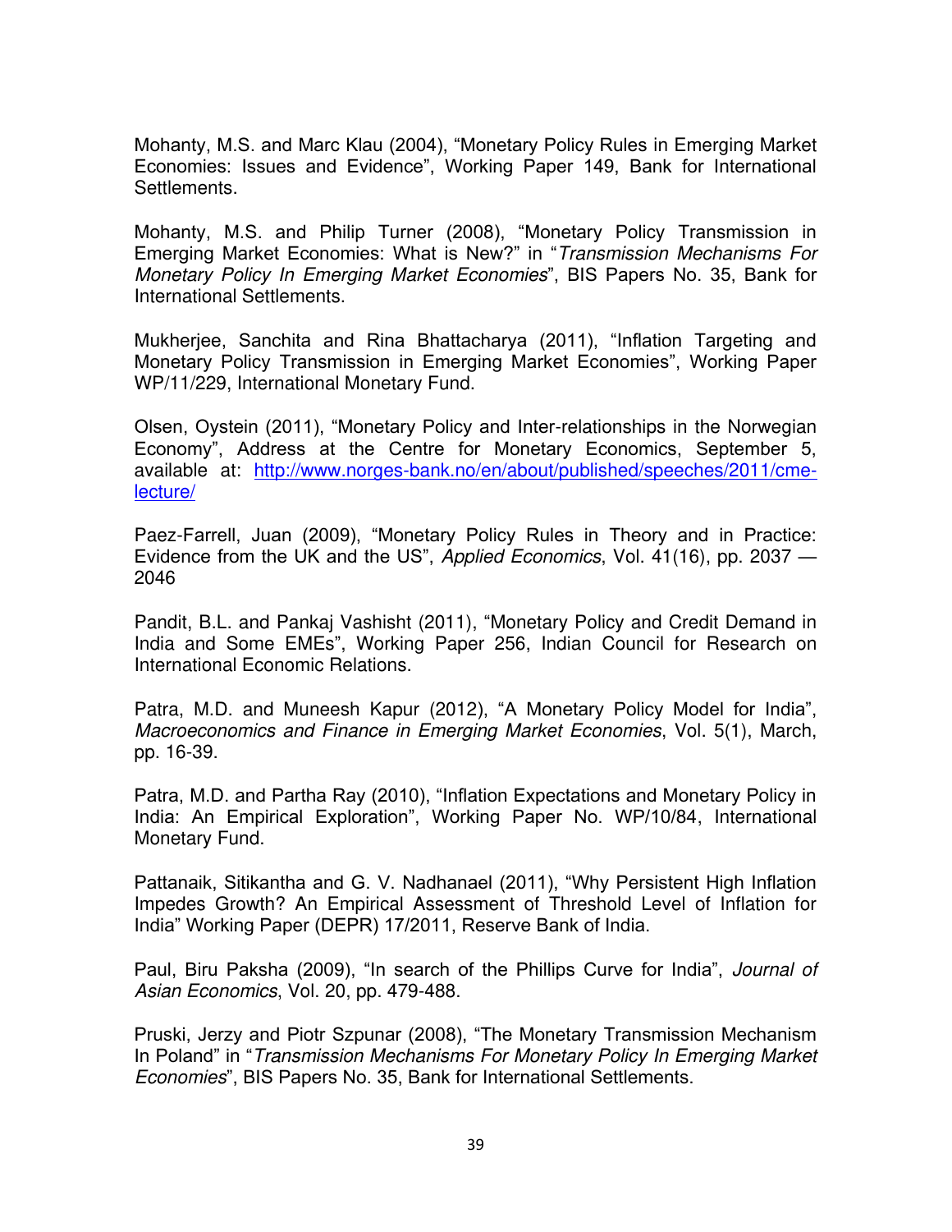Mohanty, M.S. and Marc Klau (2004), “Monetary Policy Rules in Emerging Market Economies: Issues and Evidence”, Working Paper 149, Bank for International Settlements.

Mohanty, M.S. and Philip Turner (2008), “Monetary Policy Transmission in Emerging Market Economies: What is New?” in “*Transmission Mechanisms For Monetary Policy In Emerging Market Economies*”, BIS Papers No. 35, Bank for International Settlements.

Mukherjee, Sanchita and Rina Bhattacharya (2011), “Inflation Targeting and Monetary Policy Transmission in Emerging Market Economies”, Working Paper WP/11/229, International Monetary Fund.

Olsen, Oystein (2011), “Monetary Policy and Inter-relationships in the Norwegian Economy”, Address at the Centre for Monetary Economics, September 5, available at: http://www.norges-bank.no/en/about/published/speeches/2011/cme-lecture/

Paez-Farrell, Juan (2009), “Monetary Policy Rules in Theory and in Practice: Evidence from the UK and the US”, *Applied Economics*, Vol. 41(16), pp. 2037 — 2046

Pandit, B.L. and Pankaj Vashisht (2011), “Monetary Policy and Credit Demand in India and Some EMEs”, Working Paper 256, Indian Council for Research on International Economic Relations.

Patra, M.D. and Muneesh Kapur (2012), “A Monetary Policy Model for India”, *Macroeconomics and Finance in Emerging Market Economies*, Vol. 5(1), March, pp. 16-39.

Patra, M.D. and Partha Ray (2010), “Inflation Expectations and Monetary Policy in India: An Empirical Exploration”, Working Paper No. WP/10/84, International Monetary Fund.

Pattanaik, Sitikantha and G. V. Nadhanael (2011), “Why Persistent High Inflation Impedes Growth? An Empirical Assessment of Threshold Level of Inflation for India” Working Paper (DEPR) 17/2011, Reserve Bank of India.

Paul, Biru Paksha (2009), “In search of the Phillips Curve for India”, *Journal of Asian Economics*, Vol. 20, pp. 479-488.

Pruski, Jerzy and Piotr Szpunar (2008), “The Monetary Transmission Mechanism In Poland” in “*Transmission Mechanisms For Monetary Policy In Emerging Market Economies*”, BIS Papers No. 35, Bank for International Settlements.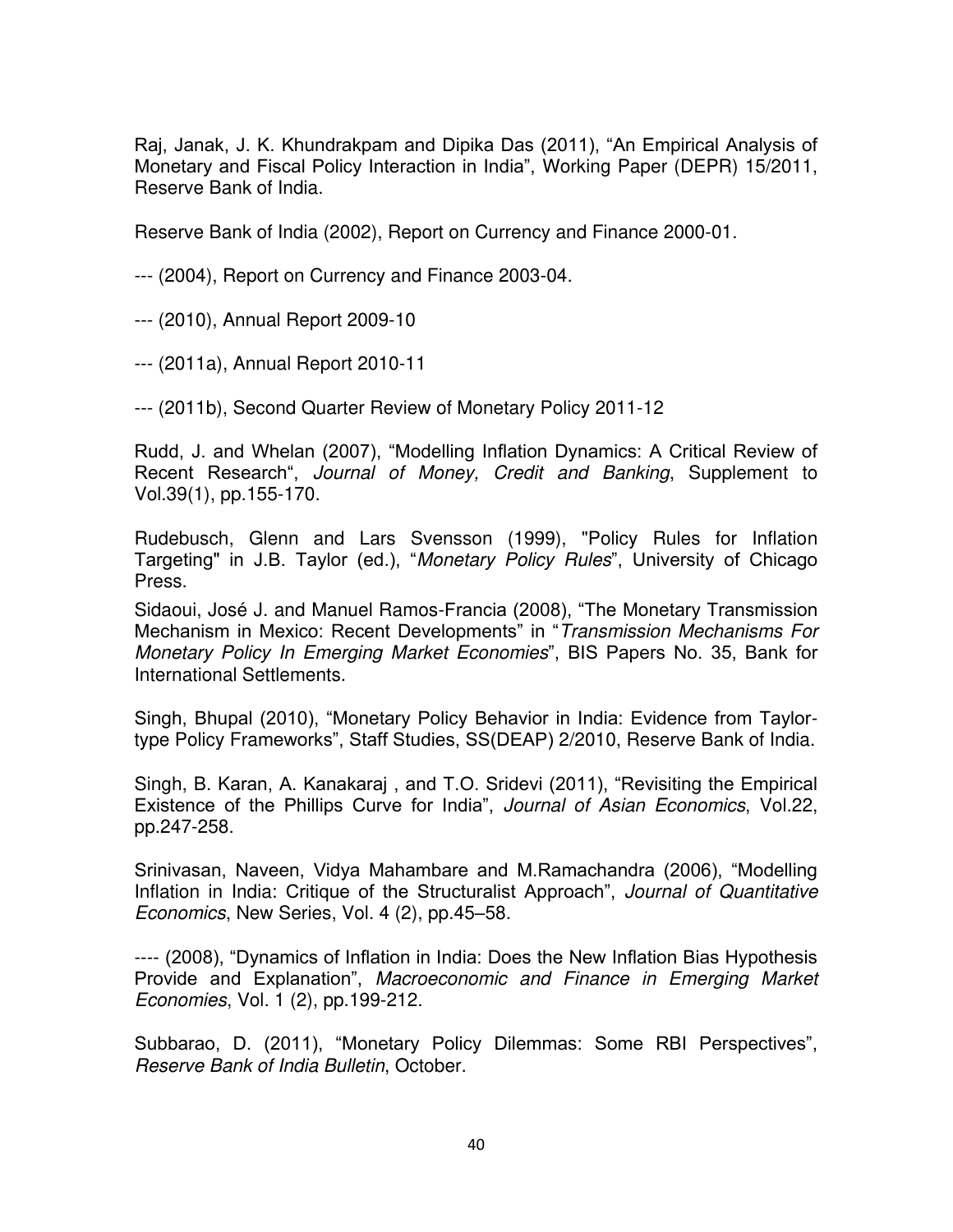Raj, Janak, J. K. Khundrakpam and Dipika Das (2011), "An Empirical Analysis of Monetary and Fiscal Policy Interaction in India", Working Paper (DEPR) 15/2011, Reserve Bank of India.

Reserve Bank of India (2002), Report on Currency and Finance 2000-01.

--- (2004), Report on Currency and Finance 2003-04.

--- (2010), Annual Report 2009-10

--- (2011a), Annual Report 2010-11

--- (2011b), Second Quarter Review of Monetary Policy 2011-12

Rudd, J. and Whelan (2007), "Modelling Inflation Dynamics: A Critical Review of Recent Research", *Journal of Money, Credit and Banking*, Supplement to Vol.39(1), pp.155-170.

Rudebusch, Glenn and Lars Svensson (1999), "Policy Rules for Inflation Targeting" in J.B. Taylor (ed.), "*Monetary Policy Rules*", University of Chicago Press.

Sidaoui, José J. and Manuel Ramos-Francia (2008), "The Monetary Transmission Mechanism in Mexico: Recent Developments" in "*Transmission Mechanisms For Monetary Policy In Emerging Market Economies*", BIS Papers No. 35, Bank for International Settlements.

Singh, Bhupal (2010), "Monetary Policy Behavior in India: Evidence from Taylor-type Policy Frameworks", Staff Studies, SS(DEAP) 2/2010, Reserve Bank of India.

Singh, B. Karan, A. Kanakaraj , and T.O. Sridevi (2011), "Revisiting the Empirical Existence of the Phillips Curve for India", *Journal of Asian Economics*, Vol.22, pp.247-258.

Srinivasan, Naveen, Vidya Mahambare and M.Ramachandra (2006), "Modelling Inflation in India: Critique of the Structuralist Approach", *Journal of Quantitative Economics*, New Series, Vol. 4 (2), pp.45–58.

---- (2008), "Dynamics of Inflation in India: Does the New Inflation Bias Hypothesis Provide and Explanation", *Macroeconomic and Finance in Emerging Market Economies*, Vol. 1 (2), pp.199-212.

Subbarao, D. (2011), "Monetary Policy Dilemmas: Some RBI Perspectives", *Reserve Bank of India Bulletin*, October.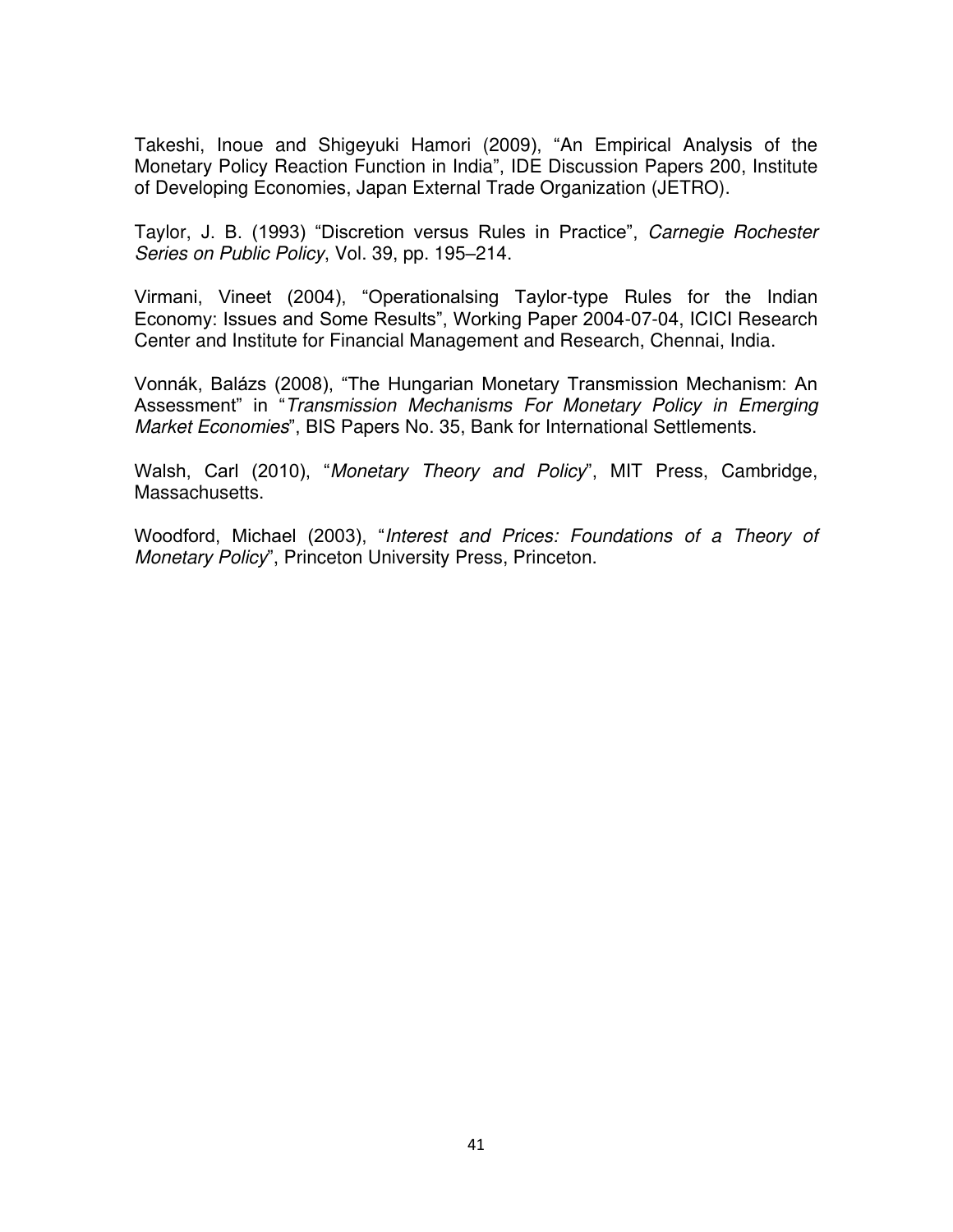Takeshi, Inoue and Shigeyuki Hamori (2009), "An Empirical Analysis of the Monetary Policy Reaction Function in India", IDE Discussion Papers 200, Institute of Developing Economies, Japan External Trade Organization (JETRO).

Taylor, J. B. (1993) "Discretion versus Rules in Practice", *Carnegie Rochester Series on Public Policy*, Vol. 39, pp. 195–214.

Virmani, Vineet (2004), "Operationalsing Taylor-type Rules for the Indian Economy: Issues and Some Results", Working Paper 2004-07-04, ICICI Research Center and Institute for Financial Management and Research, Chennai, India.

Vonnák, Balázs (2008), "The Hungarian Monetary Transmission Mechanism: An Assessment" in "*Transmission Mechanisms For Monetary Policy in Emerging Market Economies*", BIS Papers No. 35, Bank for International Settlements.

Walsh, Carl (2010), "*Monetary Theory and Policy*", MIT Press, Cambridge, Massachusetts.

Woodford, Michael (2003), "*Interest and Prices: Foundations of a Theory of Monetary Policy*", Princeton University Press, Princeton.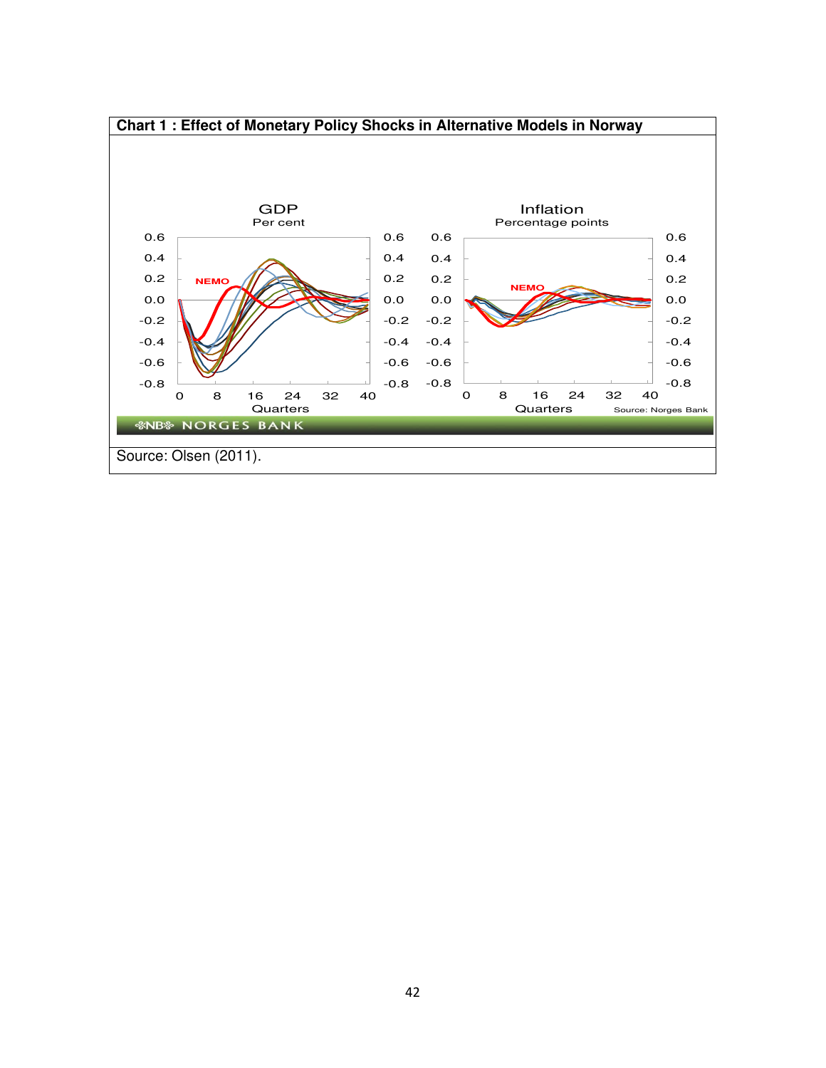**Chart 1 : Effect of Monetary Policy Shocks in Alternative Models in Norway**

Source: Olsen (2011).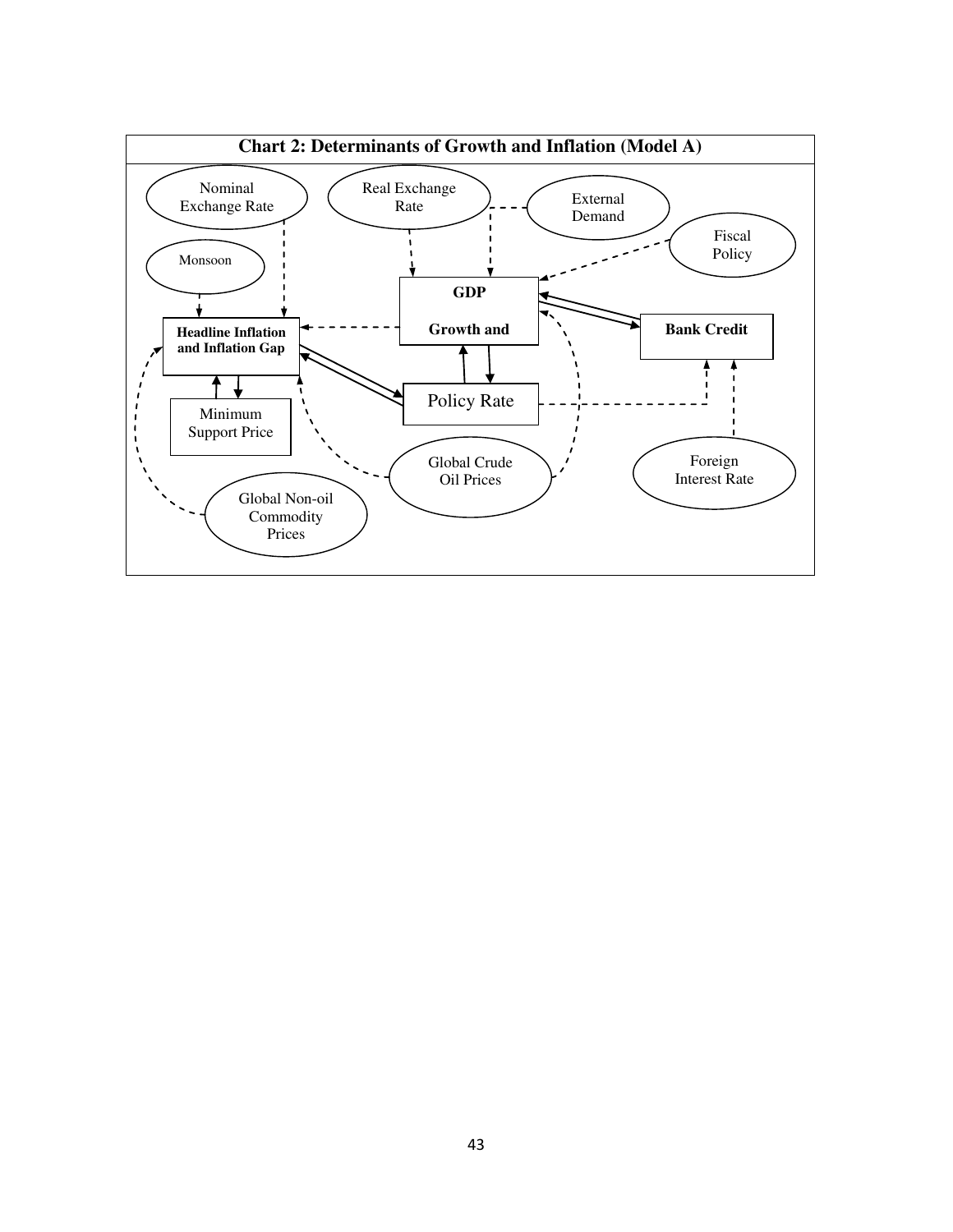**Chart 2: Determinants of Growth and Inflation (Model A)**

Nominal Exchange Rate

Real Exchange Rate

External Demand

Fiscal Policy

Monsoon

GDP

Growth and

Headline Inflation and Inflation Gap

Bank Credit

Policy Rate

Minimum Support Price

Global Crude Oil Prices

Foreign Interest Rate

Global Non-oil Commodity Prices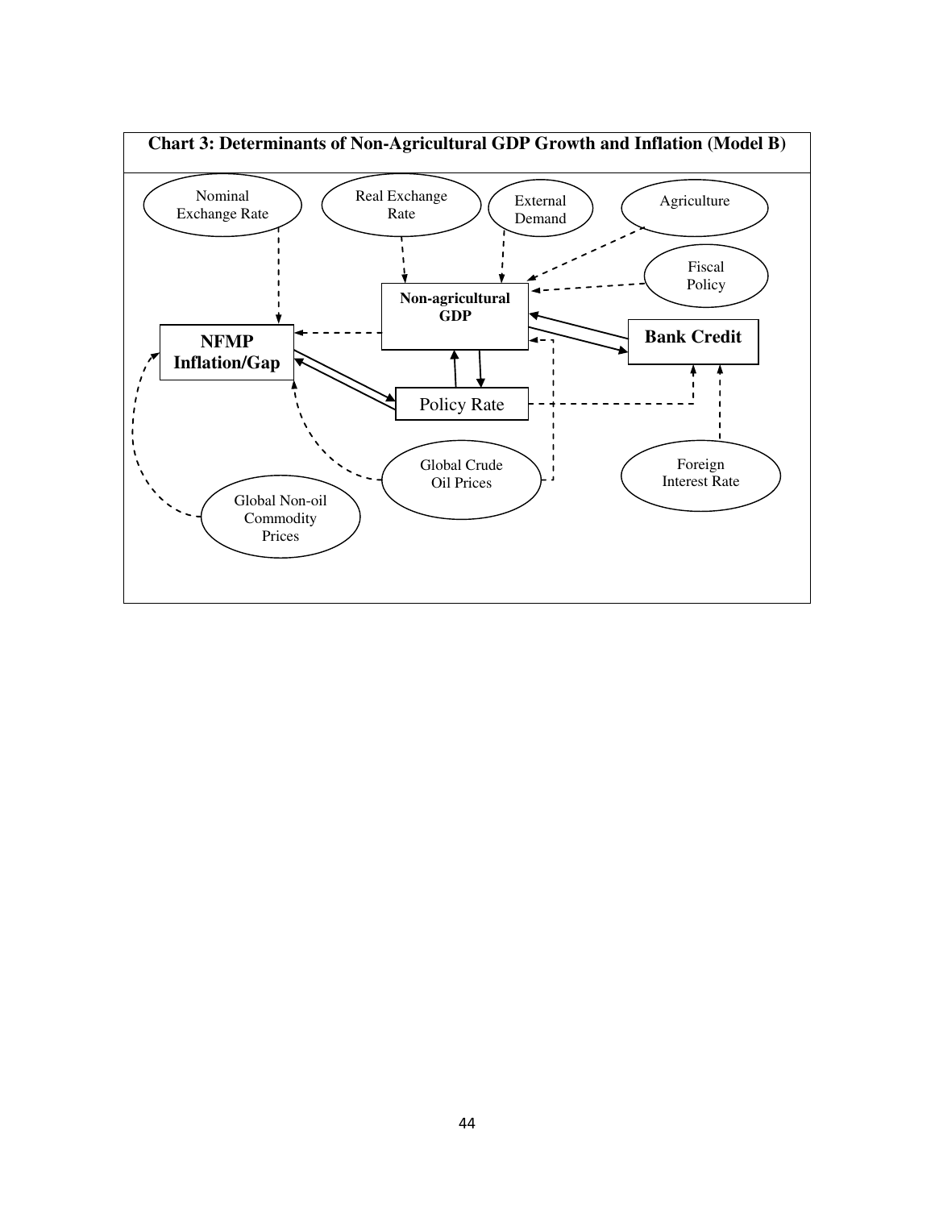**Chart 3: Determinants of Non-Agricultural GDP Growth and Inflation (Model B)**

Nominal Exchange Rate

Real Exchange Rate

External Demand

Agriculture

Fiscal Policy

Non-agricultural GDP

NFMP Inflation/Gap

Bank Credit

Policy Rate

Global Crude Oil Prices

Foreign Interest Rate

Global Non-oil Commodity Prices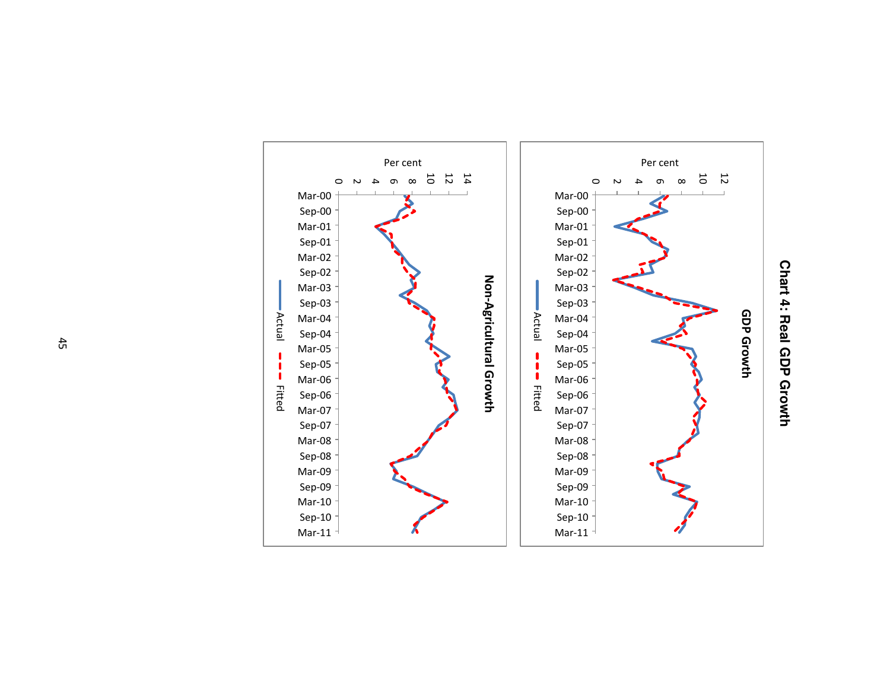# Chart 4: Real GDP Growth

## GDP Growth

## Non-Agricultural Growth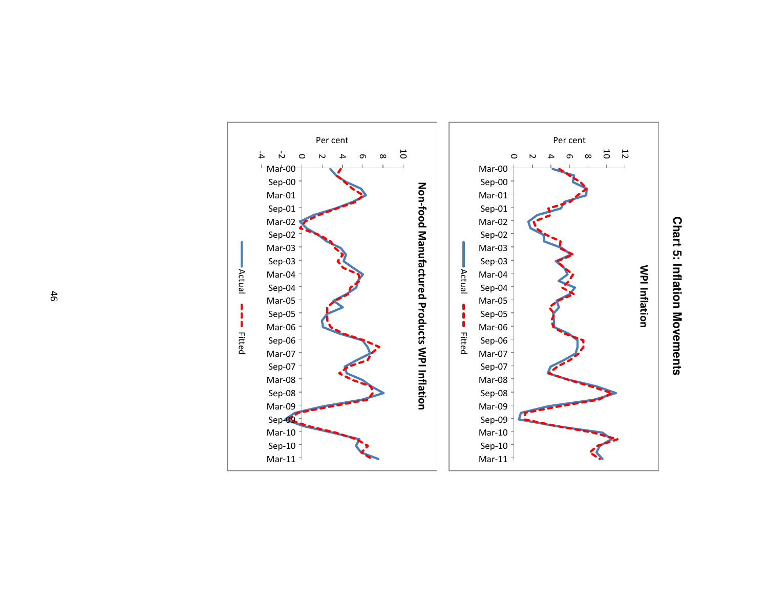# Chart 5: Inflation Movements

## WPI Inflation

## Non-food Manufactured Products WPI Inflation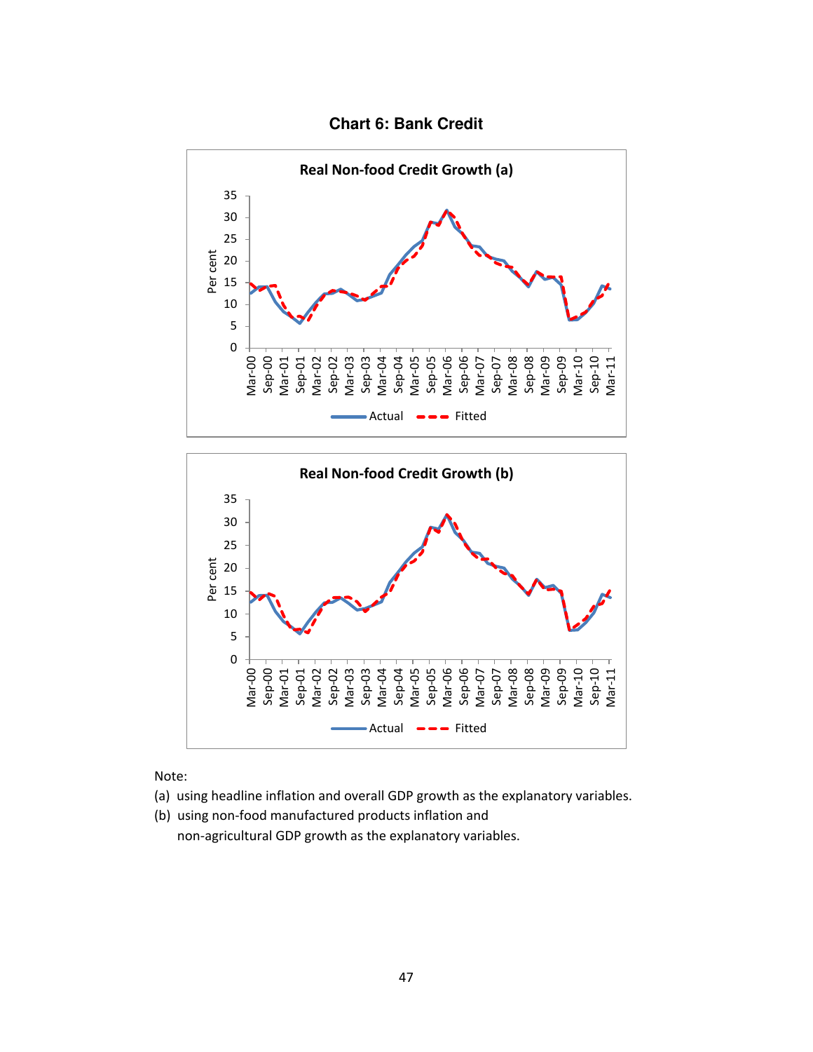**Chart 6: Bank Credit**

Real Non-food Credit Growth (a)

Real Non-food Credit Growth (b)

Note:

(a) using headline inflation and overall GDP growth as the explanatory variables.

(b) using non-food manufactured products inflation and non-agricultural GDP growth as the explanatory variables.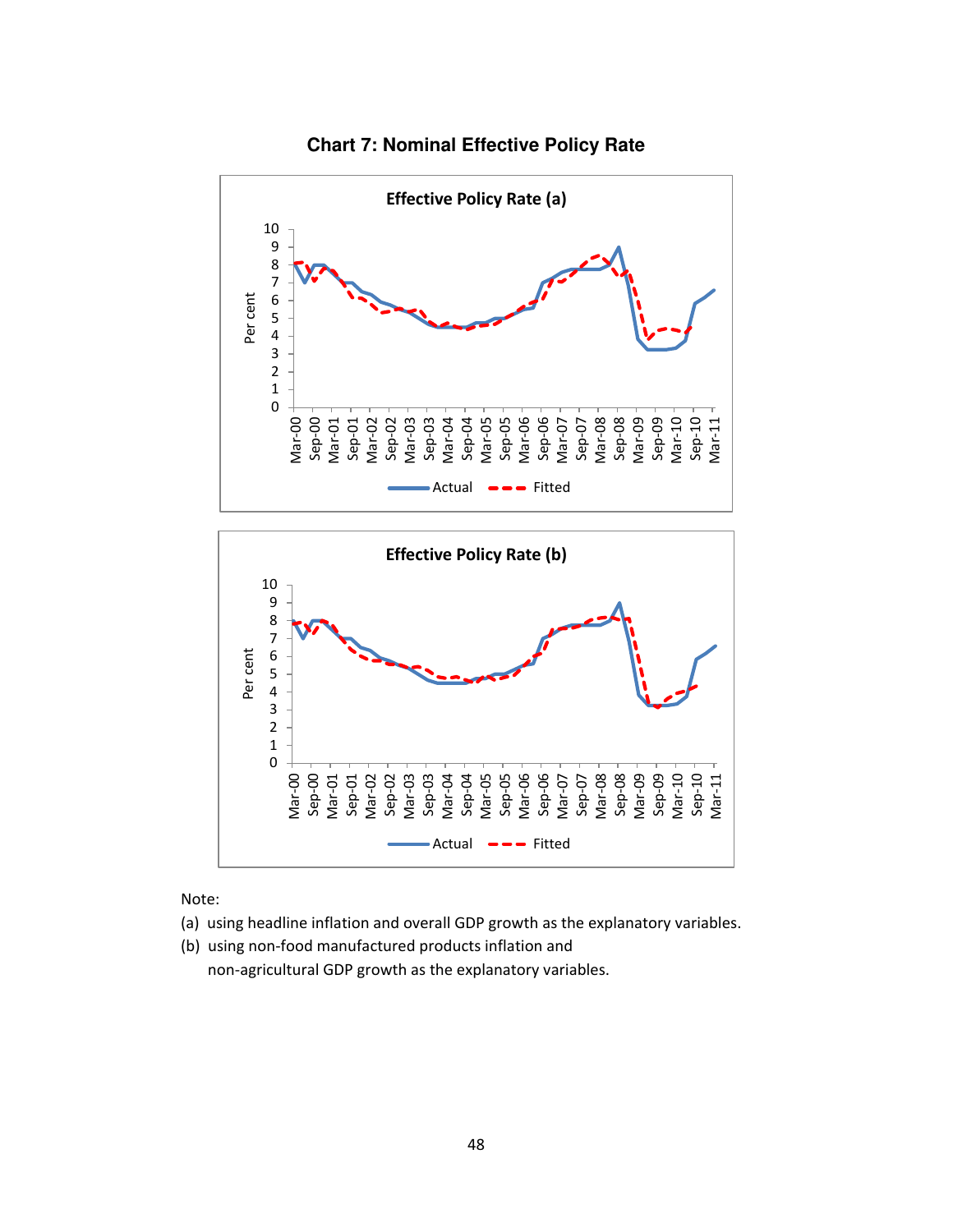**Chart 7: Nominal Effective Policy Rate**

Note:

(a) using headline inflation and overall GDP growth as the explanatory variables.

(b) using non-food manufactured products inflation and non-agricultural GDP growth as the explanatory variables.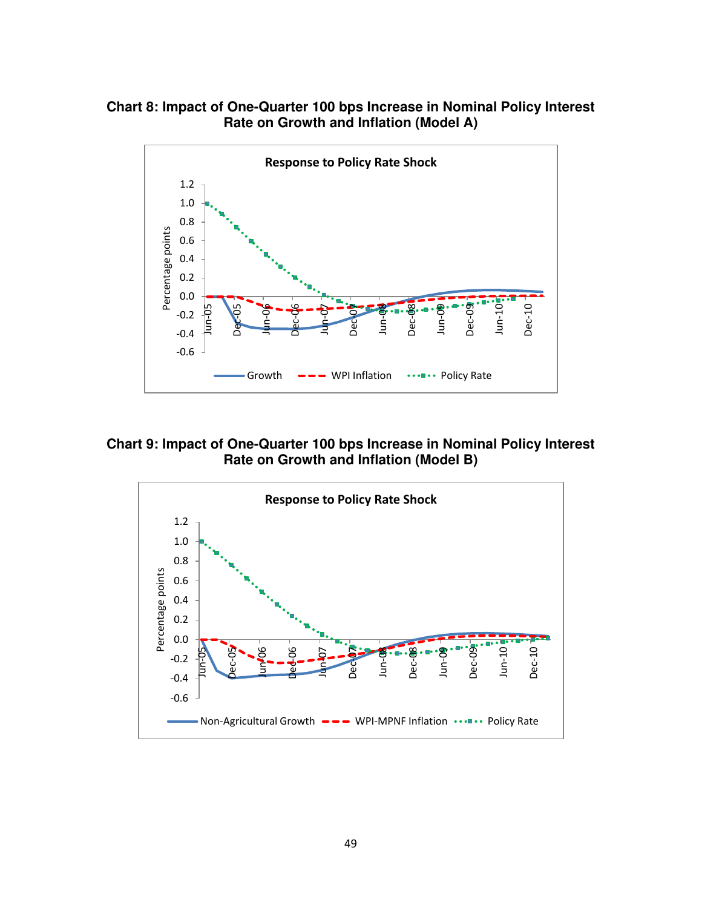**Chart 8: Impact of One-Quarter 100 bps Increase in Nominal Policy Interest Rate on Growth and Inflation (Model A)**

**Chart 9: Impact of One-Quarter 100 bps Increase in Nominal Policy Interest Rate on Growth and Inflation (Model B)**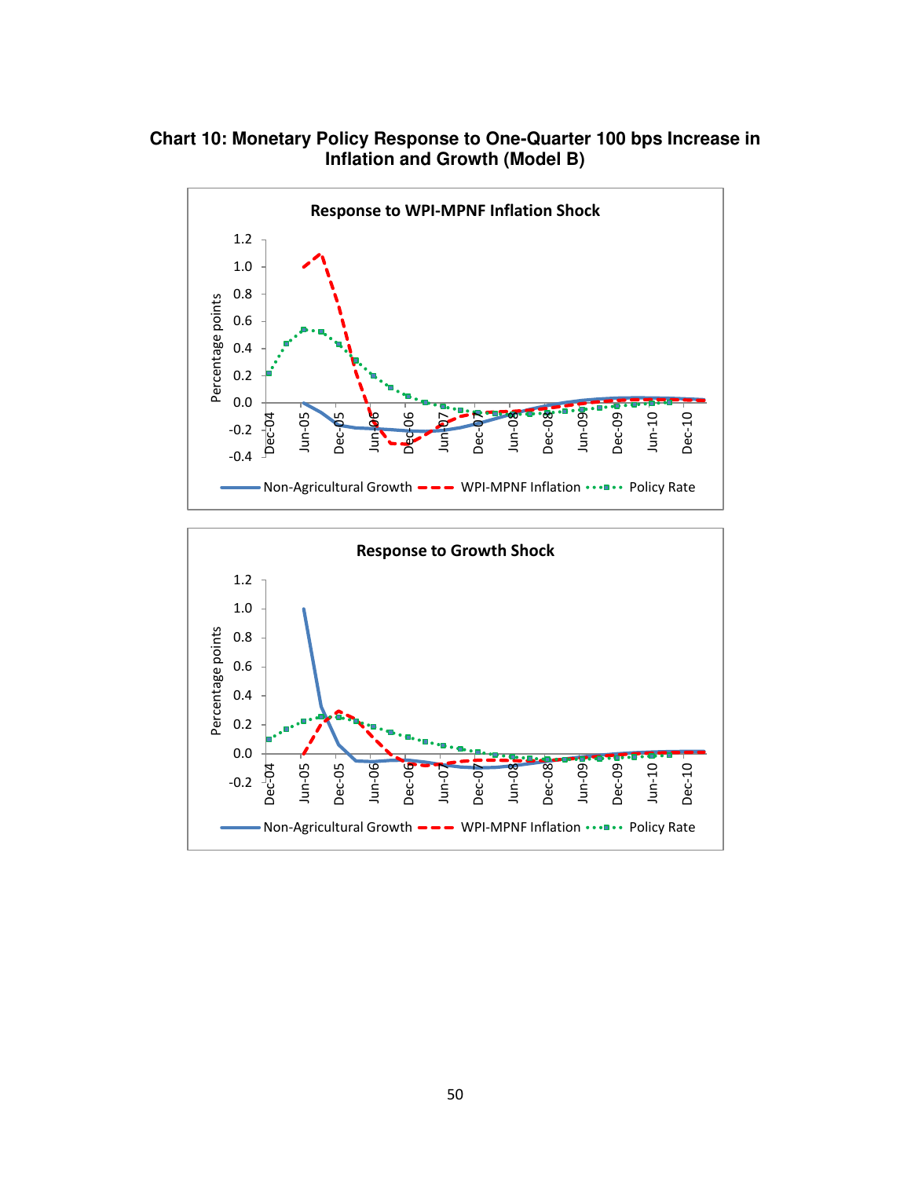**Chart 10: Monetary Policy Response to One-Quarter 100 bps Increase in Inflation and Growth (Model B)**

Response to WPI-MPNF Inflation Shock

Percentage points

Non-Agricultural Growth — WPI-MPNF Inflation — Policy Rate

Response to Growth Shock

Percentage points

Non-Agricultural Growth — WPI-MPNF Inflation — Policy Rate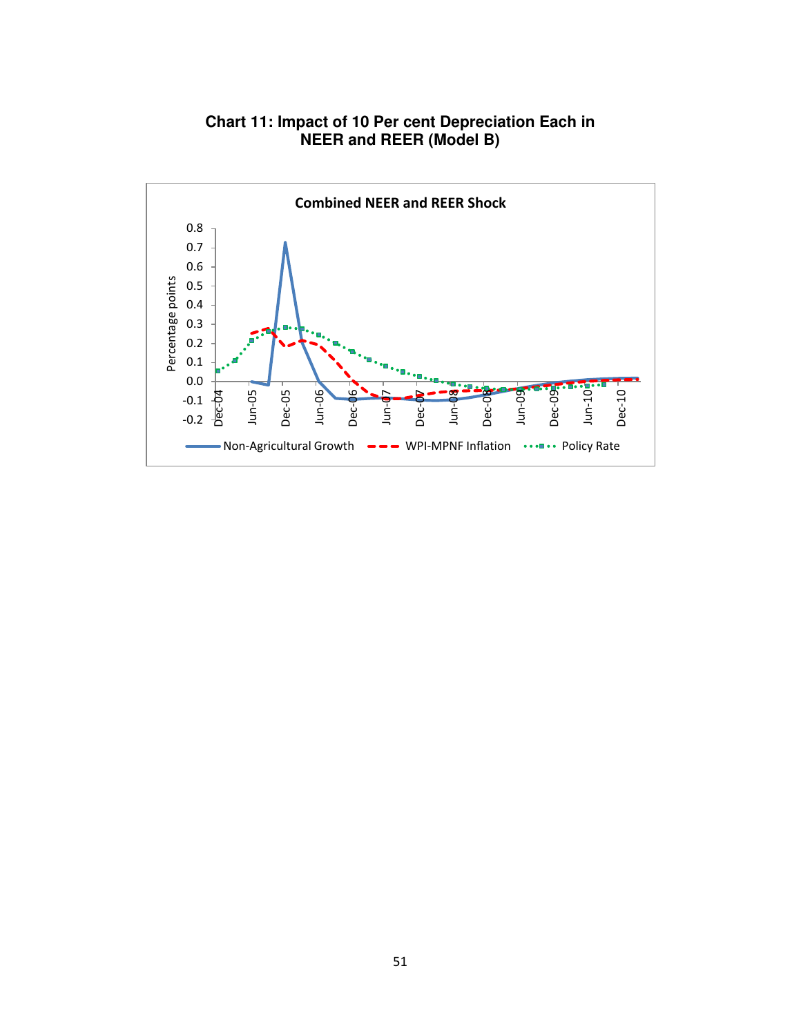**Chart 11: Impact of 10 Per cent Depreciation Each in NEER and REER (Model B)**

Combined NEER and REER Shock

Percentage points

0.8
0.7
0.6
0.5
0.4
0.3
0.2
0.1
0.0
-0.1
-0.2

Dec-04 Jun-05 Dec-05 Jun-06 Dec-06 Jun-07 Dec-07 Jun-08 Dec-08 Jun-09 Dec-09 Jun-10 Dec-10

Non-Agricultural Growth — WPI-MPNF Inflation — Policy Rate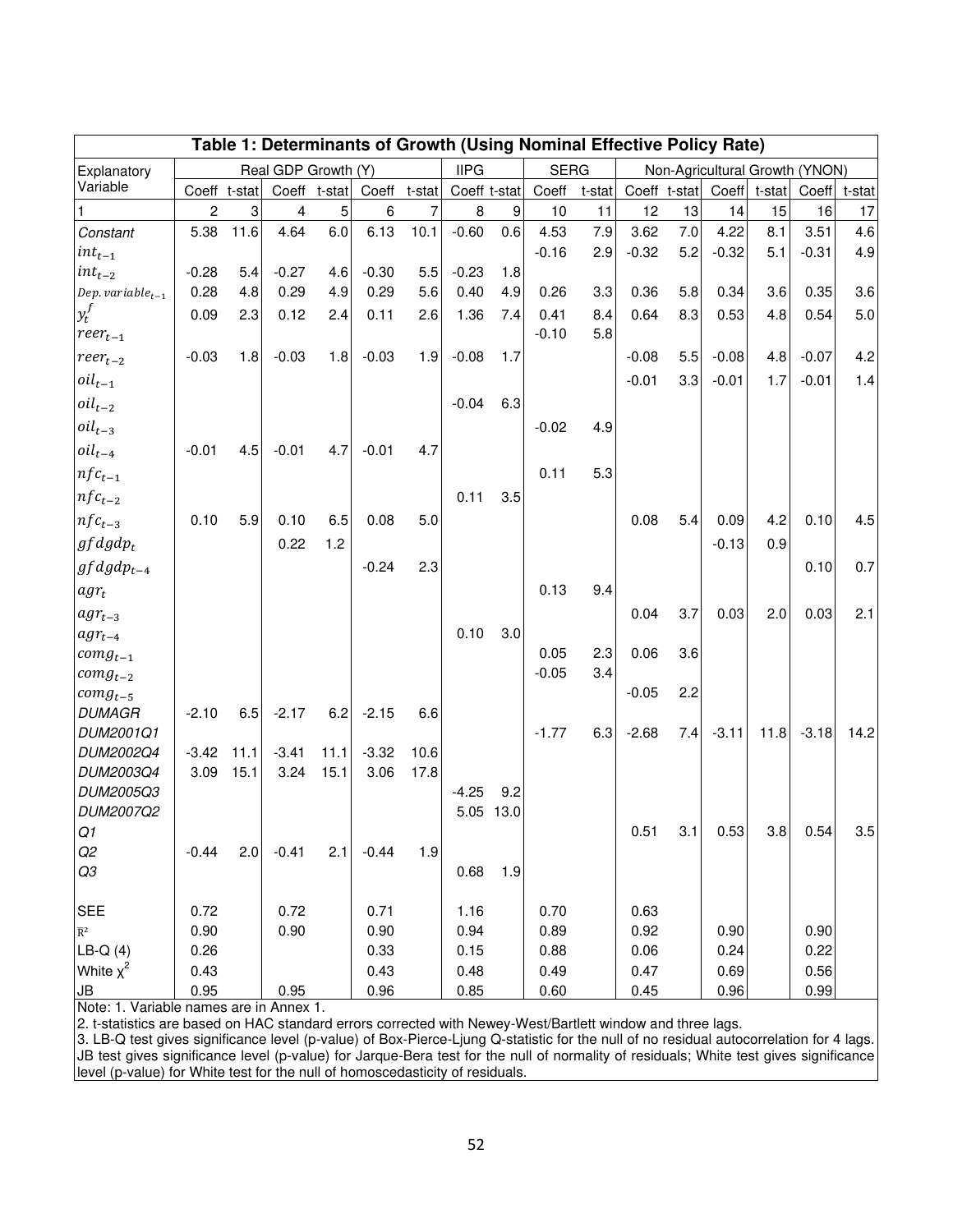| Table 1: Determinants of Growth (Using Nominal Effective Policy Rate) | | | | | | | | | | | | | | | | |
|---|---|---|---|---|---|---|---|---|---|---|---|---|---|---|---|---|
| Explanatory Variable | Real GDP Growth (Y) | | | | | | IIPG | | SERG | | Non-Agricultural Growth (YNON) | | | | | |
| | Coeff | t-stat | Coeff | t-stat | Coeff | t-stat | Coeff | t-stat | Coeff | t-stat | Coeff | t-stat | Coeff | t-stat | Coeff | t-stat |
| 1 | 2 | 3 | 4 | 5 | 6 | 7 | 8 | 9 | 10 | 11 | 12 | 13 | 14 | 15 | 16 | 17 |
| *Constant* | 5.38 | 11.6 | 4.64 | 6.0 | 6.13 | 10.1 | -0.60 | 0.6 | 4.53 | 7.9 | 3.62 | 7.0 | 4.22 | 8.1 | 3.51 | 4.6 |
| $int_{t-1}$ | | | | | | | | | -0.16 | 2.9 | -0.32 | 5.2 | -0.32 | 5.1 | -0.31 | 4.9 |
| $int_{t-2}$ | -0.28 | 5.4 | -0.27 | 4.6 | -0.30 | 5.5 | -0.23 | 1.8 | | | | | | | | |
| $Dep.\ variable_{t-1}$ | 0.28 | 4.8 | 0.29 | 4.9 | 0.29 | 5.6 | 0.40 | 4.9 | 0.26 | 3.3 | 0.36 | 5.8 | 0.34 | 3.6 | 0.35 | 3.6 |
| $y_t^f$ | 0.09 | 2.3 | 0.12 | 2.4 | 0.11 | 2.6 | 1.36 | 7.4 | 0.41 | 8.4 | 0.64 | 8.3 | 0.53 | 4.8 | 0.54 | 5.0 |
| $reer_{t-1}$ | | | | | | | | | -0.10 | 5.8 | | | | | | |
| $reer_{t-2}$ | -0.03 | 1.8 | -0.03 | 1.8 | -0.03 | 1.9 | -0.08 | 1.7 | | | -0.08 | 5.5 | -0.08 | 4.8 | -0.07 | 4.2 |
| $oil_{t-1}$ | | | | | | | | | | | -0.01 | 3.3 | -0.01 | 1.7 | -0.01 | 1.4 |
| $oil_{t-2}$ | | | | | | | -0.04 | 6.3 | | | | | | | | |
| $oil_{t-3}$ | | | | | | | | | -0.02 | 4.9 | | | | | | |
| $oil_{t-4}$ | -0.01 | 4.5 | -0.01 | 4.7 | -0.01 | 4.7 | | | | | | | | | | |
| $nfc_{t-1}$ | | | | | | | | | 0.11 | 5.3 | | | | | | |
| $nfc_{t-2}$ | | | | | | | 0.11 | 3.5 | | | | | | | | |
| $nfc_{t-3}$ | 0.10 | 5.9 | 0.10 | 6.5 | 0.08 | 5.0 | | | | | 0.08 | 5.4 | 0.09 | 4.2 | 0.10 | 4.5 |
| $gfdgdp_t$ | | | 0.22 | 1.2 | | | | | | | | | -0.13 | 0.9 | | |
| $gfdgdp_{t-4}$ | | | | | -0.24 | 2.3 | | | | | | | | | 0.10 | 0.7 |
| $agr_t$ | | | | | | | | | 0.13 | 9.4 | | | | | | |
| $agr_{t-3}$ | | | | | | | | | | | 0.04 | 3.7 | 0.03 | 2.0 | 0.03 | 2.1 |
| $agr_{t-4}$ | | | | | | | 0.10 | 3.0 | | | | | | | | |
| $comg_{t-1}$ | | | | | | | | | 0.05 | 2.3 | 0.06 | 3.6 | | | | |
| $comg_{t-2}$ | | | | | | | | | -0.05 | 3.4 | | | | | | |
| $comg_{t-5}$ | | | | | | | | | | | -0.05 | 2.2 | | | | |
| *DUMAGR* | -2.10 | 6.5 | -2.17 | 6.2 | -2.15 | 6.6 | | | | | | | | | | |
| *DUM2001Q1* | | | | | | | | | -1.77 | 6.3 | -2.68 | 7.4 | -3.11 | 11.8 | -3.18 | 14.2 |
| *DUM2002Q4* | -3.42 | 11.1 | -3.41 | 11.1 | -3.32 | 10.6 | | | | | | | | | | |
| *DUM2003Q4* | 3.09 | 15.1 | 3.24 | 15.1 | 3.06 | 17.8 | | | | | | | | | | |
| *DUM2005Q3* | | | | | | | -4.25 | 9.2 | | | | | | | | |
| *DUM2007Q2* | | | | | | | 5.05 | 13.0 | | | | | | | | |
| *Q1* | | | | | | | | | | | 0.51 | 3.1 | 0.53 | 3.8 | 0.54 | 3.5 |
| *Q2* | -0.44 | 2.0 | -0.41 | 2.1 | -0.44 | 1.9 | | | | | | | | | | |
| *Q3* | | | | | | | 0.68 | 1.9 | | | | | | | | |
| SEE | 0.72 | | 0.72 | | 0.71 | | 1.16 | | 0.70 | | 0.63 | | | | | |
| $\bar{R}^2$ | 0.90 | | 0.90 | | 0.90 | | 0.94 | | 0.89 | | 0.92 | | 0.90 | | 0.90 | |
| LB-Q (4) | 0.26 | | | | 0.33 | | 0.15 | | 0.88 | | 0.06 | | 0.24 | | 0.22 | |
| White $\chi^2$ | 0.43 | | | | 0.43 | | 0.48 | | 0.49 | | 0.47 | | 0.69 | | 0.56 | |
| JB | 0.95 | | 0.95 | | 0.96 | | 0.85 | | 0.60 | | 0.45 | | 0.96 | | 0.99 | |

Note: 1. Variable names are in Annex 1.
2. t-statistics are based on HAC standard errors corrected with Newey-West/Bartlett window and three lags.
3. LB-Q test gives significance level (p-value) of Box-Pierce-Ljung Q-statistic for the null of no residual autocorrelation for 4 lags. JB test gives significance level (p-value) for Jarque-Bera test for the null of normality of residuals; White test gives significance level (p-value) for White test for the null of homoscedasticity of residuals.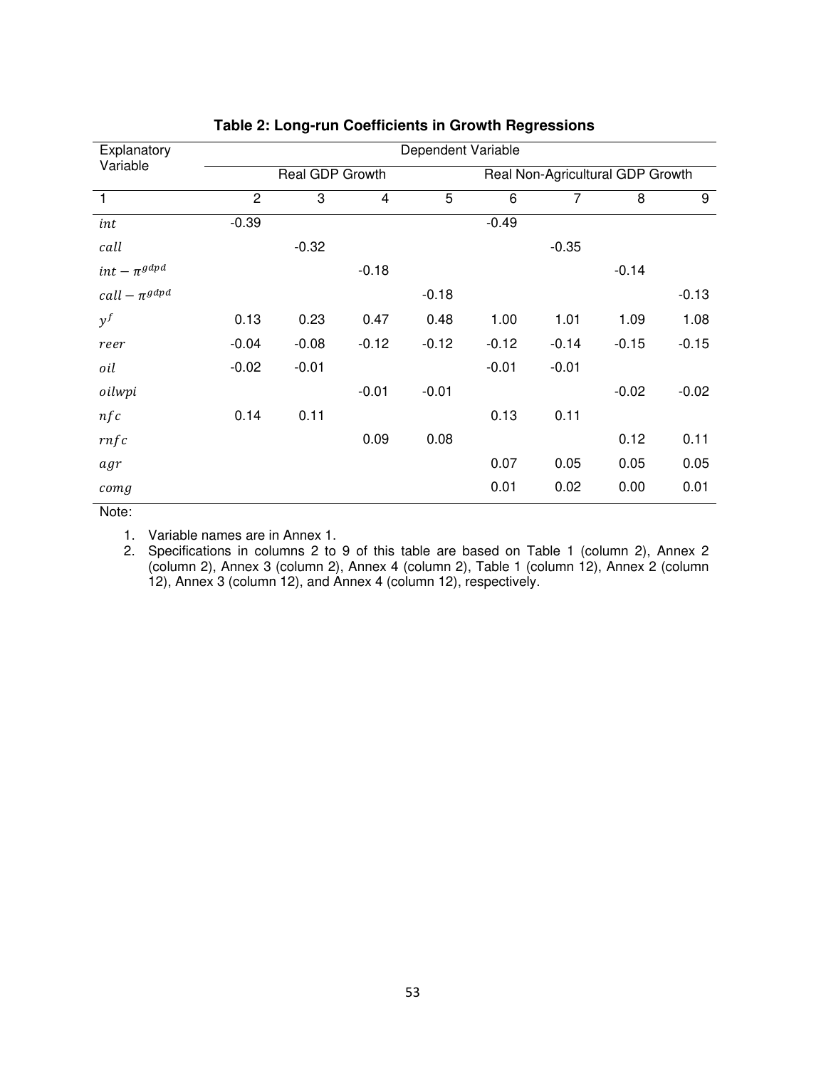**Table 2: Long-run Coefficients in Growth Regressions**

| Explanatory Variable | Dependent Variable | | | | | | | |
|---|---|---|---|---|---|---|---|---|
| | Real GDP Growth | | | | Real Non-Agricultural GDP Growth | | | |
| 1 | 2 | 3 | 4 | 5 | 6 | 7 | 8 | 9 |
| $int$ | -0.39 | | | | -0.49 | | | |
| $call$ | | -0.32 | | | | -0.35 | | |
| $int - \pi^{gdpd}$ | | | -0.18 | | | | -0.14 | |
| $call - \pi^{gdpd}$ | | | | -0.18 | | | | -0.13 |
| $y^f$ | 0.13 | 0.23 | 0.47 | 0.48 | 1.00 | 1.01 | 1.09 | 1.08 |
| $reer$ | -0.04 | -0.08 | -0.12 | -0.12 | -0.12 | -0.14 | -0.15 | -0.15 |
| $oil$ | -0.02 | -0.01 | | | -0.01 | -0.01 | | |
| $oilwpi$ | | | -0.01 | -0.01 | | | -0.02 | -0.02 |
| $nfc$ | 0.14 | 0.11 | | | 0.13 | 0.11 | | |
| $rnfc$ | | | 0.09 | 0.08 | | | 0.12 | 0.11 |
| $agr$ | | | | | 0.07 | 0.05 | 0.05 | 0.05 |
| $comg$ | | | | | 0.01 | 0.02 | 0.00 | 0.01 |

Note:

1. Variable names are in Annex 1.
2. Specifications in columns 2 to 9 of this table are based on Table 1 (column 2), Annex 2 (column 2), Annex 3 (column 2), Annex 4 (column 2), Table 1 (column 12), Annex 2 (column 12), Annex 3 (column 12), and Annex 4 (column 12), respectively.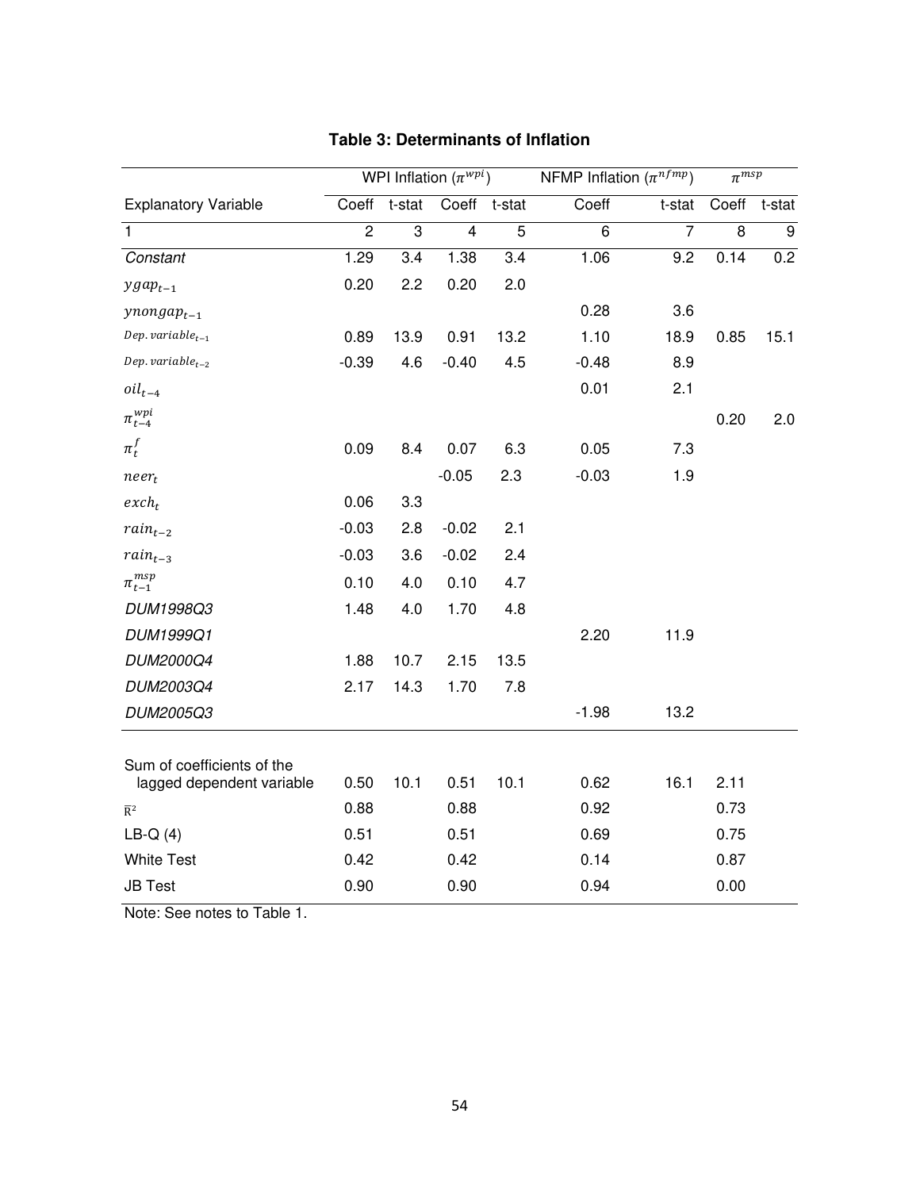**Table 3: Determinants of Inflation**

| | WPI Inflation ($\pi^{wpi}$) | | | | NFMP Inflation ($\pi^{nfmp}$) | | $\pi^{msp}$ | |
|---|---|---|---|---|---|---|---|---|
| Explanatory Variable | Coeff | t-stat | Coeff | t-stat | Coeff | t-stat | Coeff | t-stat |
| 1 | 2 | 3 | 4 | 5 | 6 | 7 | 8 | 9 |
| *Constant* | 1.29 | 3.4 | 1.38 | 3.4 | 1.06 | 9.2 | 0.14 | 0.2 |
| $ygap_{t-1}$ | 0.20 | 2.2 | 0.20 | 2.0 | | | | |
| $ynongap_{t-1}$ | | | | | 0.28 | 3.6 | | |
| $Dep. variable_{t-1}$ | 0.89 | 13.9 | 0.91 | 13.2 | 1.10 | 18.9 | 0.85 | 15.1 |
| $Dep. variable_{t-2}$ | -0.39 | 4.6 | -0.40 | 4.5 | -0.48 | 8.9 | | |
| $oil_{t-4}$ | | | | | 0.01 | 2.1 | | |
| $\pi_{t-4}^{wpi}$ | | | | | | | 0.20 | 2.0 |
| $\pi_t^f$ | 0.09 | 8.4 | 0.07 | 6.3 | 0.05 | 7.3 | | |
| $neer_t$ | | | -0.05 | 2.3 | -0.03 | 1.9 | | |
| $exch_t$ | 0.06 | 3.3 | | | | | | |
| $rain_{t-2}$ | -0.03 | 2.8 | -0.02 | 2.1 | | | | |
| $rain_{t-3}$ | -0.03 | 3.6 | -0.02 | 2.4 | | | | |
| $\pi_{t-1}^{msp}$ | 0.10 | 4.0 | 0.10 | 4.7 | | | | |
| *DUM1998Q3* | 1.48 | 4.0 | 1.70 | 4.8 | | | | |
| *DUM1999Q1* | | | | | 2.20 | 11.9 | | |
| *DUM2000Q4* | 1.88 | 10.7 | 2.15 | 13.5 | | | | |
| *DUM2003Q4* | 2.17 | 14.3 | 1.70 | 7.8 | | | | |
| *DUM2005Q3* | | | | | -1.98 | 13.2 | | |
| Sum of coefficients of the lagged dependent variable | 0.50 | 10.1 | 0.51 | 10.1 | 0.62 | 16.1 | 2.11 | |
| $\bar{R}^2$ | 0.88 | | 0.88 | | 0.92 | | 0.73 | |
| LB-Q (4) | 0.51 | | 0.51 | | 0.69 | | 0.75 | |
| White Test | 0.42 | | 0.42 | | 0.14 | | 0.87 | |
| JB Test | 0.90 | | 0.90 | | 0.94 | | 0.00 | |

Note: See notes to Table 1.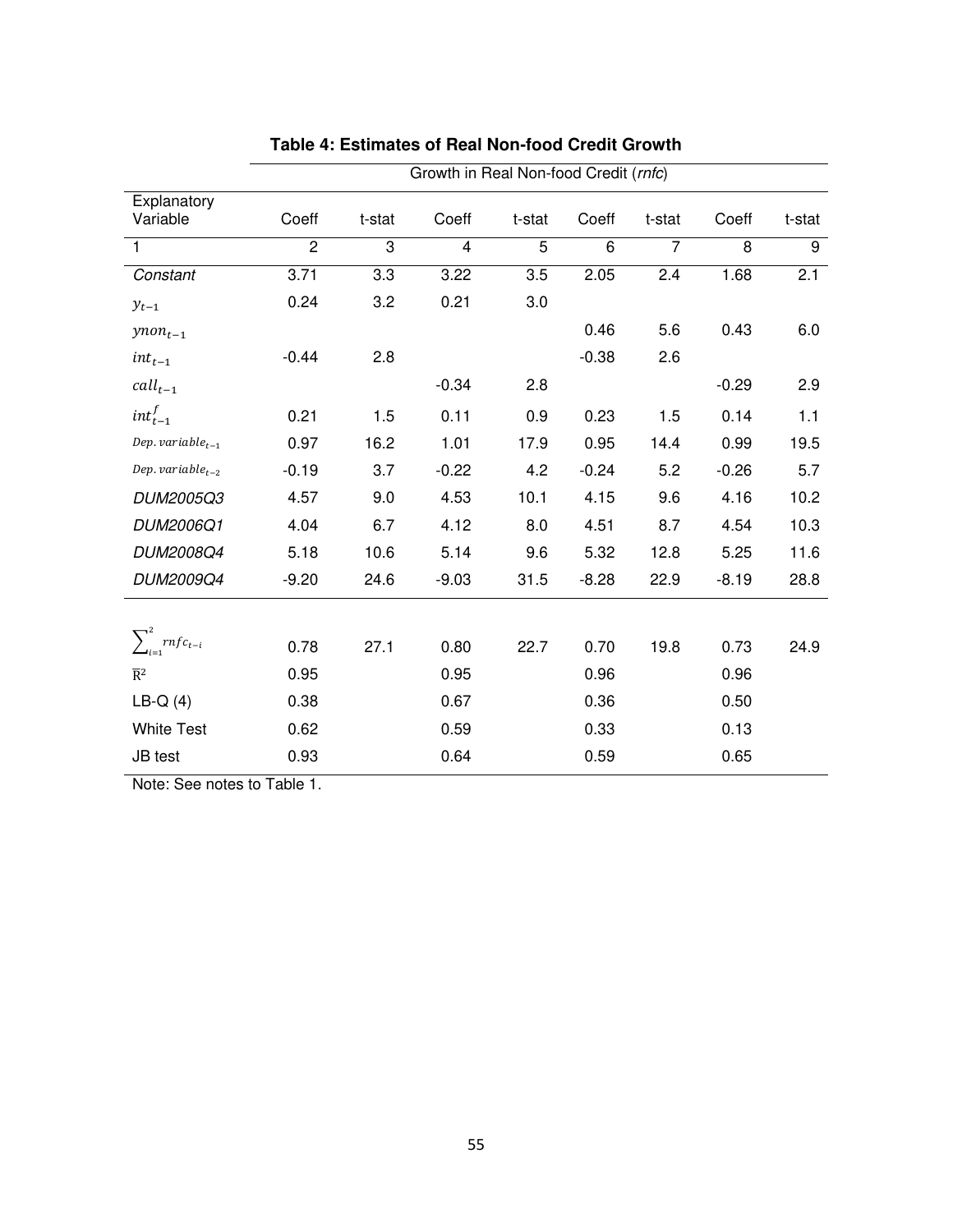**Table 4: Estimates of Real Non-food Credit Growth**

| | Growth in Real Non-food Credit (*rnfc*) | | | | | | | |
|---|---|---|---|---|---|---|---|---|
| Explanatory Variable | Coeff | t-stat | Coeff | t-stat | Coeff | t-stat | Coeff | t-stat |
| 1 | 2 | 3 | 4 | 5 | 6 | 7 | 8 | 9 |
| *Constant* | 3.71 | 3.3 | 3.22 | 3.5 | 2.05 | 2.4 | 1.68 | 2.1 |
| $y_{t-1}$ | 0.24 | 3.2 | 0.21 | 3.0 | | | | |
| $ynon_{t-1}$ | | | | | 0.46 | 5.6 | 0.43 | 6.0 |
| $int_{t-1}$ | -0.44 | 2.8 | | | -0.38 | 2.6 | | |
| $call_{t-1}$ | | | -0.34 | 2.8 | | | -0.29 | 2.9 |
| $int_{t-1}^{f}$ | 0.21 | 1.5 | 0.11 | 0.9 | 0.23 | 1.5 | 0.14 | 1.1 |
| $Dep.\ variable_{t-1}$ | 0.97 | 16.2 | 1.01 | 17.9 | 0.95 | 14.4 | 0.99 | 19.5 |
| $Dep.\ variable_{t-2}$ | -0.19 | 3.7 | -0.22 | 4.2 | -0.24 | 5.2 | -0.26 | 5.7 |
| *DUM2005Q3* | 4.57 | 9.0 | 4.53 | 10.1 | 4.15 | 9.6 | 4.16 | 10.2 |
| *DUM2006Q1* | 4.04 | 6.7 | 4.12 | 8.0 | 4.51 | 8.7 | 4.54 | 10.3 |
| *DUM2008Q4* | 5.18 | 10.6 | 5.14 | 9.6 | 5.32 | 12.8 | 5.25 | 11.6 |
| *DUM2009Q4* | -9.20 | 24.6 | -9.03 | 31.5 | -8.28 | 22.9 | -8.19 | 28.8 |
| $\sum_{i=1}^{2} rnfc_{t-i}$ | 0.78 | 27.1 | 0.80 | 22.7 | 0.70 | 19.8 | 0.73 | 24.9 |
| $\overline{R}^2$ | 0.95 | | 0.95 | | 0.96 | | 0.96 | |
| LB-Q (4) | 0.38 | | 0.67 | | 0.36 | | 0.50 | |
| White Test | 0.62 | | 0.59 | | 0.33 | | 0.13 | |
| JB test | 0.93 | | 0.64 | | 0.59 | | 0.65 | |

Note: See notes to Table 1.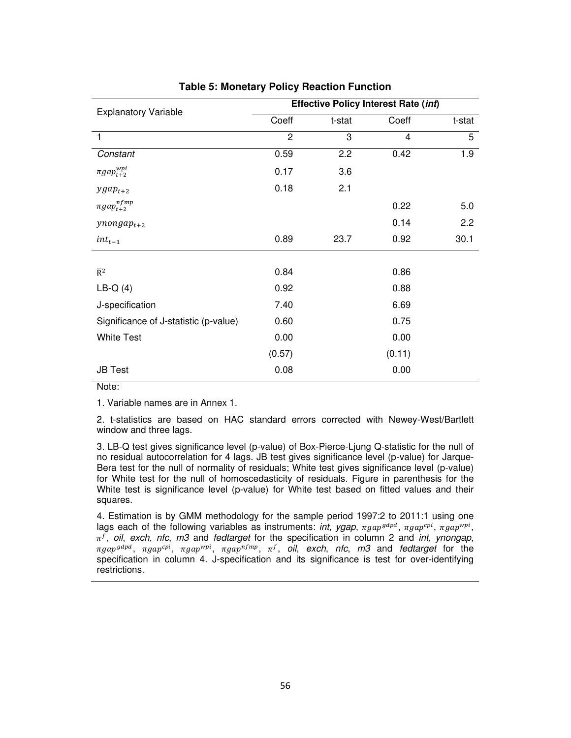**Table 5: Monetary Policy Reaction Function**

| Explanatory Variable | Effective Policy Interest Rate (*int*) | | | |
|---|---|---|---|---|
| | Coeff | t-stat | Coeff | t-stat |
| 1 | 2 | 3 | 4 | 5 |
| *Constant* | 0.59 | 2.2 | 0.42 | 1.9 |
| $\pi gap_{t+2}^{wpi}$ | 0.17 | 3.6 | | |
| $ygap_{t+2}$ | 0.18 | 2.1 | | |
| $\pi gap_{t+2}^{nfmp}$ | | | 0.22 | 5.0 |
| $ynongap_{t+2}$ | | | 0.14 | 2.2 |
| $int_{t-1}$ | 0.89 | 23.7 | 0.92 | 30.1 |
| $\overline{R}^2$ | 0.84 | | 0.86 | |
| LB-Q (4) | 0.92 | | 0.88 | |
| J-specification | 7.40 | | 6.69 | |
| Significance of J-statistic (p-value) | 0.60 | | 0.75 | |
| White Test | 0.00 | | 0.00 | |
| | (0.57) | | (0.11) | |
| JB Test | 0.08 | | 0.00 | |

Note:

1. Variable names are in Annex 1.

2. t-statistics are based on HAC standard errors corrected with Newey-West/Bartlett window and three lags.

3. LB-Q test gives significance level (p-value) of Box-Pierce-Ljung Q-statistic for the null of no residual autocorrelation for 4 lags. JB test gives significance level (p-value) for Jarque-Bera test for the null of normality of residuals; White test gives significance level (p-value) for White test for the null of homoscedasticity of residuals. Figure in parenthesis for the White test is significance level (p-value) for White test based on fitted values and their squares.

4. Estimation is by GMM methodology for the sample period 1997:2 to 2011:1 using one lags each of the following variables as instruments: *int*, *ygap*, $\pi gap^{gdpd}$, $\pi gap^{cpi}$, $\pi gap^{wpi}$, $\pi^f$, *oil*, *exch*, *nfc*, *m3* and *fedtarget* for the specification in column 2 and *int*, *ynongap,* $\pi gap^{gdpd}$, $\pi gap^{cpi}$, $\pi gap^{wpi}$, $\pi gap^{nfmp}$, $\pi^f$, *oil*, *exch*, *nfc*, *m3* and *fedtarget* for the specification in column 4. J-specification and its significance is test for over-identifying restrictions.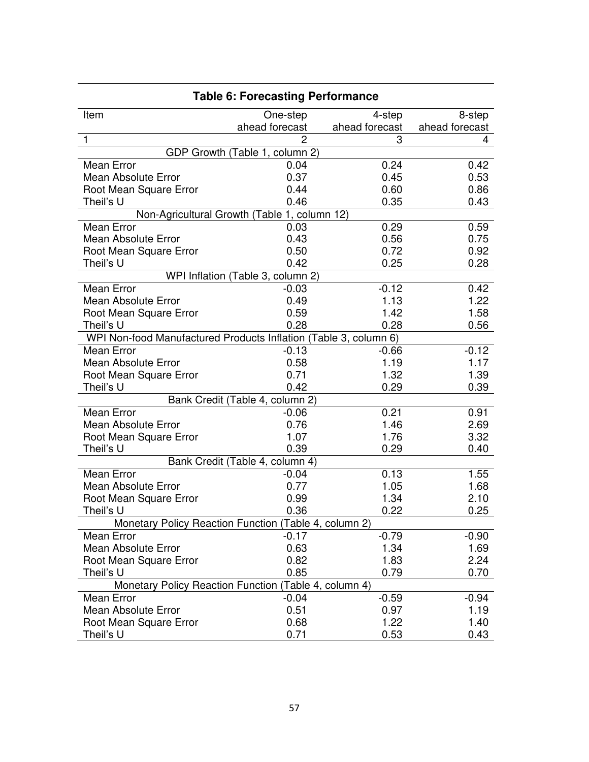**Table 6: Forecasting Performance**

| Item | One-step ahead forecast | 4-step ahead forecast | 8-step ahead forecast |
|---|---|---|---|
| 1 | 2 | 3 | 4 |
| GDP Growth (Table 1, column 2) | | | |
| Mean Error | 0.04 | 0.24 | 0.42 |
| Mean Absolute Error | 0.37 | 0.45 | 0.53 |
| Root Mean Square Error | 0.44 | 0.60 | 0.86 |
| Theil's U | 0.46 | 0.35 | 0.43 |
| Non-Agricultural Growth (Table 1, column 12) | | | |
| Mean Error | 0.03 | 0.29 | 0.59 |
| Mean Absolute Error | 0.43 | 0.56 | 0.75 |
| Root Mean Square Error | 0.50 | 0.72 | 0.92 |
| Theil's U | 0.42 | 0.25 | 0.28 |
| WPI Inflation (Table 3, column 2) | | | |
| Mean Error | -0.03 | -0.12 | 0.42 |
| Mean Absolute Error | 0.49 | 1.13 | 1.22 |
| Root Mean Square Error | 0.59 | 1.42 | 1.58 |
| Theil's U | 0.28 | 0.28 | 0.56 |
| WPI Non-food Manufactured Products Inflation (Table 3, column 6) | | | |
| Mean Error | -0.13 | -0.66 | -0.12 |
| Mean Absolute Error | 0.58 | 1.19 | 1.17 |
| Root Mean Square Error | 0.71 | 1.32 | 1.39 |
| Theil's U | 0.42 | 0.29 | 0.39 |
| Bank Credit (Table 4, column 2) | | | |
| Mean Error | -0.06 | 0.21 | 0.91 |
| Mean Absolute Error | 0.76 | 1.46 | 2.69 |
| Root Mean Square Error | 1.07 | 1.76 | 3.32 |
| Theil's U | 0.39 | 0.29 | 0.40 |
| Bank Credit (Table 4, column 4) | | | |
| Mean Error | -0.04 | 0.13 | 1.55 |
| Mean Absolute Error | 0.77 | 1.05 | 1.68 |
| Root Mean Square Error | 0.99 | 1.34 | 2.10 |
| Theil's U | 0.36 | 0.22 | 0.25 |
| Monetary Policy Reaction Function (Table 4, column 2) | | | |
| Mean Error | -0.17 | -0.79 | -0.90 |
| Mean Absolute Error | 0.63 | 1.34 | 1.69 |
| Root Mean Square Error | 0.82 | 1.83 | 2.24 |
| Theil's U | 0.85 | 0.79 | 0.70 |
| Monetary Policy Reaction Function (Table 4, column 4) | | | |
| Mean Error | -0.04 | -0.59 | -0.94 |
| Mean Absolute Error | 0.51 | 0.97 | 1.19 |
| Root Mean Square Error | 0.68 | 1.22 | 1.40 |
| Theil's U | 0.71 | 0.53 | 0.43 |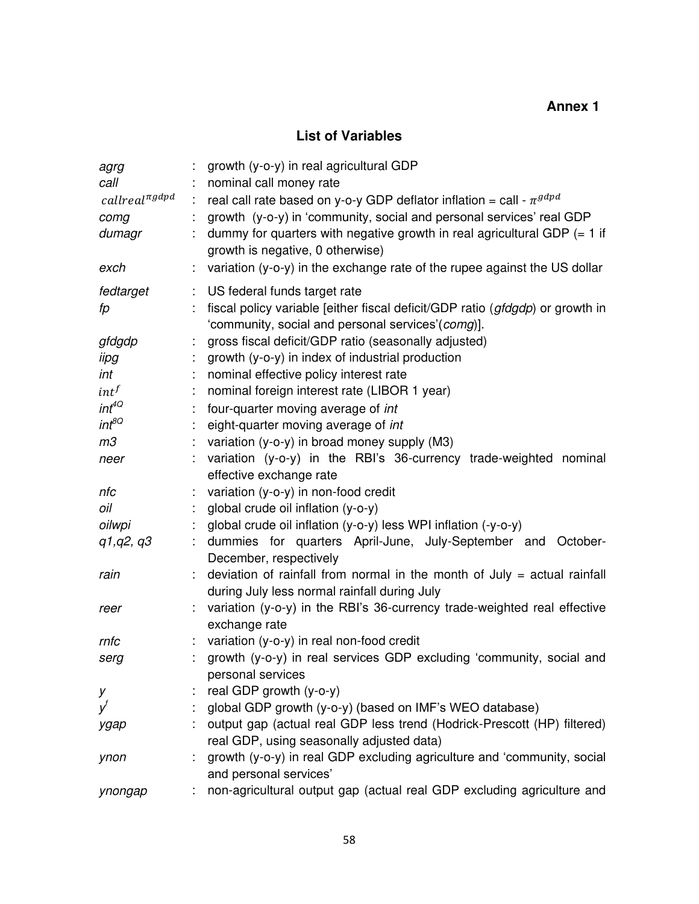# Annex 1

## List of Variables

| | | |
|---|---|---|
| *agrg* | : | growth (y-o-y) in real agricultural GDP |
| *call* | : | nominal call money rate |
| $callreal^{\pi gdpd}$ | : | real call rate based on y-o-y GDP deflator inflation = call - $\pi^{gdpd}$ |
| *comg* | : | growth (y-o-y) in 'community, social and personal services' real GDP |
| *dumagr* | : | dummy for quarters with negative growth in real agricultural GDP (= 1 if growth is negative, 0 otherwise) |
| *exch* | : | variation (y-o-y) in the exchange rate of the rupee against the US dollar |
| *fedtarget* | : | US federal funds target rate |
| *fp* | : | fiscal policy variable [either fiscal deficit/GDP ratio (*gfdgdp*) or growth in 'community, social and personal services'(*comg*)]. |
| *gfdgdp* | : | gross fiscal deficit/GDP ratio (seasonally adjusted) |
| *iipg* | : | growth (y-o-y) in index of industrial production |
| *int* | : | nominal effective policy interest rate |
| $int^{f}$ | : | nominal foreign interest rate (LIBOR 1 year) |
| $int^{4Q}$ | : | four-quarter moving average of *int* |
| $int^{8Q}$ | : | eight-quarter moving average of *int* |
| *m3* | : | variation (y-o-y) in broad money supply (M3) |
| *neer* | : | variation (y-o-y) in the RBI's 36-currency trade-weighted nominal effective exchange rate |
| *nfc* | : | variation (y-o-y) in non-food credit |
| *oil* | : | global crude oil inflation (y-o-y) |
| *oilwpi* | : | global crude oil inflation (y-o-y) less WPI inflation (-y-o-y) |
| *q1,q2, q3* | : | dummies for quarters April-June, July-September and October-December, respectively |
| *rain* | : | deviation of rainfall from normal in the month of July = actual rainfall during July less normal rainfall during July |
| *reer* | : | variation (y-o-y) in the RBI's 36-currency trade-weighted real effective exchange rate |
| *rnfc* | : | variation (y-o-y) in real non-food credit |
| *serg* | : | growth (y-o-y) in real services GDP excluding 'community, social and personal services |
| *y* | : | real GDP growth (y-o-y) |
| $y^{f}$ | : | global GDP growth (y-o-y) (based on IMF's WEO database) |
| *ygap* | : | output gap (actual real GDP less trend (Hodrick-Prescott (HP) filtered) real GDP, using seasonally adjusted data) |
| *ynon* | : | growth (y-o-y) in real GDP excluding agriculture and 'community, social and personal services' |
| *ynongap* | : | non-agricultural output gap (actual real GDP excluding agriculture and |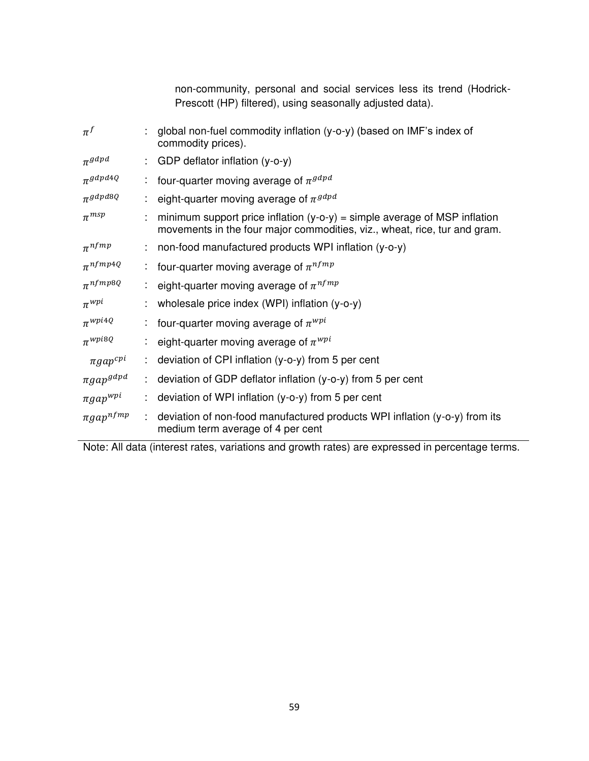non-community, personal and social services less its trend (Hodrick-Prescott (HP) filtered), using seasonally adjusted data).

| | | |
|---|---|---|
| $\pi^{f}$ | : | global non-fuel commodity inflation (y-o-y) (based on IMF's index of commodity prices). |
| $\pi^{gdpd}$ | : | GDP deflator inflation (y-o-y) |
| $\pi^{gdpd4Q}$ | : | four-quarter moving average of $\pi^{gdpd}$ |
| $\pi^{gdpd8Q}$ | : | eight-quarter moving average of $\pi^{gdpd}$ |
| $\pi^{msp}$ | : | minimum support price inflation (y-o-y) = simple average of MSP inflation movements in the four major commodities, viz., wheat, rice, tur and gram. |
| $\pi^{nfmp}$ | : | non-food manufactured products WPI inflation (y-o-y) |
| $\pi^{nfmp4Q}$ | : | four-quarter moving average of $\pi^{nfmp}$ |
| $\pi^{nfmp8Q}$ | : | eight-quarter moving average of $\pi^{nfmp}$ |
| $\pi^{wpi}$ | : | wholesale price index (WPI) inflation (y-o-y) |
| $\pi^{wpi4Q}$ | : | four-quarter moving average of $\pi^{wpi}$ |
| $\pi^{wpi8Q}$ | : | eight-quarter moving average of $\pi^{wpi}$ |
| $\pi gap^{cpi}$ | : | deviation of CPI inflation (y-o-y) from 5 per cent |
| $\pi gap^{gdpd}$ | : | deviation of GDP deflator inflation (y-o-y) from 5 per cent |
| $\pi gap^{wpi}$ | : | deviation of WPI inflation (y-o-y) from 5 per cent |
| $\pi gap^{nfmp}$ | : | deviation of non-food manufactured products WPI inflation (y-o-y) from its medium term average of 4 per cent |

Note: All data (interest rates, variations and growth rates) are expressed in percentage terms.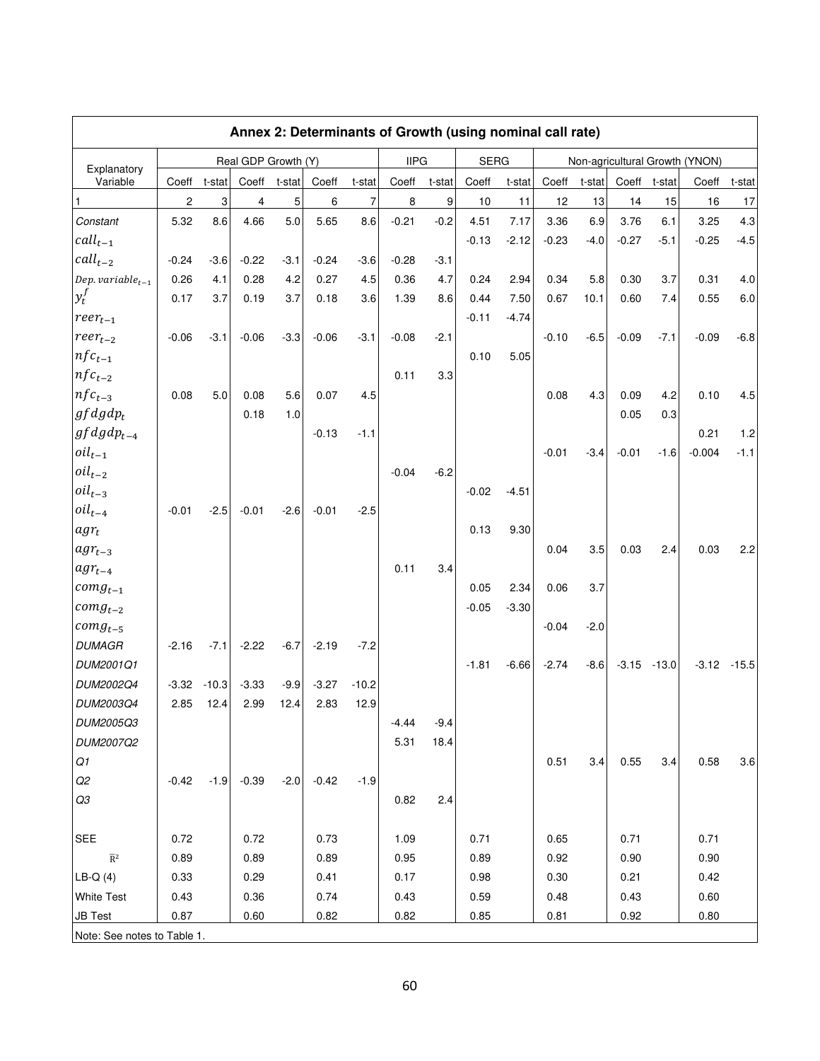## Annex 2: Determinants of Growth (using nominal call rate)

| Explanatory Variable | Real GDP Growth (Y) | | | | | | IIPG | | SERG | | Non-agricultural Growth (YNON) | | | | | |
|---|---|---|---|---|---|---|---|---|---|---|---|---|---|---|---|---|
| | Coeff | t-stat | Coeff | t-stat | Coeff | t-stat | Coeff | t-stat | Coeff | t-stat | Coeff | t-stat | Coeff | t-stat | Coeff | t-stat |
| 1 | 2 | 3 | 4 | 5 | 6 | 7 | 8 | 9 | 10 | 11 | 12 | 13 | 14 | 15 | 16 | 17 |
| *Constant* | 5.32 | 8.6 | 4.66 | 5.0 | 5.65 | 8.6 | -0.21 | -0.2 | 4.51 | 7.17 | 3.36 | 6.9 | 3.76 | 6.1 | 3.25 | 4.3 |
| $call_{t-1}$ | | | | | | | | | -0.13 | -2.12 | -0.23 | -4.0 | -0.27 | -5.1 | -0.25 | -4.5 |
| $call_{t-2}$ | -0.24 | -3.6 | -0.22 | -3.1 | -0.24 | -3.6 | -0.28 | -3.1 | | | | | | | | |
| $Dep.\ variable_{t-1}$ | 0.26 | 4.1 | 0.28 | 4.2 | 0.27 | 4.5 | 0.36 | 4.7 | 0.24 | 2.94 | 0.34 | 5.8 | 0.30 | 3.7 | 0.31 | 4.0 |
| $y_t^f$ | 0.17 | 3.7 | 0.19 | 3.7 | 0.18 | 3.6 | 1.39 | 8.6 | 0.44 | 7.50 | 0.67 | 10.1 | 0.60 | 7.4 | 0.55 | 6.0 |
| $reer_{t-1}$ | | | | | | | | | -0.11 | -4.74 | | | | | | |
| $reer_{t-2}$ | -0.06 | -3.1 | -0.06 | -3.3 | -0.06 | -3.1 | -0.08 | -2.1 | | | -0.10 | -6.5 | -0.09 | -7.1 | -0.09 | -6.8 |
| $nfc_{t-1}$ | | | | | | | | | 0.10 | 5.05 | | | | | | |
| $nfc_{t-2}$ | | | | | | | 0.11 | 3.3 | | | | | | | | |
| $nfc_{t-3}$ | 0.08 | 5.0 | 0.08 | 5.6 | 0.07 | 4.5 | | | | | 0.08 | 4.3 | 0.09 | 4.2 | 0.10 | 4.5 |
| $gfdgdp_t$ | | | 0.18 | 1.0 | | | | | | | | | 0.05 | 0.3 | | |
| $gfdgdp_{t-4}$ | | | | | -0.13 | -1.1 | | | | | | | | | 0.21 | 1.2 |
| $oil_{t-1}$ | | | | | | | | | | | -0.01 | -3.4 | -0.01 | -1.6 | -0.004 | -1.1 |
| $oil_{t-2}$ | | | | | | | -0.04 | -6.2 | | | | | | | | |
| $oil_{t-3}$ | | | | | | | | | -0.02 | -4.51 | | | | | | |
| $oil_{t-4}$ | -0.01 | -2.5 | -0.01 | -2.6 | -0.01 | -2.5 | | | | | | | | | | |
| $agr_t$ | | | | | | | | | 0.13 | 9.30 | | | | | | |
| $agr_{t-3}$ | | | | | | | | | | | 0.04 | 3.5 | 0.03 | 2.4 | 0.03 | 2.2 |
| $agr_{t-4}$ | | | | | | | 0.11 | 3.4 | | | | | | | | |
| $comg_{t-1}$ | | | | | | | | | 0.05 | 2.34 | 0.06 | 3.7 | | | | |
| $comg_{t-2}$ | | | | | | | | | -0.05 | -3.30 | | | | | | |
| $comg_{t-5}$ | | | | | | | | | | | -0.04 | -2.0 | | | | |
| *DUMAGR* | -2.16 | -7.1 | -2.22 | -6.7 | -2.19 | -7.2 | | | | | | | | | | |
| *DUM2001Q1* | | | | | | | | | -1.81 | -6.66 | -2.74 | -8.6 | -3.15 | -13.0 | -3.12 | -15.5 |
| *DUM2002Q4* | -3.32 | -10.3 | -3.33 | -9.9 | -3.27 | -10.2 | | | | | | | | | | |
| *DUM2003Q4* | 2.85 | 12.4 | 2.99 | 12.4 | 2.83 | 12.9 | | | | | | | | | | |
| *DUM2005Q3* | | | | | | | -4.44 | -9.4 | | | | | | | | |
| *DUM2007Q2* | | | | | | | 5.31 | 18.4 | | | | | | | | |
| *Q1* | | | | | | | | | | | 0.51 | 3.4 | 0.55 | 3.4 | 0.58 | 3.6 |
| *Q2* | -0.42 | -1.9 | -0.39 | -2.0 | -0.42 | -1.9 | | | | | | | | | | |
| *Q3* | | | | | | | 0.82 | 2.4 | | | | | | | | |
| SEE | 0.72 | | 0.72 | | 0.73 | | 1.09 | | 0.71 | | 0.65 | | 0.71 | | 0.71 | |
| $\bar{R}^2$ | 0.89 | | 0.89 | | 0.89 | | 0.95 | | 0.89 | | 0.92 | | 0.90 | | 0.90 | |
| LB-Q (4) | 0.33 | | 0.29 | | 0.41 | | 0.17 | | 0.98 | | 0.30 | | 0.21 | | 0.42 | |
| White Test | 0.43 | | 0.36 | | 0.74 | | 0.43 | | 0.59 | | 0.48 | | 0.43 | | 0.60 | |
| JB Test | 0.87 | | 0.60 | | 0.82 | | 0.82 | | 0.85 | | 0.81 | | 0.92 | | 0.80 | |

Note: See notes to Table 1.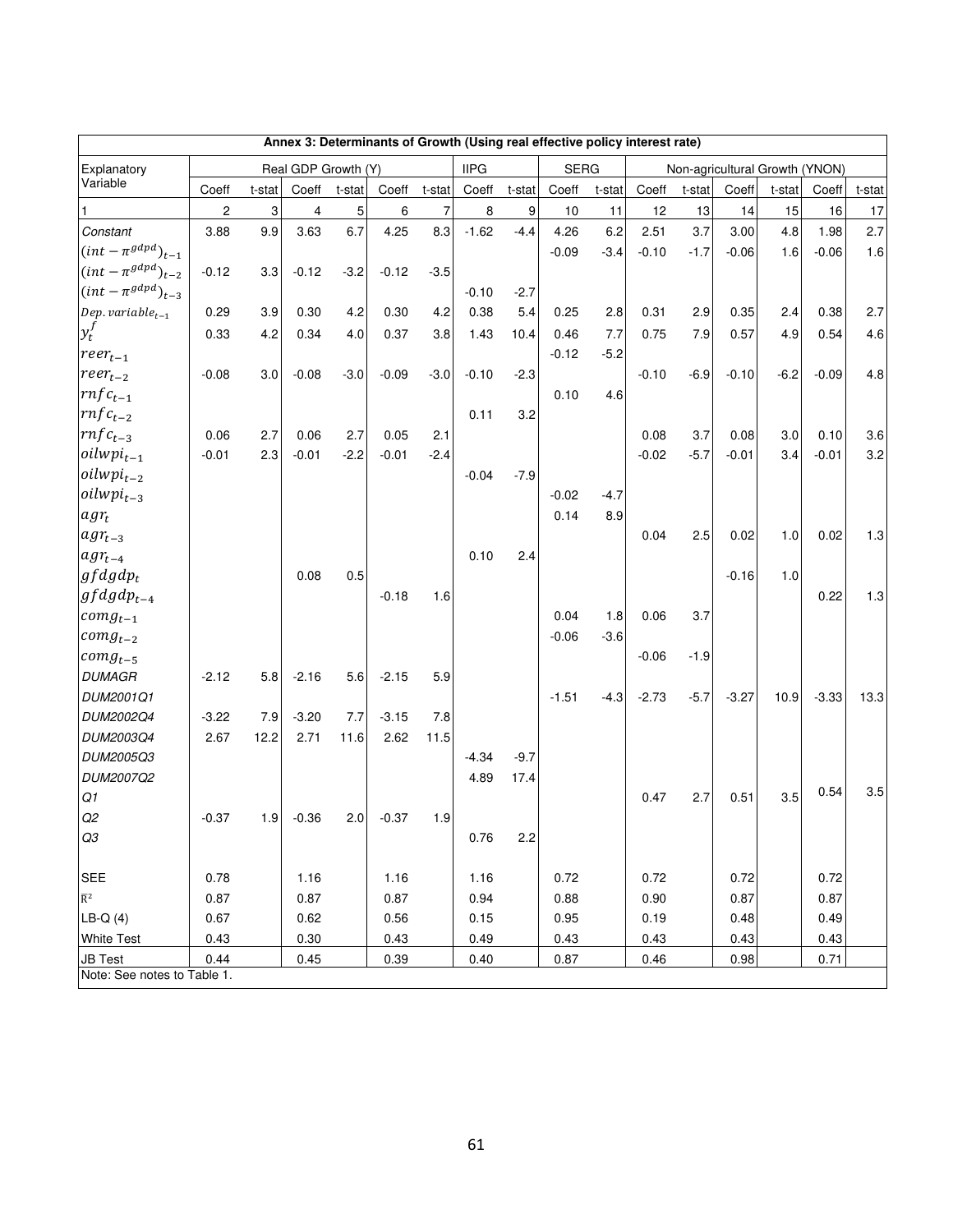| Annex 3: Determinants of Growth (Using real effective policy interest rate) | | | | | | | | | | | | | | | | |
|---|---|---|---|---|---|---|---|---|---|---|---|---|---|---|---|---|
| Explanatory Variable | Real GDP Growth (Y) | | | | | | IIPG | | SERG | | Non-agricultural Growth (YNON) | | | | | |
| | Coeff | t-stat | Coeff | t-stat | Coeff | t-stat | Coeff | t-stat | Coeff | t-stat | Coeff | t-stat | Coeff | t-stat | Coeff | t-stat |
| 1 | 2 | 3 | 4 | 5 | 6 | 7 | 8 | 9 | 10 | 11 | 12 | 13 | 14 | 15 | 16 | 17 |
| *Constant* | 3.88 | 9.9 | 3.63 | 6.7 | 4.25 | 8.3 | -1.62 | -4.4 | 4.26 | 6.2 | 2.51 | 3.7 | 3.00 | 4.8 | 1.98 | 2.7 |
| $(int-\pi^{gdpd})_{t-1}$ | | | | | | | | | -0.09 | -3.4 | -0.10 | -1.7 | -0.06 | 1.6 | -0.06 | 1.6 |
| $(int-\pi^{gdpd})_{t-2}$ | -0.12 | 3.3 | -0.12 | -3.2 | -0.12 | -3.5 | | | | | | | | | | |
| $(int-\pi^{gdpd})_{t-3}$ | | | | | | | -0.10 | -2.7 | | | | | | | | |
| $Dep.\ variable_{t-1}$ | 0.29 | 3.9 | 0.30 | 4.2 | 0.30 | 4.2 | 0.38 | 5.4 | 0.25 | 2.8 | 0.31 | 2.9 | 0.35 | 2.4 | 0.38 | 2.7 |
| $y_t^f$ | 0.33 | 4.2 | 0.34 | 4.0 | 0.37 | 3.8 | 1.43 | 10.4 | 0.46 | 7.7 | 0.75 | 7.9 | 0.57 | 4.9 | 0.54 | 4.6 |
| $reer_{t-1}$ | | | | | | | | | -0.12 | -5.2 | | | | | | |
| $reer_{t-2}$ | -0.08 | 3.0 | -0.08 | -3.0 | -0.09 | -3.0 | -0.10 | -2.3 | | | -0.10 | -6.9 | -0.10 | -6.2 | -0.09 | 4.8 |
| $rnfc_{t-1}$ | | | | | | | | | 0.10 | 4.6 | | | | | | |
| $rnfc_{t-2}$ | | | | | | | 0.11 | 3.2 | | | | | | | | |
| $rnfc_{t-3}$ | 0.06 | 2.7 | 0.06 | 2.7 | 0.05 | 2.1 | | | | | 0.08 | 3.7 | 0.08 | 3.0 | 0.10 | 3.6 |
| $oilwpi_{t-1}$ | -0.01 | 2.3 | -0.01 | -2.2 | -0.01 | -2.4 | | | | | -0.02 | -5.7 | -0.01 | 3.4 | -0.01 | 3.2 |
| $oilwpi_{t-2}$ | | | | | | | -0.04 | -7.9 | | | | | | | | |
| $oilwpi_{t-3}$ | | | | | | | | | -0.02 | -4.7 | | | | | | |
| $agr_t$ | | | | | | | | | 0.14 | 8.9 | | | | | | |
| $agr_{t-3}$ | | | | | | | | | | | 0.04 | 2.5 | 0.02 | 1.0 | 0.02 | 1.3 |
| $agr_{t-4}$ | | | | | | | 0.10 | 2.4 | | | | | | | | |
| $gfdgdp_t$ | | | 0.08 | 0.5 | | | | | | | | | -0.16 | 1.0 | | |
| $gfdgdp_{t-4}$ | | | | | -0.18 | 1.6 | | | | | | | | | 0.22 | 1.3 |
| $comg_{t-1}$ | | | | | | | | | 0.04 | 1.8 | 0.06 | 3.7 | | | | |
| $comg_{t-2}$ | | | | | | | | | -0.06 | -3.6 | | | | | | |
| $comg_{t-5}$ | | | | | | | | | | | -0.06 | -1.9 | | | | |
| *DUMAGR* | -2.12 | 5.8 | -2.16 | 5.6 | -2.15 | 5.9 | | | | | | | | | | |
| *DUM2001Q1* | | | | | | | | | -1.51 | -4.3 | -2.73 | -5.7 | -3.27 | 10.9 | -3.33 | 13.3 |
| *DUM2002Q4* | -3.22 | 7.9 | -3.20 | 7.7 | -3.15 | 7.8 | | | | | | | | | | |
| *DUM2003Q4* | 2.67 | 12.2 | 2.71 | 11.6 | 2.62 | 11.5 | | | | | | | | | | |
| *DUM2005Q3* | | | | | | | -4.34 | -9.7 | | | | | | | | |
| *DUM2007Q2* | | | | | | | 4.89 | 17.4 | | | | | | | | |
| *Q1* | | | | | | | | | | | 0.47 | 2.7 | 0.51 | 3.5 | 0.54 | 3.5 |
| *Q2* | -0.37 | 1.9 | -0.36 | 2.0 | -0.37 | 1.9 | | | | | | | | | | |
| *Q3* | | | | | | | 0.76 | 2.2 | | | | | | | | |
| SEE | 0.78 | | 1.16 | | 1.16 | | 1.16 | | 0.72 | | 0.72 | | 0.72 | | 0.72 | |
| $\bar{R}^2$ | 0.87 | | 0.87 | | 0.87 | | 0.94 | | 0.88 | | 0.90 | | 0.87 | | 0.87 | |
| LB-Q (4) | 0.67 | | 0.62 | | 0.56 | | 0.15 | | 0.95 | | 0.19 | | 0.48 | | 0.49 | |
| White Test | 0.43 | | 0.30 | | 0.43 | | 0.49 | | 0.43 | | 0.43 | | 0.43 | | 0.43 | |
| JB Test | 0.44 | | 0.45 | | 0.39 | | 0.40 | | 0.87 | | 0.46 | | 0.98 | | 0.71 | |

Note: See notes to Table 1.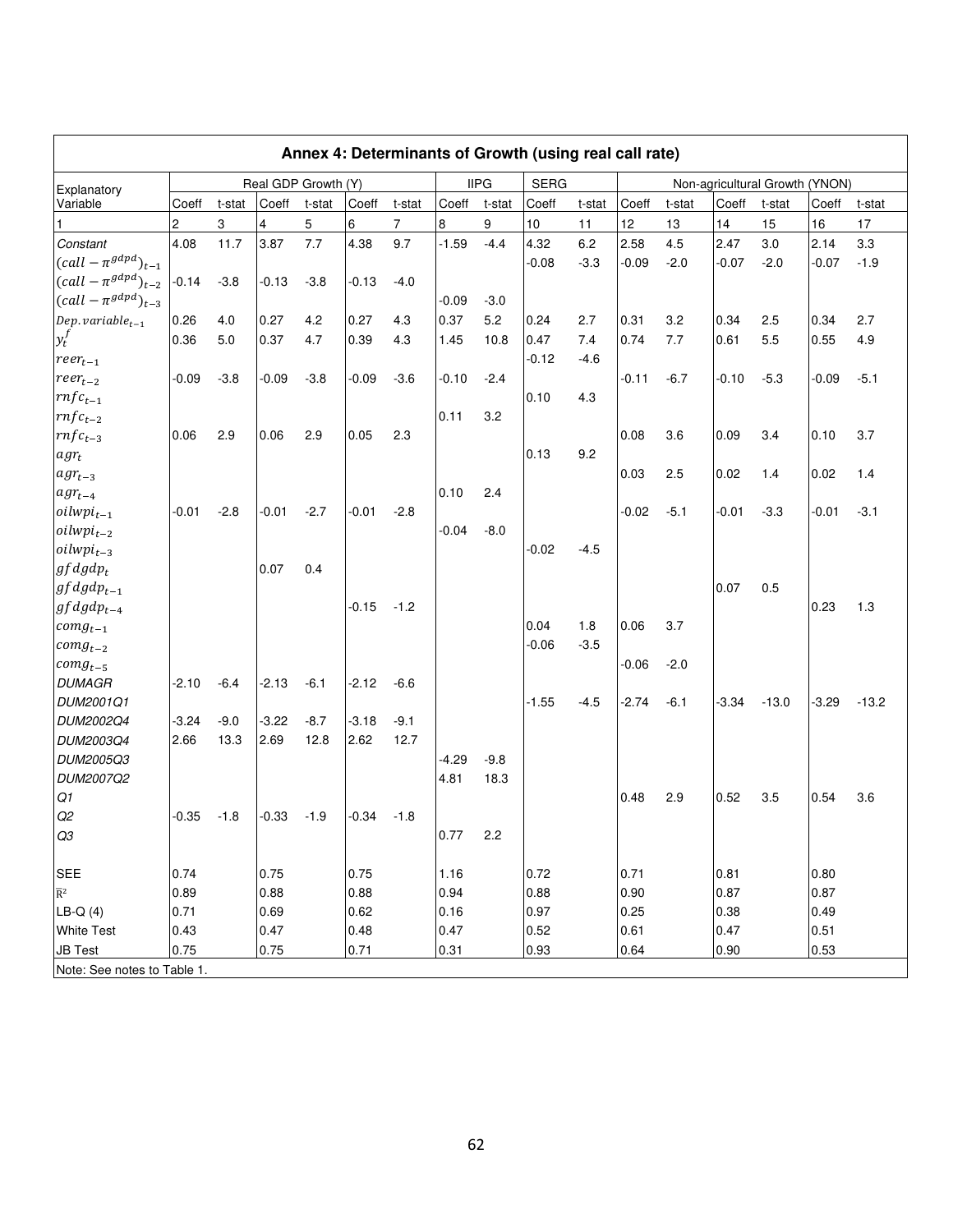**Annex 4: Determinants of Growth (using real call rate)**

| Explanatory Variable | Real GDP Growth (Y) | | | | | | IIPG | | SERG | | Non-agricultural Growth (YNON) | | | | | |
|---|---|---|---|---|---|---|---|---|---|---|---|---|---|---|---|---|
| | Coeff | t-stat | Coeff | t-stat | Coeff | t-stat | Coeff | t-stat | Coeff | t-stat | Coeff | t-stat | Coeff | t-stat | Coeff | t-stat |
| 1 | 2 | 3 | 4 | 5 | 6 | 7 | 8 | 9 | 10 | 11 | 12 | 13 | 14 | 15 | 16 | 17 |
| *Constant* | 4.08 | 11.7 | 3.87 | 7.7 | 4.38 | 9.7 | -1.59 | -4.4 | 4.32 | 6.2 | 2.58 | 4.5 | 2.47 | 3.0 | 2.14 | 3.3 |
| $(call - \pi^{gdpd})_{t-1}$ | | | | | | | | | -0.08 | -3.3 | -0.09 | -2.0 | -0.07 | -2.0 | -0.07 | -1.9 |
| $(call - \pi^{gdpd})_{t-2}$ | -0.14 | -3.8 | -0.13 | -3.8 | -0.13 | -4.0 | | | | | | | | | | |
| $(call - \pi^{gdpd})_{t-3}$ | | | | | | | -0.09 | -3.0 | | | | | | | | |
| $Dep.variable_{t-1}$ | 0.26 | 4.0 | 0.27 | 4.2 | 0.27 | 4.3 | 0.37 | 5.2 | 0.24 | 2.7 | 0.31 | 3.2 | 0.34 | 2.5 | 0.34 | 2.7 |
| $y_t^f$ | 0.36 | 5.0 | 0.37 | 4.7 | 0.39 | 4.3 | 1.45 | 10.8 | 0.47 | 7.4 | 0.74 | 7.7 | 0.61 | 5.5 | 0.55 | 4.9 |
| $reer_{t-1}$ | | | | | | | | | -0.12 | -4.6 | | | | | | |
| $reer_{t-2}$ | -0.09 | -3.8 | -0.09 | -3.8 | -0.09 | -3.6 | -0.10 | -2.4 | | | -0.11 | -6.7 | -0.10 | -5.3 | -0.09 | -5.1 |
| $rnfc_{t-1}$ | | | | | | | | | 0.10 | 4.3 | | | | | | |
| $rnfc_{t-2}$ | | | | | | | 0.11 | 3.2 | | | | | | | | |
| $rnfc_{t-3}$ | 0.06 | 2.9 | 0.06 | 2.9 | 0.05 | 2.3 | | | | | 0.08 | 3.6 | 0.09 | 3.4 | 0.10 | 3.7 |
| $agr_t$ | | | | | | | | | 0.13 | 9.2 | | | | | | |
| $agr_{t-3}$ | | | | | | | | | | | 0.03 | 2.5 | 0.02 | 1.4 | 0.02 | 1.4 |
| $agr_{t-4}$ | | | | | | | 0.10 | 2.4 | | | | | | | | |
| $oilwpi_{t-1}$ | -0.01 | -2.8 | -0.01 | -2.7 | -0.01 | -2.8 | | | | | -0.02 | -5.1 | -0.01 | -3.3 | -0.01 | -3.1 |
| $oilwpi_{t-2}$ | | | | | | | -0.04 | -8.0 | | | | | | | | |
| $oilwpi_{t-3}$ | | | | | | | | | -0.02 | -4.5 | | | | | | |
| $gfdgdp_t$ | | | 0.07 | 0.4 | | | | | | | | | | | | |
| $gfdgdp_{t-1}$ | | | | | | | | | | | | | 0.07 | 0.5 | | |
| $gfdgdp_{t-4}$ | | | | | -0.15 | -1.2 | | | | | | | | | 0.23 | 1.3 |
| $comg_{t-1}$ | | | | | | | | | 0.04 | 1.8 | 0.06 | 3.7 | | | | |
| $comg_{t-2}$ | | | | | | | | | -0.06 | -3.5 | | | | | | |
| $comg_{t-5}$ | | | | | | | | | | | -0.06 | -2.0 | | | | |
| *DUMAGR* | -2.10 | -6.4 | -2.13 | -6.1 | -2.12 | -6.6 | | | | | | | | | | |
| *DUM2001Q1* | | | | | | | | | -1.55 | -4.5 | -2.74 | -6.1 | -3.34 | -13.0 | -3.29 | -13.2 |
| *DUM2002Q4* | -3.24 | -9.0 | -3.22 | -8.7 | -3.18 | -9.1 | | | | | | | | | | |
| *DUM2003Q4* | 2.66 | 13.3 | 2.69 | 12.8 | 2.62 | 12.7 | | | | | | | | | | |
| *DUM2005Q3* | | | | | | | -4.29 | -9.8 | | | | | | | | |
| *DUM2007Q2* | | | | | | | 4.81 | 18.3 | | | | | | | | |
| *Q1* | | | | | | | | | | | 0.48 | 2.9 | 0.52 | 3.5 | 0.54 | 3.6 |
| *Q2* | -0.35 | -1.8 | -0.33 | -1.9 | -0.34 | -1.8 | | | | | | | | | | |
| *Q3* | | | | | | | 0.77 | 2.2 | | | | | | | | |
| SEE | 0.74 | | 0.75 | | 0.75 | | 1.16 | | 0.72 | | 0.71 | | 0.81 | | 0.80 | |
| $\bar{R}^2$ | 0.89 | | 0.88 | | 0.88 | | 0.94 | | 0.88 | | 0.90 | | 0.87 | | 0.87 | |
| LB-Q (4) | 0.71 | | 0.69 | | 0.62 | | 0.16 | | 0.97 | | 0.25 | | 0.38 | | 0.49 | |
| White Test | 0.43 | | 0.47 | | 0.48 | | 0.47 | | 0.52 | | 0.61 | | 0.47 | | 0.51 | |
| JB Test | 0.75 | | 0.75 | | 0.71 | | 0.31 | | 0.93 | | 0.64 | | 0.90 | | 0.53 | |

Note: See notes to Table 1.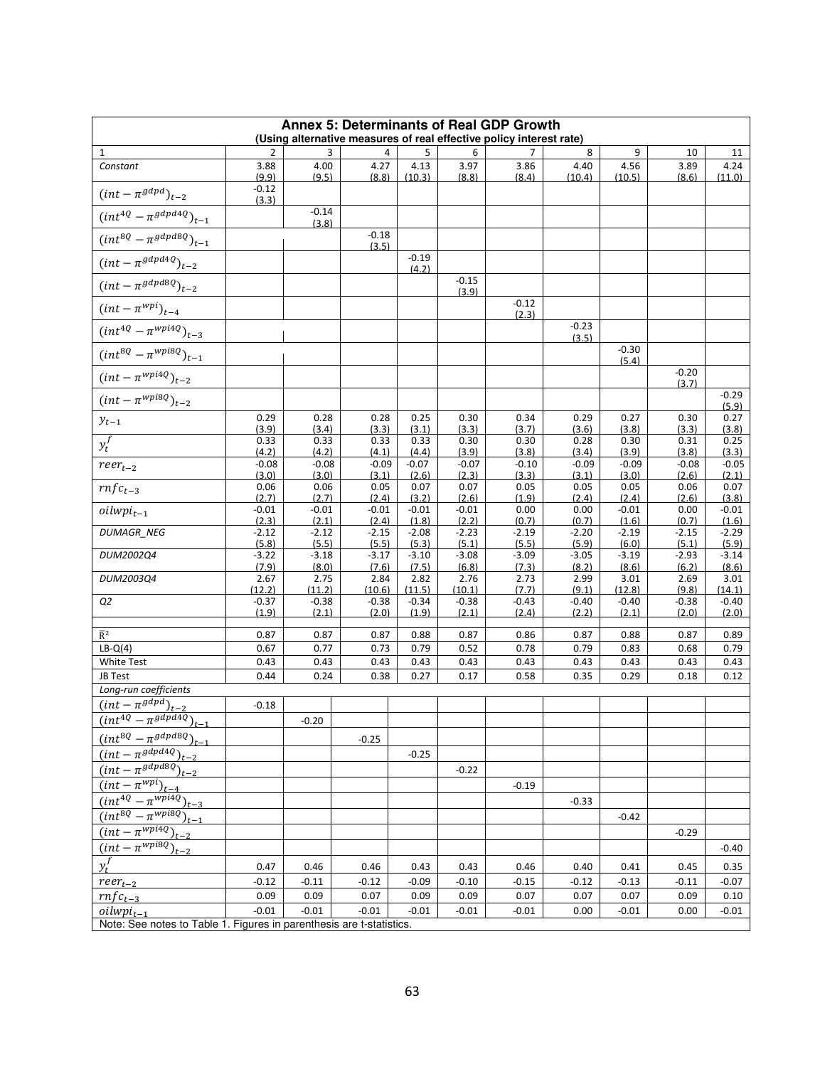# Annex 5: Determinants of Real GDP Growth

**(Using alternative measures of real effective policy interest rate)**

| 1 | 2 | 3 | 4 | 5 | 6 | 7 | 8 | 9 | 10 | 11 |
|---|---|---|---|---|---|---|---|---|---|---|
| *Constant* | 3.88 (9.9) | 4.00 (9.5) | 4.27 (8.8) | 4.13 (10.3) | 3.97 (8.8) | 3.86 (8.4) | 4.40 (10.4) | 4.56 (10.5) | 3.89 (8.6) | 4.24 (11.0) |
| $(int - \pi^{gdpd})_{t-2}$ | -0.12 (3.3) | | | | | | | | | |
| $(int^{4Q} - \pi^{gdpd4Q})_{t-1}$ | | -0.14 (3.8) | | | | | | | | |
| $(int^{8Q} - \pi^{gdpd8Q})_{t-1}$ | | | -0.18 (3.5) | | | | | | | |
| $(int - \pi^{gdpd4Q})_{t-2}$ | | | | -0.19 (4.2) | | | | | | |
| $(int - \pi^{gdpd8Q})_{t-2}$ | | | | | -0.15 (3.9) | | | | | |
| $(int - \pi^{wpi})_{t-4}$ | | | | | | -0.12 (2.3) | | | | |
| $(int^{4Q} - \pi^{wpi4Q})_{t-3}$ | | | | | | | -0.23 (3.5) | | | |
| $(int^{8Q} - \pi^{wpi8Q})_{t-1}$ | | | | | | | | -0.30 (5.4) | | |
| $(int - \pi^{wpi4Q})_{t-2}$ | | | | | | | | | -0.20 (3.7) | |
| $(int - \pi^{wpi8Q})_{t-2}$ | | | | | | | | | | -0.29 (5.9) |
| $y_{t-1}$ | 0.29 (3.9) | 0.28 (3.4) | 0.28 (3.3) | 0.25 (3.1) | 0.30 (3.3) | 0.34 (3.7) | 0.29 (3.6) | 0.27 (3.8) | 0.30 (3.3) | 0.27 (3.8) |
| $y_t^f$ | 0.33 (4.2) | 0.33 (4.2) | 0.33 (4.1) | 0.33 (4.4) | 0.30 (3.9) | 0.30 (3.8) | 0.28 (3.4) | 0.30 (3.9) | 0.31 (3.8) | 0.25 (3.3) |
| $reer_{t-2}$ | -0.08 (3.0) | -0.08 (3.0) | -0.09 (3.1) | -0.07 (2.6) | -0.07 (2.3) | -0.10 (3.3) | -0.09 (3.1) | -0.09 (3.0) | -0.08 (2.6) | -0.05 (2.1) |
| $rnfc_{t-3}$ | 0.06 (2.7) | 0.06 (2.7) | 0.05 (2.4) | 0.07 (3.2) | 0.07 (2.6) | 0.05 (1.9) | 0.05 (2.4) | 0.05 (2.4) | 0.06 (2.6) | 0.07 (3.8) |
| $oilwpi_{t-1}$ | -0.01 (2.3) | -0.01 (2.1) | -0.01 (2.4) | -0.01 (1.8) | -0.01 (2.2) | 0.00 (0.7) | 0.00 (0.7) | -0.01 (1.6) | 0.00 (0.7) | -0.01 (1.6) |
| *DUMAGR_NEG* | -2.12 (5.8) | -2.12 (5.5) | -2.15 (5.5) | -2.08 (5.3) | -2.23 (5.1) | -2.19 (5.5) | -2.20 (5.9) | -2.19 (6.0) | -2.15 (5.1) | -2.29 (5.9) |
| *DUM2002Q4* | -3.22 (7.9) | -3.18 (8.0) | -3.17 (7.6) | -3.10 (7.5) | -3.08 (6.8) | -3.09 (7.3) | -3.05 (8.2) | -3.19 (8.6) | -2.93 (6.2) | -3.14 (8.6) |
| *DUM2003Q4* | 2.67 (12.2) | 2.75 (11.2) | 2.84 (10.6) | 2.82 (11.5) | 2.76 (10.1) | 2.73 (7.7) | 2.99 (9.1) | 3.01 (12.8) | 2.69 (9.8) | 3.01 (14.1) |
| *Q2* | -0.37 (1.9) | -0.38 (2.1) | -0.38 (2.0) | -0.34 (1.9) | -0.38 (2.1) | -0.43 (2.4) | -0.40 (2.2) | -0.40 (2.1) | -0.38 (2.0) | -0.40 (2.0) |
| $\bar{R}^2$ | 0.87 | 0.87 | 0.87 | 0.88 | 0.87 | 0.86 | 0.87 | 0.88 | 0.87 | 0.89 |
| LB-Q(4) | 0.67 | 0.77 | 0.73 | 0.79 | 0.52 | 0.78 | 0.79 | 0.83 | 0.68 | 0.79 |
| White Test | 0.43 | 0.43 | 0.43 | 0.43 | 0.43 | 0.43 | 0.43 | 0.43 | 0.43 | 0.43 |
| JB Test | 0.44 | 0.24 | 0.38 | 0.27 | 0.17 | 0.58 | 0.35 | 0.29 | 0.18 | 0.12 |
| *Long-run coefficients* | | | | | | | | | | |
| $(int - \pi^{gdpd})_{t-2}$ | -0.18 | | | | | | | | | |
| $(int^{4Q} - \pi^{gdpd4Q})_{t-1}$ | | -0.20 | | | | | | | | |
| $(int^{8Q} - \pi^{gdpd8Q})_{t-1}$ | | | -0.25 | | | | | | | |
| $(int - \pi^{gdpd4Q})_{t-2}$ | | | | -0.25 | | | | | | |
| $(int - \pi^{gdpd8Q})_{t-2}$ | | | | | -0.22 | | | | | |
| $(int - \pi^{wpi})_{t-4}$ | | | | | | -0.19 | | | | |
| $(int^{4Q} - \pi^{wpi4Q})_{t-3}$ | | | | | | | -0.33 | | | |
| $(int^{8Q} - \pi^{wpi8Q})_{t-1}$ | | | | | | | | -0.42 | | |
| $(int - \pi^{wpi4Q})_{t-2}$ | | | | | | | | | -0.29 | |
| $(int - \pi^{wpi8Q})_{t-2}$ | | | | | | | | | | -0.40 |
| $y_t^f$ | 0.47 | 0.46 | 0.46 | 0.43 | 0.43 | 0.46 | 0.40 | 0.41 | 0.45 | 0.35 |
| $reer_{t-2}$ | -0.12 | -0.11 | -0.12 | -0.09 | -0.10 | -0.15 | -0.12 | -0.13 | -0.11 | -0.07 |
| $rnfc_{t-3}$ | 0.09 | 0.09 | 0.07 | 0.09 | 0.09 | 0.07 | 0.07 | 0.07 | 0.09 | 0.10 |
| $oilwpi_{t-1}$ | -0.01 | -0.01 | -0.01 | -0.01 | -0.01 | -0.01 | 0.00 | -0.01 | 0.00 | -0.01 |

Note: See notes to Table 1. Figures in parenthesis are t-statistics.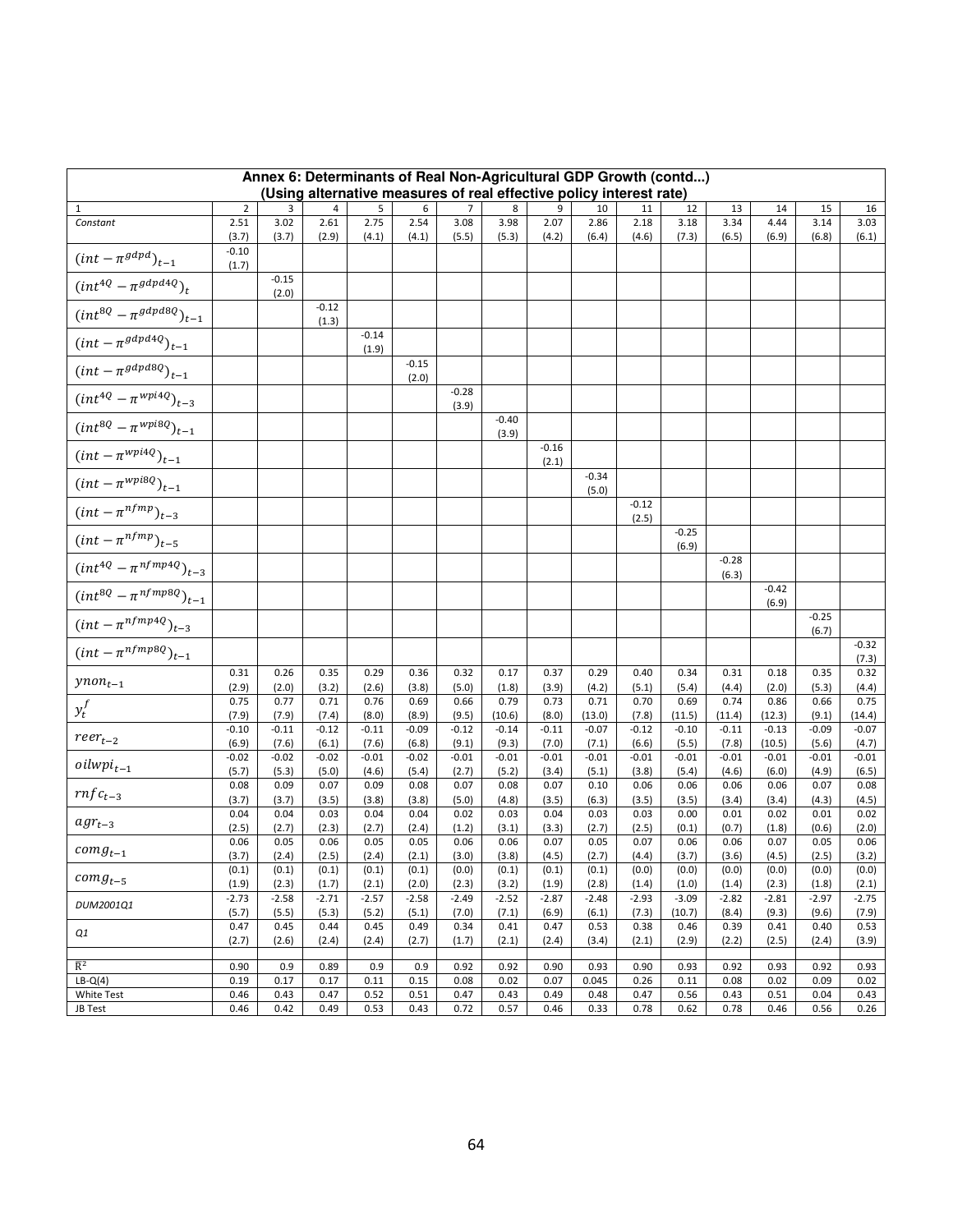**Annex 6: Determinants of Real Non-Agricultural GDP Growth (contd...)**
**(Using alternative measures of real effective policy interest rate)**

| 1 | 2 | 3 | 4 | 5 | 6 | 7 | 8 | 9 | 10 | 11 | 12 | 13 | 14 | 15 | 16 |
|---|---|---|---|---|---|---|---|---|---|---|---|---|---|---|---|
| *Constant* | 2.51 | 3.02 | 2.61 | 2.75 | 2.54 | 3.08 | 3.98 | 2.07 | 2.86 | 2.18 | 3.18 | 3.34 | 4.44 | 3.14 | 3.03 |
| | (3.7) | (3.7) | (2.9) | (4.1) | (4.1) | (5.5) | (5.3) | (4.2) | (6.4) | (4.6) | (7.3) | (6.5) | (6.9) | (6.8) | (6.1) |
| $(int - \pi^{gdpd})_{t-1}$ | -0.10 | | | | | | | | | | | | | | |
| | (1.7) | | | | | | | | | | | | | | |
| $(int^{4Q} - \pi^{gdpd4Q})_{t}$ | | -0.15 | | | | | | | | | | | | | |
| | | (2.0) | | | | | | | | | | | | | |
| $(int^{8Q} - \pi^{gdpd8Q})_{t-1}$ | | | -0.12 | | | | | | | | | | | | |
| | | | (1.3) | | | | | | | | | | | | |
| $(int - \pi^{gdpd4Q})_{t-1}$ | | | | -0.14 | | | | | | | | | | | |
| | | | | (1.9) | | | | | | | | | | | |
| $(int - \pi^{gdpd8Q})_{t-1}$ | | | | | -0.15 | | | | | | | | | | |
| | | | | | (2.0) | | | | | | | | | | |
| $(int^{4Q} - \pi^{wpi4Q})_{t-3}$ | | | | | | -0.28 | | | | | | | | | |
| | | | | | | (3.9) | | | | | | | | | |
| $(int^{8Q} - \pi^{wpi8Q})_{t-1}$ | | | | | | | -0.40 | | | | | | | | |
| | | | | | | | (3.9) | | | | | | | | |
| $(int - \pi^{wpi4Q})_{t-1}$ | | | | | | | | -0.16 | | | | | | | |
| | | | | | | | | (2.1) | | | | | | | |
| $(int - \pi^{wpi8Q})_{t-1}$ | | | | | | | | | -0.34 | | | | | | |
| | | | | | | | | | (5.0) | | | | | | |
| $(int - \pi^{nfmp})_{t-3}$ | | | | | | | | | | -0.12 | | | | | |
| | | | | | | | | | | (2.5) | | | | | |
| $(int - \pi^{nfmp})_{t-5}$ | | | | | | | | | | | -0.25 | | | | |
| | | | | | | | | | | | (6.9) | | | | |
| $(int^{4Q} - \pi^{nfmp4Q})_{t-3}$ | | | | | | | | | | | | -0.28 | | | |
| | | | | | | | | | | | | (6.3) | | | |
| $(int^{8Q} - \pi^{nfmp8Q})_{t-1}$ | | | | | | | | | | | | | -0.42 | | |
| | | | | | | | | | | | | | (6.9) | | |
| $(int - \pi^{nfmp4Q})_{t-3}$ | | | | | | | | | | | | | | -0.25 | |
| | | | | | | | | | | | | | | (6.7) | |
| $(int - \pi^{nfmp8Q})_{t-1}$ | | | | | | | | | | | | | | | -0.32 |
| | | | | | | | | | | | | | | | (7.3) |
| $ynon_{t-1}$ | 0.31 | 0.26 | 0.35 | 0.29 | 0.36 | 0.32 | 0.17 | 0.37 | 0.29 | 0.40 | 0.34 | 0.31 | 0.18 | 0.35 | 0.32 |
| | (2.9) | (2.0) | (3.2) | (2.6) | (3.8) | (5.0) | (1.8) | (3.9) | (4.2) | (5.1) | (5.4) | (4.4) | (2.0) | (5.3) | (4.4) |
| $y_t^f$ | 0.75 | 0.77 | 0.71 | 0.76 | 0.69 | 0.66 | 0.79 | 0.73 | 0.71 | 0.70 | 0.69 | 0.74 | 0.86 | 0.66 | 0.75 |
| | (7.9) | (7.9) | (7.4) | (8.0) | (8.9) | (9.5) | (10.6) | (8.0) | (13.0) | (7.8) | (11.5) | (11.4) | (12.3) | (9.1) | (14.4) |
| $reer_{t-2}$ | -0.10 | -0.11 | -0.12 | -0.11 | -0.09 | -0.12 | -0.14 | -0.11 | -0.07 | -0.12 | -0.10 | -0.11 | -0.13 | -0.09 | -0.07 |
| | (6.9) | (7.6) | (6.1) | (7.6) | (6.8) | (9.1) | (9.3) | (7.0) | (7.1) | (6.6) | (5.5) | (7.8) | (10.5) | (5.6) | (4.7) |
| $oilwpi_{t-1}$ | -0.02 | -0.02 | -0.02 | -0.01 | -0.02 | -0.01 | -0.01 | -0.01 | -0.01 | -0.01 | -0.01 | -0.01 | -0.01 | -0.01 | -0.01 |
| | (5.7) | (5.3) | (5.0) | (4.6) | (5.4) | (2.7) | (5.2) | (3.4) | (5.1) | (3.8) | (5.4) | (4.6) | (6.0) | (4.9) | (6.5) |
| $rnfc_{t-3}$ | 0.08 | 0.09 | 0.07 | 0.09 | 0.08 | 0.07 | 0.08 | 0.07 | 0.10 | 0.06 | 0.06 | 0.06 | 0.06 | 0.07 | 0.08 |
| | (3.7) | (3.7) | (3.5) | (3.8) | (3.8) | (5.0) | (4.8) | (3.5) | (6.3) | (3.5) | (3.5) | (3.4) | (3.4) | (4.3) | (4.5) |
| $agr_{t-3}$ | 0.04 | 0.04 | 0.03 | 0.04 | 0.04 | 0.02 | 0.03 | 0.04 | 0.03 | 0.03 | 0.00 | 0.01 | 0.02 | 0.01 | 0.02 |
| | (2.5) | (2.7) | (2.3) | (2.7) | (2.4) | (1.2) | (3.1) | (3.3) | (2.7) | (2.5) | (0.1) | (0.7) | (1.8) | (0.6) | (2.0) |
| $comg_{t-1}$ | 0.06 | 0.05 | 0.06 | 0.05 | 0.05 | 0.06 | 0.06 | 0.07 | 0.05 | 0.07 | 0.06 | 0.06 | 0.07 | 0.05 | 0.06 |
| | (3.7) | (2.4) | (2.5) | (2.4) | (2.1) | (3.0) | (3.8) | (4.5) | (2.7) | (4.4) | (3.7) | (3.6) | (4.5) | (2.5) | (3.2) |
| $comg_{t-5}$ | (0.1) | (0.1) | (0.1) | (0.1) | (0.1) | (0.0) | (0.1) | (0.1) | (0.1) | (0.0) | (0.0) | (0.0) | (0.0) | (0.0) | (0.0) |
| | (1.9) | (2.3) | (1.7) | (2.1) | (2.0) | (2.3) | (3.2) | (1.9) | (2.8) | (1.4) | (1.0) | (1.4) | (2.3) | (1.8) | (2.1) |
| *DUM2001Q1* | -2.73 | -2.58 | -2.71 | -2.57 | -2.58 | -2.49 | -2.52 | -2.87 | -2.48 | -2.93 | -3.09 | -2.82 | -2.81 | -2.97 | -2.75 |
| | (5.7) | (5.5) | (5.3) | (5.2) | (5.1) | (7.0) | (7.1) | (6.9) | (6.1) | (7.3) | (10.7) | (8.4) | (9.3) | (9.6) | (7.9) |
| *Q1* | 0.47 | 0.45 | 0.44 | 0.45 | 0.49 | 0.34 | 0.41 | 0.47 | 0.53 | 0.38 | 0.46 | 0.39 | 0.41 | 0.40 | 0.53 |
| | (2.7) | (2.6) | (2.4) | (2.4) | (2.7) | (1.7) | (2.1) | (2.4) | (3.4) | (2.1) | (2.9) | (2.2) | (2.5) | (2.4) | (3.9) |
| $\bar{R}^2$ | 0.90 | 0.9 | 0.89 | 0.9 | 0.9 | 0.92 | 0.92 | 0.90 | 0.93 | 0.90 | 0.93 | 0.92 | 0.93 | 0.92 | 0.93 |
| LB-Q(4) | 0.19 | 0.17 | 0.17 | 0.11 | 0.15 | 0.08 | 0.02 | 0.07 | 0.045 | 0.26 | 0.11 | 0.08 | 0.02 | 0.09 | 0.02 |
| White Test | 0.46 | 0.43 | 0.47 | 0.52 | 0.51 | 0.47 | 0.43 | 0.49 | 0.48 | 0.47 | 0.56 | 0.43 | 0.51 | 0.04 | 0.43 |
| JB Test | 0.46 | 0.42 | 0.49 | 0.53 | 0.43 | 0.72 | 0.57 | 0.46 | 0.33 | 0.78 | 0.62 | 0.78 | 0.46 | 0.56 | 0.26 |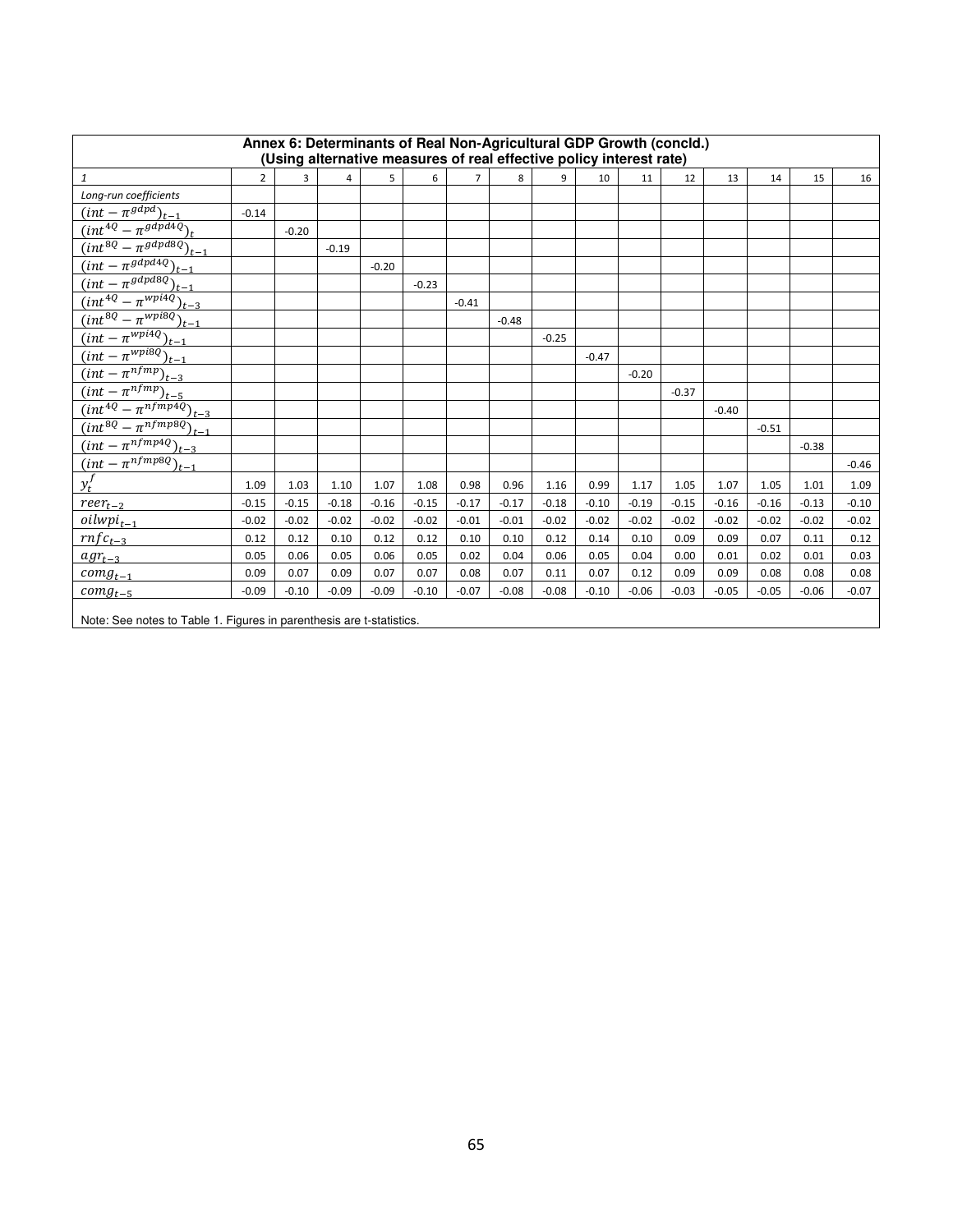**Annex 6: Determinants of Real Non-Agricultural GDP Growth (concld.)**
**(Using alternative measures of real effective policy interest rate)**

| *1* | 2 | 3 | 4 | 5 | 6 | 7 | 8 | 9 | 10 | 11 | 12 | 13 | 14 | 15 | 16 |
|---|---|---|---|---|---|---|---|---|---|---|---|---|---|---|---|
| *Long-run coefficients* | | | | | | | | | | | | | | | |
| $(int - \pi^{gdpd})_{t-1}$ | -0.14 | | | | | | | | | | | | | | |
| $(int^{4Q} - \pi^{gdpd4Q})_t$ | | -0.20 | | | | | | | | | | | | | |
| $(int^{8Q} - \pi^{gdpd8Q})_{t-1}$ | | | -0.19 | | | | | | | | | | | | |
| $(int - \pi^{gdpd4Q})_{t-1}$ | | | | -0.20 | | | | | | | | | | | |
| $(int - \pi^{gdpd8Q})_{t-1}$ | | | | | -0.23 | | | | | | | | | | |
| $(int^{4Q} - \pi^{wpi4Q})_{t-3}$ | | | | | | -0.41 | | | | | | | | | |
| $(int^{8Q} - \pi^{wpi8Q})_{t-1}$ | | | | | | | -0.48 | | | | | | | | |
| $(int - \pi^{wpi4Q})_{t-1}$ | | | | | | | | -0.25 | | | | | | | |
| $(int - \pi^{wpi8Q})_{t-1}$ | | | | | | | | | -0.47 | | | | | | |
| $(int - \pi^{nfmp})_{t-3}$ | | | | | | | | | | -0.20 | | | | | |
| $(int - \pi^{nfmp})_{t-5}$ | | | | | | | | | | | -0.37 | | | | |
| $(int^{4Q} - \pi^{nfmp4Q})_{t-3}$ | | | | | | | | | | | | -0.40 | | | |
| $(int^{8Q} - \pi^{nfmp8Q})_{t-1}$ | | | | | | | | | | | | | -0.51 | | |
| $(int - \pi^{nfmp4Q})_{t-3}$ | | | | | | | | | | | | | | -0.38 | |
| $(int - \pi^{nfmp8Q})_{t-1}$ | | | | | | | | | | | | | | | -0.46 |
| $y_t^f$ | 1.09 | 1.03 | 1.10 | 1.07 | 1.08 | 0.98 | 0.96 | 1.16 | 0.99 | 1.17 | 1.05 | 1.07 | 1.05 | 1.01 | 1.09 |
| $reer_{t-2}$ | -0.15 | -0.15 | -0.18 | -0.16 | -0.15 | -0.17 | -0.17 | -0.18 | -0.10 | -0.19 | -0.15 | -0.16 | -0.16 | -0.13 | -0.10 |
| $oilwpi_{t-1}$ | -0.02 | -0.02 | -0.02 | -0.02 | -0.02 | -0.01 | -0.01 | -0.02 | -0.02 | -0.02 | -0.02 | -0.02 | -0.02 | -0.02 | -0.02 |
| $rnfc_{t-3}$ | 0.12 | 0.12 | 0.10 | 0.12 | 0.12 | 0.10 | 0.10 | 0.12 | 0.14 | 0.10 | 0.09 | 0.09 | 0.07 | 0.11 | 0.12 |
| $agr_{t-3}$ | 0.05 | 0.06 | 0.05 | 0.06 | 0.05 | 0.02 | 0.04 | 0.06 | 0.05 | 0.04 | 0.00 | 0.01 | 0.02 | 0.01 | 0.03 |
| $comg_{t-1}$ | 0.09 | 0.07 | 0.09 | 0.07 | 0.07 | 0.08 | 0.07 | 0.11 | 0.07 | 0.12 | 0.09 | 0.09 | 0.08 | 0.08 | 0.08 |
| $comg_{t-5}$ | -0.09 | -0.10 | -0.09 | -0.09 | -0.10 | -0.07 | -0.08 | -0.08 | -0.10 | -0.06 | -0.03 | -0.05 | -0.05 | -0.06 | -0.07 |

Note: See notes to Table 1. Figures in parenthesis are t-statistics.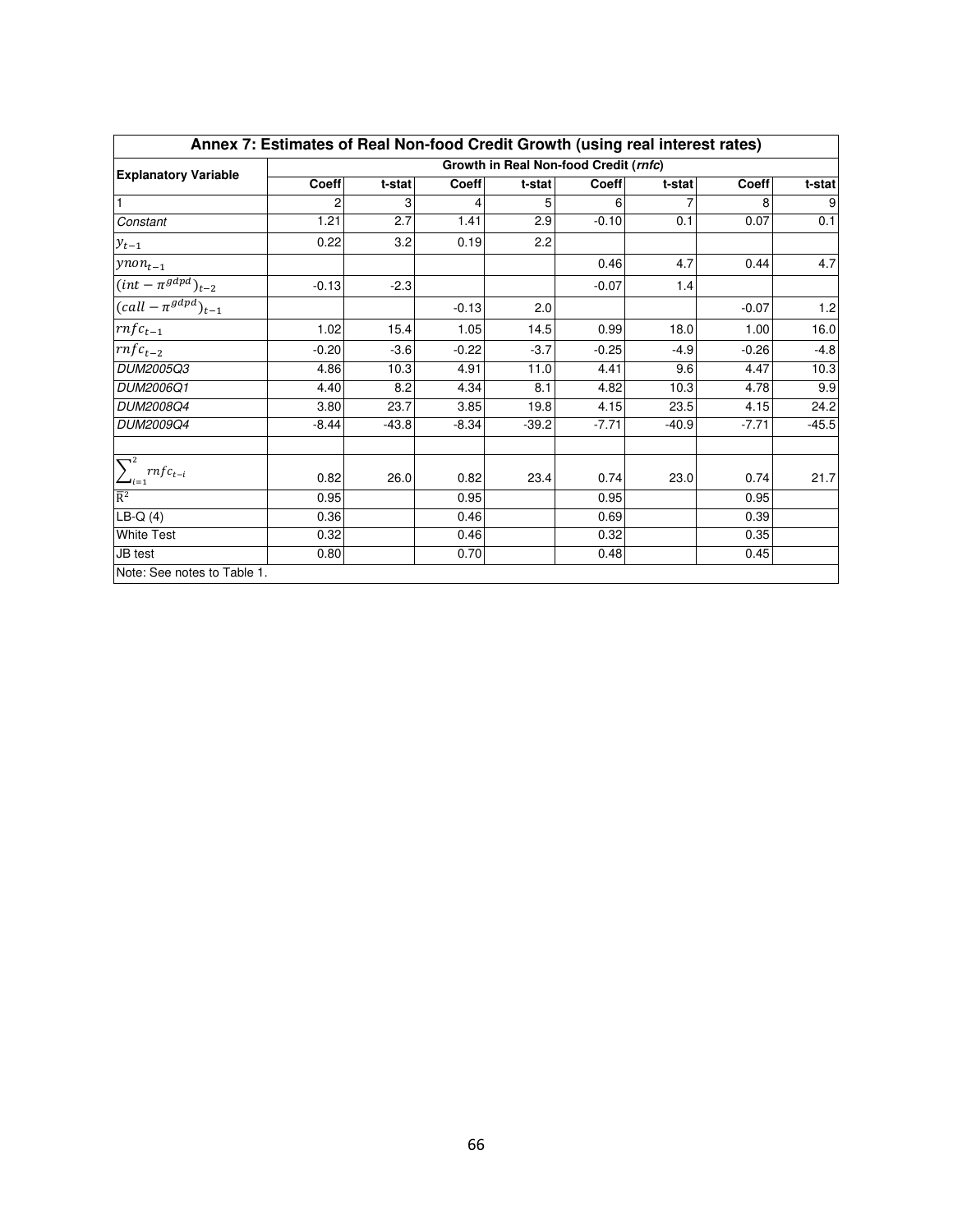## Annex 7: Estimates of Real Non-food Credit Growth (using real interest rates)

| Explanatory Variable | Growth in Real Non-food Credit (*rnfc*) | | | | | | | |
|---|---|---|---|---|---|---|---|---|
| | Coeff | t-stat | Coeff | t-stat | Coeff | t-stat | Coeff | t-stat |
| 1 | 2 | 3 | 4 | 5 | 6 | 7 | 8 | 9 |
| *Constant* | 1.21 | 2.7 | 1.41 | 2.9 | -0.10 | 0.1 | 0.07 | 0.1 |
| $y_{t-1}$ | 0.22 | 3.2 | 0.19 | 2.2 | | | | |
| $ynon_{t-1}$ | | | | | 0.46 | 4.7 | 0.44 | 4.7 |
| $(int - \pi^{gdpd})_{t-2}$ | -0.13 | -2.3 | | | -0.07 | 1.4 | | |
| $(call - \pi^{gdpd})_{t-1}$ | | | -0.13 | 2.0 | | | -0.07 | 1.2 |
| $rnfc_{t-1}$ | 1.02 | 15.4 | 1.05 | 14.5 | 0.99 | 18.0 | 1.00 | 16.0 |
| $rnfc_{t-2}$ | -0.20 | -3.6 | -0.22 | -3.7 | -0.25 | -4.9 | -0.26 | -4.8 |
| *DUM2005Q3* | 4.86 | 10.3 | 4.91 | 11.0 | 4.41 | 9.6 | 4.47 | 10.3 |
| *DUM2006Q1* | 4.40 | 8.2 | 4.34 | 8.1 | 4.82 | 10.3 | 4.78 | 9.9 |
| *DUM2008Q4* | 3.80 | 23.7 | 3.85 | 19.8 | 4.15 | 23.5 | 4.15 | 24.2 |
| *DUM2009Q4* | -8.44 | -43.8 | -8.34 | -39.2 | -7.71 | -40.9 | -7.71 | -45.5 |
| | | | | | | | | |
| $\sum_{i=1}^{2} rnfc_{t-i}$ | 0.82 | 26.0 | 0.82 | 23.4 | 0.74 | 23.0 | 0.74 | 21.7 |
| $\overline{R}^2$ | 0.95 | | 0.95 | | 0.95 | | 0.95 | |
| LB-Q (4) | 0.36 | | 0.46 | | 0.69 | | 0.39 | |
| White Test | 0.32 | | 0.46 | | 0.32 | | 0.35 | |
| JB test | 0.80 | | 0.70 | | 0.48 | | 0.45 | |

Note: See notes to Table 1.